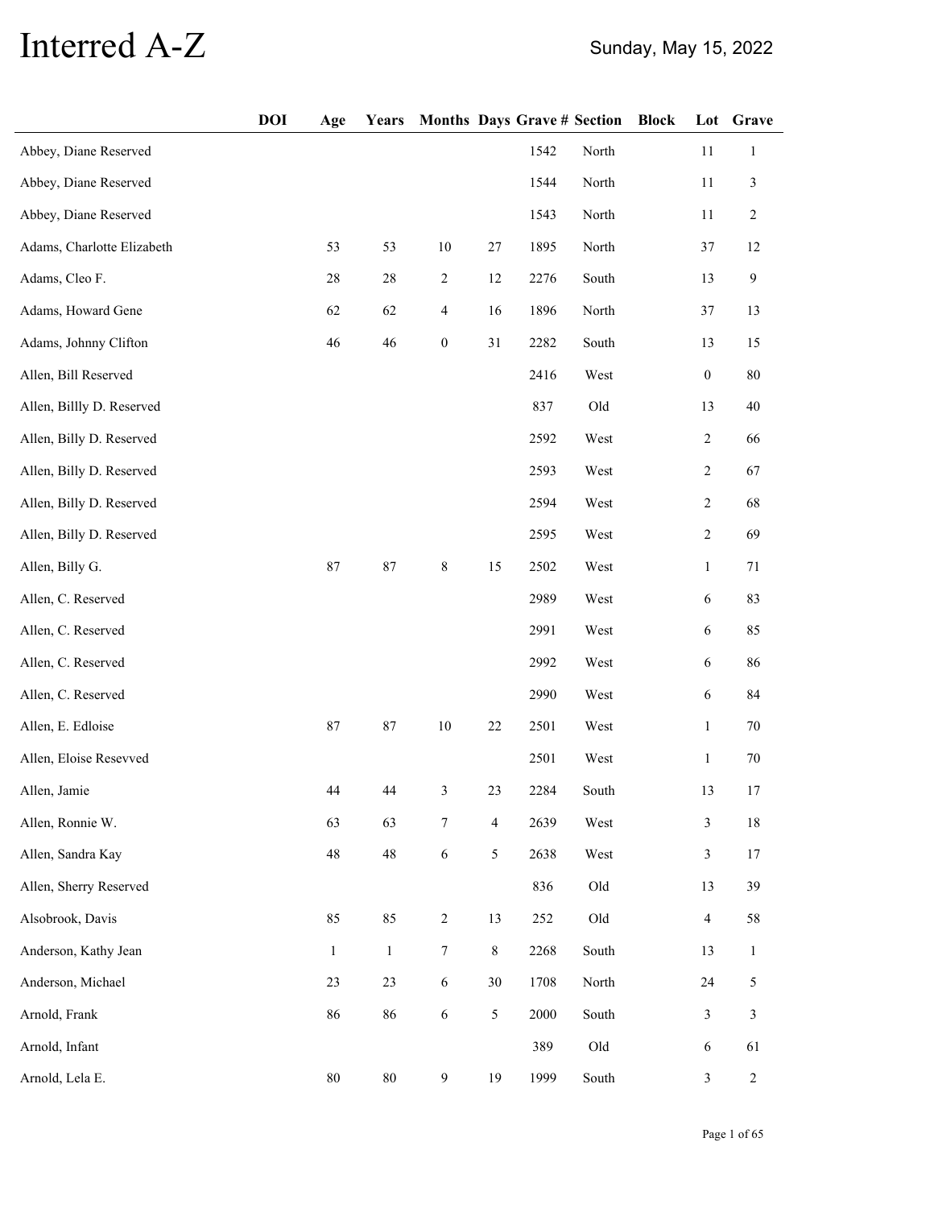# Interred A-Z

Sunday, May 15, 2022

| | DOI | Age | Years | Months | Days | Grave # | Section | Block | Lot | Grave |
|---|---|---|---|---|---|---|---|---|---|---|
| Abbey, Diane Reserved | | | | | | 1542 | North | | 11 | 1 |
| Abbey, Diane Reserved | | | | | | 1544 | North | | 11 | 3 |
| Abbey, Diane Reserved | | | | | | 1543 | North | | 11 | 2 |
| Adams, Charlotte Elizabeth | | 53 | 53 | 10 | 27 | 1895 | North | | 37 | 12 |
| Adams, Cleo F. | | 28 | 28 | 2 | 12 | 2276 | South | | 13 | 9 |
| Adams, Howard Gene | | 62 | 62 | 4 | 16 | 1896 | North | | 37 | 13 |
| Adams, Johnny Clifton | | 46 | 46 | 0 | 31 | 2282 | South | | 13 | 15 |
| Allen, Bill Reserved | | | | | | 2416 | West | | 0 | 80 |
| Allen, Billly D. Reserved | | | | | | 837 | Old | | 13 | 40 |
| Allen, Billy D. Reserved | | | | | | 2592 | West | | 2 | 66 |
| Allen, Billy D. Reserved | | | | | | 2593 | West | | 2 | 67 |
| Allen, Billy D. Reserved | | | | | | 2594 | West | | 2 | 68 |
| Allen, Billy D. Reserved | | | | | | 2595 | West | | 2 | 69 |
| Allen, Billy G. | | 87 | 87 | 8 | 15 | 2502 | West | | 1 | 71 |
| Allen, C. Reserved | | | | | | 2989 | West | | 6 | 83 |
| Allen, C. Reserved | | | | | | 2991 | West | | 6 | 85 |
| Allen, C. Reserved | | | | | | 2992 | West | | 6 | 86 |
| Allen, C. Reserved | | | | | | 2990 | West | | 6 | 84 |
| Allen, E. Edloise | | 87 | 87 | 10 | 22 | 2501 | West | | 1 | 70 |
| Allen, Eloise Resevved | | | | | | 2501 | West | | 1 | 70 |
| Allen, Jamie | | 44 | 44 | 3 | 23 | 2284 | South | | 13 | 17 |
| Allen, Ronnie W. | | 63 | 63 | 7 | 4 | 2639 | West | | 3 | 18 |
| Allen, Sandra Kay | | 48 | 48 | 6 | 5 | 2638 | West | | 3 | 17 |
| Allen, Sherry Reserved | | | | | | 836 | Old | | 13 | 39 |
| Alsobrook, Davis | | 85 | 85 | 2 | 13 | 252 | Old | | 4 | 58 |
| Anderson, Kathy Jean | | 1 | 1 | 7 | 8 | 2268 | South | | 13 | 1 |
| Anderson, Michael | | 23 | 23 | 6 | 30 | 1708 | North | | 24 | 5 |
| Arnold, Frank | | 86 | 86 | 6 | 5 | 2000 | South | | 3 | 3 |
| Arnold, Infant | | | | | | 389 | Old | | 6 | 61 |
| Arnold, Lela E. | | 80 | 80 | 9 | 19 | 1999 | South | | 3 | 2 |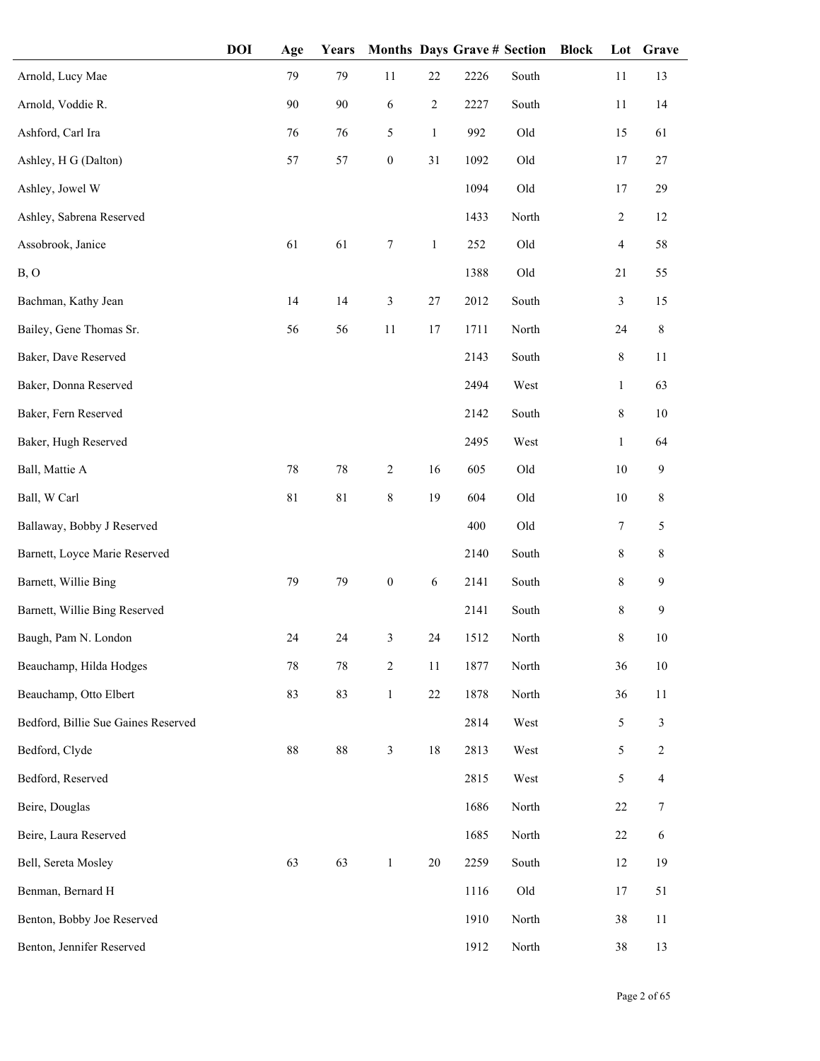| | DOI | Age | Years | Months | Days | Grave # | Section | Block | Lot | Grave |
|---|---|---|---|---|---|---|---|---|---|---|
| Arnold, Lucy Mae | | 79 | 79 | 11 | 22 | 2226 | South | | 11 | 13 |
| Arnold, Voddie R. | | 90 | 90 | 6 | 2 | 2227 | South | | 11 | 14 |
| Ashford, Carl Ira | | 76 | 76 | 5 | 1 | 992 | Old | | 15 | 61 |
| Ashley, H G (Dalton) | | 57 | 57 | 0 | 31 | 1092 | Old | | 17 | 27 |
| Ashley, Jowel W | | | | | | 1094 | Old | | 17 | 29 |
| Ashley, Sabrena Reserved | | | | | | 1433 | North | | 2 | 12 |
| Assobrook, Janice | | 61 | 61 | 7 | 1 | 252 | Old | | 4 | 58 |
| B, O | | | | | | 1388 | Old | | 21 | 55 |
| Bachman, Kathy Jean | | 14 | 14 | 3 | 27 | 2012 | South | | 3 | 15 |
| Bailey, Gene Thomas Sr. | | 56 | 56 | 11 | 17 | 1711 | North | | 24 | 8 |
| Baker, Dave Reserved | | | | | | 2143 | South | | 8 | 11 |
| Baker, Donna Reserved | | | | | | 2494 | West | | 1 | 63 |
| Baker, Fern Reserved | | | | | | 2142 | South | | 8 | 10 |
| Baker, Hugh Reserved | | | | | | 2495 | West | | 1 | 64 |
| Ball, Mattie A | | 78 | 78 | 2 | 16 | 605 | Old | | 10 | 9 |
| Ball, W Carl | | 81 | 81 | 8 | 19 | 604 | Old | | 10 | 8 |
| Ballaway, Bobby J Reserved | | | | | | 400 | Old | | 7 | 5 |
| Barnett, Loyce Marie Reserved | | | | | | 2140 | South | | 8 | 8 |
| Barnett, Willie Bing | | 79 | 79 | 0 | 6 | 2141 | South | | 8 | 9 |
| Barnett, Willie Bing Reserved | | | | | | 2141 | South | | 8 | 9 |
| Baugh, Pam N. London | | 24 | 24 | 3 | 24 | 1512 | North | | 8 | 10 |
| Beauchamp, Hilda Hodges | | 78 | 78 | 2 | 11 | 1877 | North | | 36 | 10 |
| Beauchamp, Otto Elbert | | 83 | 83 | 1 | 22 | 1878 | North | | 36 | 11 |
| Bedford, Billie Sue Gaines Reserved | | | | | | 2814 | West | | 5 | 3 |
| Bedford, Clyde | | 88 | 88 | 3 | 18 | 2813 | West | | 5 | 2 |
| Bedford, Reserved | | | | | | 2815 | West | | 5 | 4 |
| Beire, Douglas | | | | | | 1686 | North | | 22 | 7 |
| Beire, Laura Reserved | | | | | | 1685 | North | | 22 | 6 |
| Bell, Sereta Mosley | | 63 | 63 | 1 | 20 | 2259 | South | | 12 | 19 |
| Benman, Bernard H | | | | | | 1116 | Old | | 17 | 51 |
| Benton, Bobby Joe Reserved | | | | | | 1910 | North | | 38 | 11 |
| Benton, Jennifer Reserved | | | | | | 1912 | North | | 38 | 13 |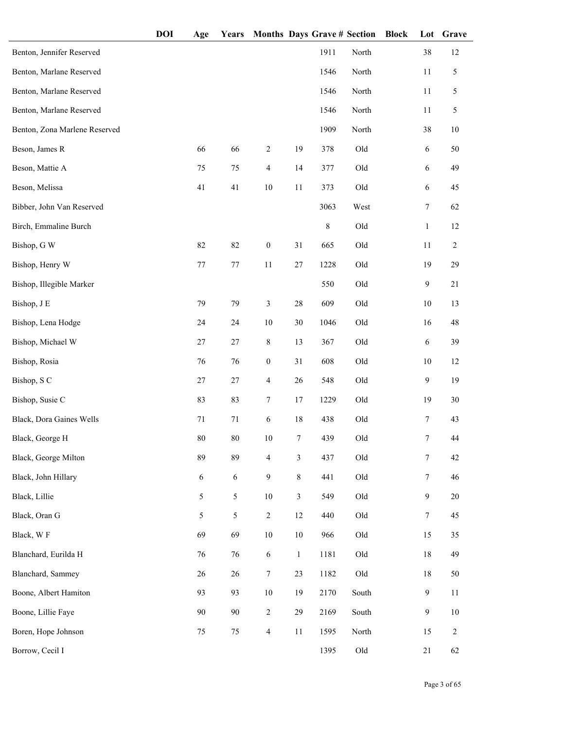| | DOI | Age | Years | Months | Days | Grave # | Section | Block | Lot | Grave |
|---|---|---|---|---|---|---|---|---|---|---|
| Benton, Jennifer Reserved | | | | | | 1911 | North | | 38 | 12 |
| Benton, Marlane Reserved | | | | | | 1546 | North | | 11 | 5 |
| Benton, Marlane Reserved | | | | | | 1546 | North | | 11 | 5 |
| Benton, Marlane Reserved | | | | | | 1546 | North | | 11 | 5 |
| Benton, Zona Marlene Reserved | | | | | | 1909 | North | | 38 | 10 |
| Beson, James R | | 66 | 66 | 2 | 19 | 378 | Old | | 6 | 50 |
| Beson, Mattie A | | 75 | 75 | 4 | 14 | 377 | Old | | 6 | 49 |
| Beson, Melissa | | 41 | 41 | 10 | 11 | 373 | Old | | 6 | 45 |
| Bibber, John Van Reserved | | | | | | 3063 | West | | 7 | 62 |
| Birch, Emmaline Burch | | | | | | 8 | Old | | 1 | 12 |
| Bishop, G W | | 82 | 82 | 0 | 31 | 665 | Old | | 11 | 2 |
| Bishop, Henry W | | 77 | 77 | 11 | 27 | 1228 | Old | | 19 | 29 |
| Bishop, Illegible Marker | | | | | | 550 | Old | | 9 | 21 |
| Bishop, J E | | 79 | 79 | 3 | 28 | 609 | Old | | 10 | 13 |
| Bishop, Lena Hodge | | 24 | 24 | 10 | 30 | 1046 | Old | | 16 | 48 |
| Bishop, Michael W | | 27 | 27 | 8 | 13 | 367 | Old | | 6 | 39 |
| Bishop, Rosia | | 76 | 76 | 0 | 31 | 608 | Old | | 10 | 12 |
| Bishop, S C | | 27 | 27 | 4 | 26 | 548 | Old | | 9 | 19 |
| Bishop, Susie C | | 83 | 83 | 7 | 17 | 1229 | Old | | 19 | 30 |
| Black, Dora Gaines Wells | | 71 | 71 | 6 | 18 | 438 | Old | | 7 | 43 |
| Black, George H | | 80 | 80 | 10 | 7 | 439 | Old | | 7 | 44 |
| Black, George Milton | | 89 | 89 | 4 | 3 | 437 | Old | | 7 | 42 |
| Black, John Hillary | | 6 | 6 | 9 | 8 | 441 | Old | | 7 | 46 |
| Black, Lillie | | 5 | 5 | 10 | 3 | 549 | Old | | 9 | 20 |
| Black, Oran G | | 5 | 5 | 2 | 12 | 440 | Old | | 7 | 45 |
| Black, W F | | 69 | 69 | 10 | 10 | 966 | Old | | 15 | 35 |
| Blanchard, Eurilda H | | 76 | 76 | 6 | 1 | 1181 | Old | | 18 | 49 |
| Blanchard, Sammey | | 26 | 26 | 7 | 23 | 1182 | Old | | 18 | 50 |
| Boone, Albert Hamiton | | 93 | 93 | 10 | 19 | 2170 | South | | 9 | 11 |
| Boone, Lillie Faye | | 90 | 90 | 2 | 29 | 2169 | South | | 9 | 10 |
| Boren, Hope Johnson | | 75 | 75 | 4 | 11 | 1595 | North | | 15 | 2 |
| Borrow, Cecil I | | | | | | 1395 | Old | | 21 | 62 |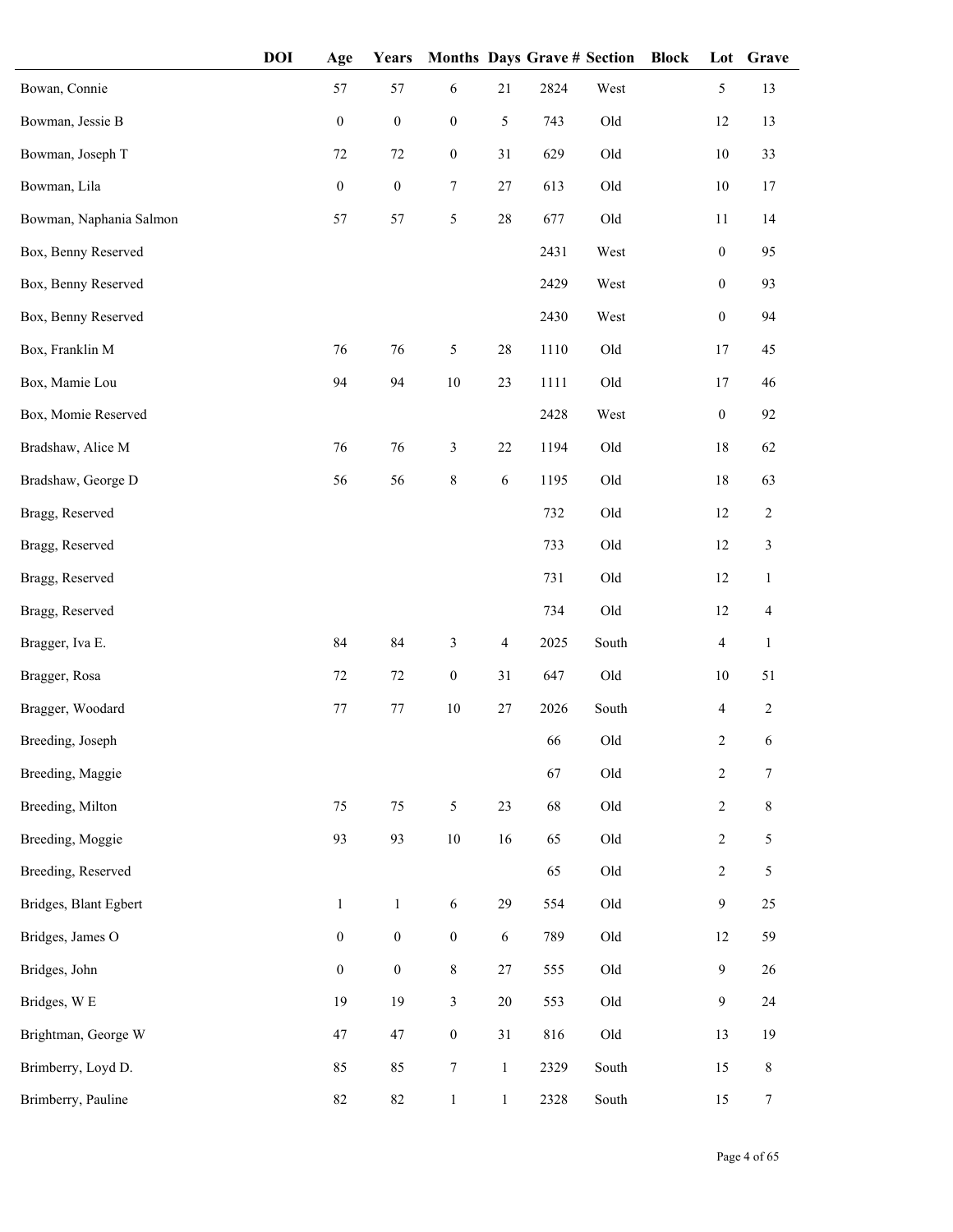| | DOI | Age | Years | Months | Days | Grave # | Section | Block | Lot | Grave |
|---|---|---|---|---|---|---|---|---|---|---|
| Bowan, Connie | | 57 | 57 | 6 | 21 | 2824 | West | | 5 | 13 |
| Bowman, Jessie B | | 0 | 0 | 0 | 5 | 743 | Old | | 12 | 13 |
| Bowman, Joseph T | | 72 | 72 | 0 | 31 | 629 | Old | | 10 | 33 |
| Bowman, Lila | | 0 | 0 | 7 | 27 | 613 | Old | | 10 | 17 |
| Bowman, Naphania Salmon | | 57 | 57 | 5 | 28 | 677 | Old | | 11 | 14 |
| Box, Benny Reserved | | | | | | 2431 | West | | 0 | 95 |
| Box, Benny Reserved | | | | | | 2429 | West | | 0 | 93 |
| Box, Benny Reserved | | | | | | 2430 | West | | 0 | 94 |
| Box, Franklin M | | 76 | 76 | 5 | 28 | 1110 | Old | | 17 | 45 |
| Box, Mamie Lou | | 94 | 94 | 10 | 23 | 1111 | Old | | 17 | 46 |
| Box, Momie Reserved | | | | | | 2428 | West | | 0 | 92 |
| Bradshaw, Alice M | | 76 | 76 | 3 | 22 | 1194 | Old | | 18 | 62 |
| Bradshaw, George D | | 56 | 56 | 8 | 6 | 1195 | Old | | 18 | 63 |
| Bragg, Reserved | | | | | | 732 | Old | | 12 | 2 |
| Bragg, Reserved | | | | | | 733 | Old | | 12 | 3 |
| Bragg, Reserved | | | | | | 731 | Old | | 12 | 1 |
| Bragg, Reserved | | | | | | 734 | Old | | 12 | 4 |
| Bragger, Iva E. | | 84 | 84 | 3 | 4 | 2025 | South | | 4 | 1 |
| Bragger, Rosa | | 72 | 72 | 0 | 31 | 647 | Old | | 10 | 51 |
| Bragger, Woodard | | 77 | 77 | 10 | 27 | 2026 | South | | 4 | 2 |
| Breeding, Joseph | | | | | | 66 | Old | | 2 | 6 |
| Breeding, Maggie | | | | | | 67 | Old | | 2 | 7 |
| Breeding, Milton | | 75 | 75 | 5 | 23 | 68 | Old | | 2 | 8 |
| Breeding, Moggie | | 93 | 93 | 10 | 16 | 65 | Old | | 2 | 5 |
| Breeding, Reserved | | | | | | 65 | Old | | 2 | 5 |
| Bridges, Blant Egbert | | 1 | 1 | 6 | 29 | 554 | Old | | 9 | 25 |
| Bridges, James O | | 0 | 0 | 0 | 6 | 789 | Old | | 12 | 59 |
| Bridges, John | | 0 | 0 | 8 | 27 | 555 | Old | | 9 | 26 |
| Bridges, W E | | 19 | 19 | 3 | 20 | 553 | Old | | 9 | 24 |
| Brightman, George W | | 47 | 47 | 0 | 31 | 816 | Old | | 13 | 19 |
| Brimberry, Loyd D. | | 85 | 85 | 7 | 1 | 2329 | South | | 15 | 8 |
| Brimberry, Pauline | | 82 | 82 | 1 | 1 | 2328 | South | | 15 | 7 |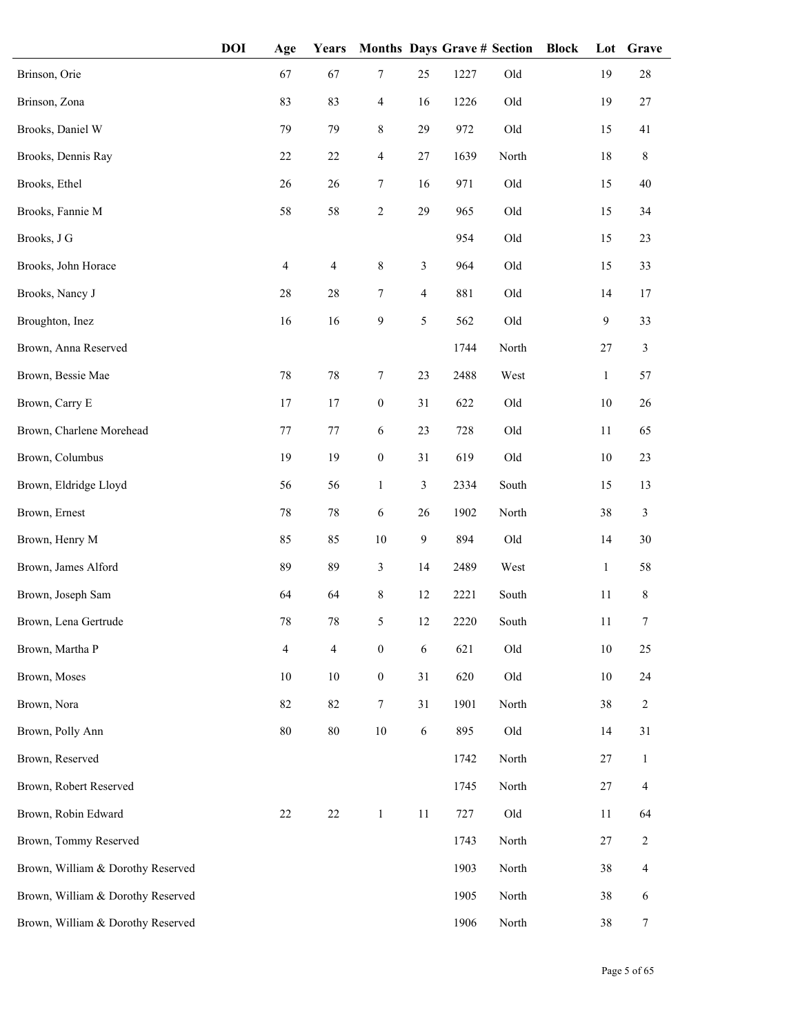| | DOI | Age | Years | Months | Days | Grave # | Section | Block | Lot | Grave |
|---|---|---|---|---|---|---|---|---|---|---|
| Brinson, Orie | | 67 | 67 | 7 | 25 | 1227 | Old | | 19 | 28 |
| Brinson, Zona | | 83 | 83 | 4 | 16 | 1226 | Old | | 19 | 27 |
| Brooks, Daniel W | | 79 | 79 | 8 | 29 | 972 | Old | | 15 | 41 |
| Brooks, Dennis Ray | | 22 | 22 | 4 | 27 | 1639 | North | | 18 | 8 |
| Brooks, Ethel | | 26 | 26 | 7 | 16 | 971 | Old | | 15 | 40 |
| Brooks, Fannie M | | 58 | 58 | 2 | 29 | 965 | Old | | 15 | 34 |
| Brooks, J G | | | | | | 954 | Old | | 15 | 23 |
| Brooks, John Horace | | 4 | 4 | 8 | 3 | 964 | Old | | 15 | 33 |
| Brooks, Nancy J | | 28 | 28 | 7 | 4 | 881 | Old | | 14 | 17 |
| Broughton, Inez | | 16 | 16 | 9 | 5 | 562 | Old | | 9 | 33 |
| Brown, Anna Reserved | | | | | | 1744 | North | | 27 | 3 |
| Brown, Bessie Mae | | 78 | 78 | 7 | 23 | 2488 | West | | 1 | 57 |
| Brown, Carry E | | 17 | 17 | 0 | 31 | 622 | Old | | 10 | 26 |
| Brown, Charlene Morehead | | 77 | 77 | 6 | 23 | 728 | Old | | 11 | 65 |
| Brown, Columbus | | 19 | 19 | 0 | 31 | 619 | Old | | 10 | 23 |
| Brown, Eldridge Lloyd | | 56 | 56 | 1 | 3 | 2334 | South | | 15 | 13 |
| Brown, Ernest | | 78 | 78 | 6 | 26 | 1902 | North | | 38 | 3 |
| Brown, Henry M | | 85 | 85 | 10 | 9 | 894 | Old | | 14 | 30 |
| Brown, James Alford | | 89 | 89 | 3 | 14 | 2489 | West | | 1 | 58 |
| Brown, Joseph Sam | | 64 | 64 | 8 | 12 | 2221 | South | | 11 | 8 |
| Brown, Lena Gertrude | | 78 | 78 | 5 | 12 | 2220 | South | | 11 | 7 |
| Brown, Martha P | | 4 | 4 | 0 | 6 | 621 | Old | | 10 | 25 |
| Brown, Moses | | 10 | 10 | 0 | 31 | 620 | Old | | 10 | 24 |
| Brown, Nora | | 82 | 82 | 7 | 31 | 1901 | North | | 38 | 2 |
| Brown, Polly Ann | | 80 | 80 | 10 | 6 | 895 | Old | | 14 | 31 |
| Brown, Reserved | | | | | | 1742 | North | | 27 | 1 |
| Brown, Robert Reserved | | | | | | 1745 | North | | 27 | 4 |
| Brown, Robin Edward | | 22 | 22 | 1 | 11 | 727 | Old | | 11 | 64 |
| Brown, Tommy Reserved | | | | | | 1743 | North | | 27 | 2 |
| Brown, William & Dorothy Reserved | | | | | | 1903 | North | | 38 | 4 |
| Brown, William & Dorothy Reserved | | | | | | 1905 | North | | 38 | 6 |
| Brown, William & Dorothy Reserved | | | | | | 1906 | North | | 38 | 7 |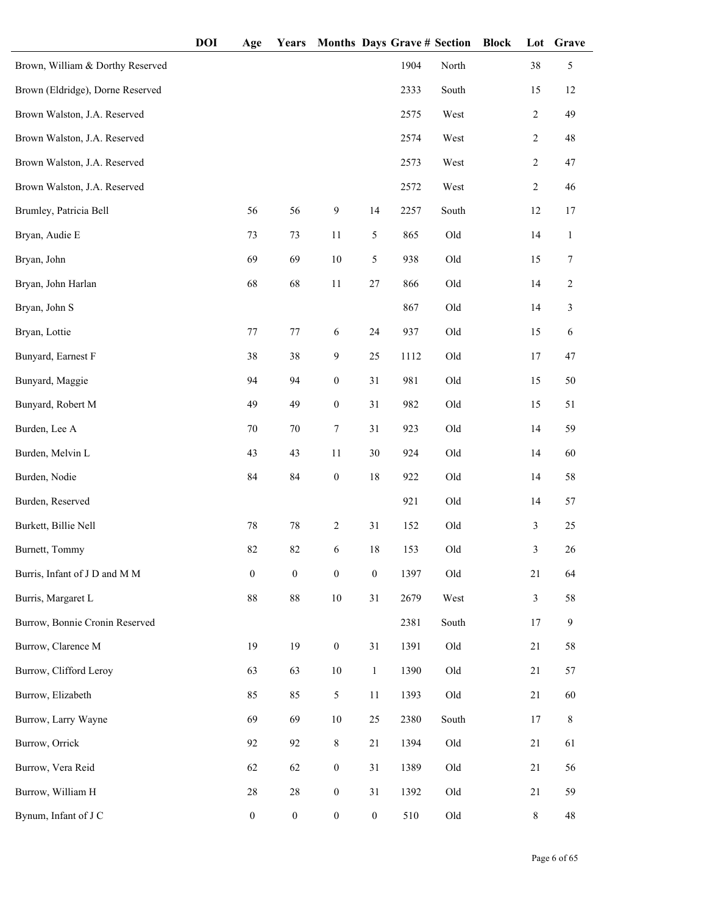| | DOI | Age | Years | Months | Days | Grave # | Section | Block | Lot | Grave |
|---|---|---|---|---|---|---|---|---|---|---|
| Brown, William & Dorthy Reserved | | | | | | 1904 | North | | 38 | 5 |
| Brown (Eldridge), Dorne Reserved | | | | | | 2333 | South | | 15 | 12 |
| Brown Walston, J.A. Reserved | | | | | | 2575 | West | | 2 | 49 |
| Brown Walston, J.A. Reserved | | | | | | 2574 | West | | 2 | 48 |
| Brown Walston, J.A. Reserved | | | | | | 2573 | West | | 2 | 47 |
| Brown Walston, J.A. Reserved | | | | | | 2572 | West | | 2 | 46 |
| Brumley, Patricia Bell | | 56 | 56 | 9 | 14 | 2257 | South | | 12 | 17 |
| Bryan, Audie E | | 73 | 73 | 11 | 5 | 865 | Old | | 14 | 1 |
| Bryan, John | | 69 | 69 | 10 | 5 | 938 | Old | | 15 | 7 |
| Bryan, John Harlan | | 68 | 68 | 11 | 27 | 866 | Old | | 14 | 2 |
| Bryan, John S | | | | | | 867 | Old | | 14 | 3 |
| Bryan, Lottie | | 77 | 77 | 6 | 24 | 937 | Old | | 15 | 6 |
| Bunyard, Earnest F | | 38 | 38 | 9 | 25 | 1112 | Old | | 17 | 47 |
| Bunyard, Maggie | | 94 | 94 | 0 | 31 | 981 | Old | | 15 | 50 |
| Bunyard, Robert M | | 49 | 49 | 0 | 31 | 982 | Old | | 15 | 51 |
| Burden, Lee A | | 70 | 70 | 7 | 31 | 923 | Old | | 14 | 59 |
| Burden, Melvin L | | 43 | 43 | 11 | 30 | 924 | Old | | 14 | 60 |
| Burden, Nodie | | 84 | 84 | 0 | 18 | 922 | Old | | 14 | 58 |
| Burden, Reserved | | | | | | 921 | Old | | 14 | 57 |
| Burkett, Billie Nell | | 78 | 78 | 2 | 31 | 152 | Old | | 3 | 25 |
| Burnett, Tommy | | 82 | 82 | 6 | 18 | 153 | Old | | 3 | 26 |
| Burris, Infant of J D and M M | | 0 | 0 | 0 | 0 | 1397 | Old | | 21 | 64 |
| Burris, Margaret L | | 88 | 88 | 10 | 31 | 2679 | West | | 3 | 58 |
| Burrow, Bonnie Cronin Reserved | | | | | | 2381 | South | | 17 | 9 |
| Burrow, Clarence M | | 19 | 19 | 0 | 31 | 1391 | Old | | 21 | 58 |
| Burrow, Clifford Leroy | | 63 | 63 | 10 | 1 | 1390 | Old | | 21 | 57 |
| Burrow, Elizabeth | | 85 | 85 | 5 | 11 | 1393 | Old | | 21 | 60 |
| Burrow, Larry Wayne | | 69 | 69 | 10 | 25 | 2380 | South | | 17 | 8 |
| Burrow, Orrick | | 92 | 92 | 8 | 21 | 1394 | Old | | 21 | 61 |
| Burrow, Vera Reid | | 62 | 62 | 0 | 31 | 1389 | Old | | 21 | 56 |
| Burrow, William H | | 28 | 28 | 0 | 31 | 1392 | Old | | 21 | 59 |
| Bynum, Infant of J C | | 0 | 0 | 0 | 0 | 510 | Old | | 8 | 48 |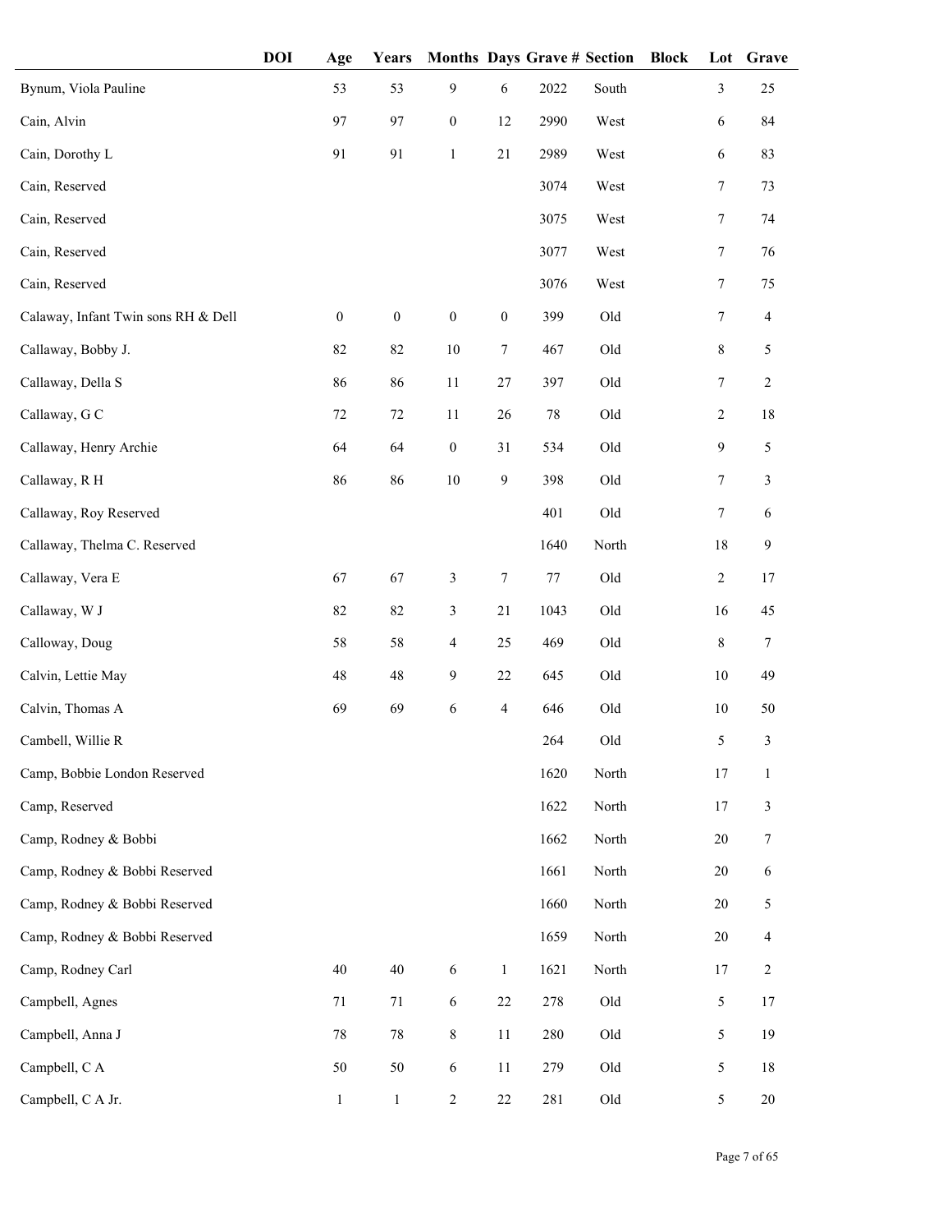| | DOI | Age | Years | Months | Days | Grave # | Section | Block | Lot | Grave |
|---|---|---|---|---|---|---|---|---|---|---|
| Bynum, Viola Pauline | | 53 | 53 | 9 | 6 | 2022 | South | | 3 | 25 |
| Cain, Alvin | | 97 | 97 | 0 | 12 | 2990 | West | | 6 | 84 |
| Cain, Dorothy L | | 91 | 91 | 1 | 21 | 2989 | West | | 6 | 83 |
| Cain, Reserved | | | | | | 3074 | West | | 7 | 73 |
| Cain, Reserved | | | | | | 3075 | West | | 7 | 74 |
| Cain, Reserved | | | | | | 3077 | West | | 7 | 76 |
| Cain, Reserved | | | | | | 3076 | West | | 7 | 75 |
| Calaway, Infant Twin sons RH & Dell | | 0 | 0 | 0 | 0 | 399 | Old | | 7 | 4 |
| Callaway, Bobby J. | | 82 | 82 | 10 | 7 | 467 | Old | | 8 | 5 |
| Callaway, Della S | | 86 | 86 | 11 | 27 | 397 | Old | | 7 | 2 |
| Callaway, G C | | 72 | 72 | 11 | 26 | 78 | Old | | 2 | 18 |
| Callaway, Henry Archie | | 64 | 64 | 0 | 31 | 534 | Old | | 9 | 5 |
| Callaway, R H | | 86 | 86 | 10 | 9 | 398 | Old | | 7 | 3 |
| Callaway, Roy Reserved | | | | | | 401 | Old | | 7 | 6 |
| Callaway, Thelma C. Reserved | | | | | | 1640 | North | | 18 | 9 |
| Callaway, Vera E | | 67 | 67 | 3 | 7 | 77 | Old | | 2 | 17 |
| Callaway, W J | | 82 | 82 | 3 | 21 | 1043 | Old | | 16 | 45 |
| Calloway, Doug | | 58 | 58 | 4 | 25 | 469 | Old | | 8 | 7 |
| Calvin, Lettie May | | 48 | 48 | 9 | 22 | 645 | Old | | 10 | 49 |
| Calvin, Thomas A | | 69 | 69 | 6 | 4 | 646 | Old | | 10 | 50 |
| Cambell, Willie R | | | | | | 264 | Old | | 5 | 3 |
| Camp, Bobbie London Reserved | | | | | | 1620 | North | | 17 | 1 |
| Camp, Reserved | | | | | | 1622 | North | | 17 | 3 |
| Camp, Rodney & Bobbi | | | | | | 1662 | North | | 20 | 7 |
| Camp, Rodney & Bobbi Reserved | | | | | | 1661 | North | | 20 | 6 |
| Camp, Rodney & Bobbi Reserved | | | | | | 1660 | North | | 20 | 5 |
| Camp, Rodney & Bobbi Reserved | | | | | | 1659 | North | | 20 | 4 |
| Camp, Rodney Carl | | 40 | 40 | 6 | 1 | 1621 | North | | 17 | 2 |
| Campbell, Agnes | | 71 | 71 | 6 | 22 | 278 | Old | | 5 | 17 |
| Campbell, Anna J | | 78 | 78 | 8 | 11 | 280 | Old | | 5 | 19 |
| Campbell, C A | | 50 | 50 | 6 | 11 | 279 | Old | | 5 | 18 |
| Campbell, C A Jr. | | 1 | 1 | 2 | 22 | 281 | Old | | 5 | 20 |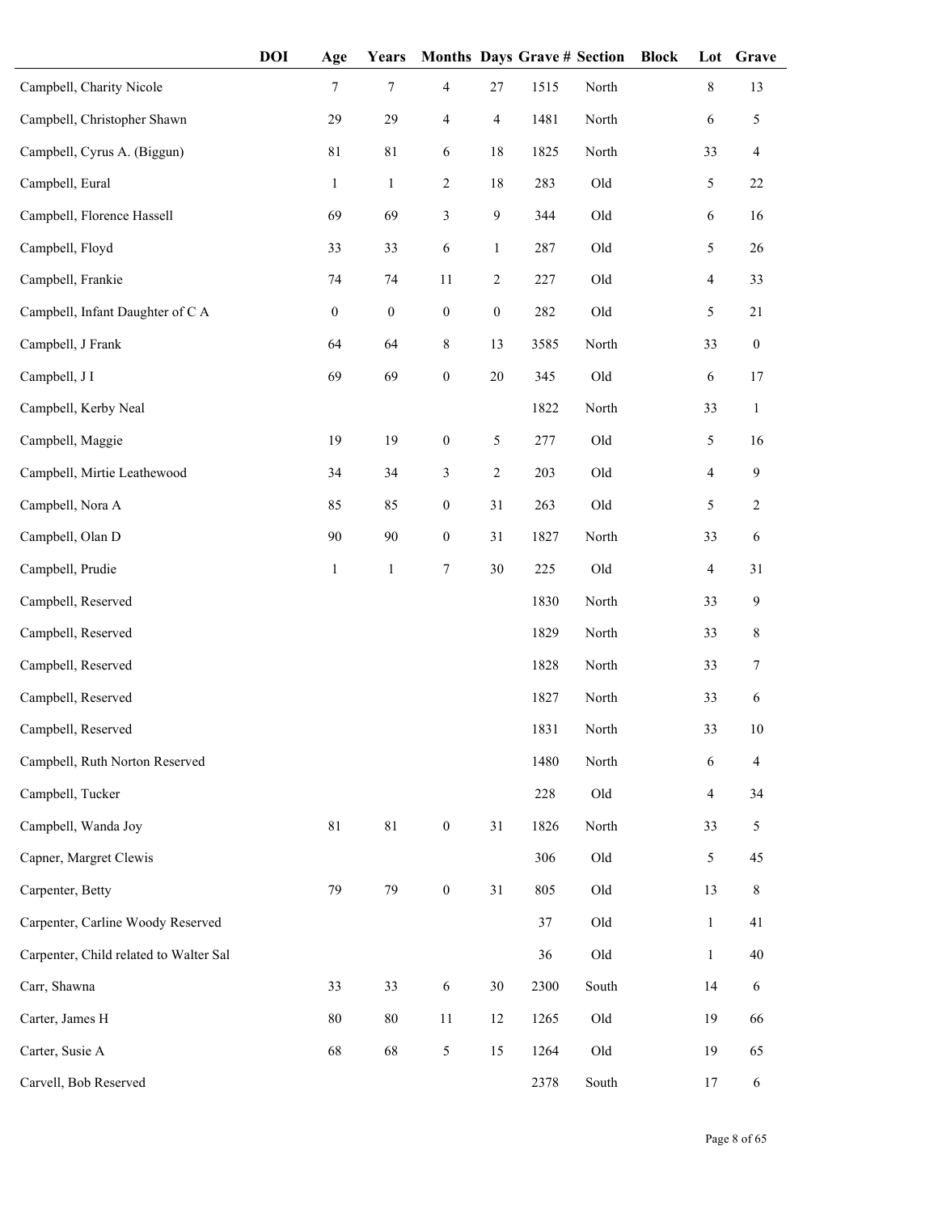| | DOI | Age | Years | Months | Days | Grave # | Section | Block | Lot | Grave |
|---|---|---|---|---|---|---|---|---|---|---|
| Campbell, Charity Nicole | | 7 | 7 | 4 | 27 | 1515 | North | | 8 | 13 |
| Campbell, Christopher Shawn | | 29 | 29 | 4 | 4 | 1481 | North | | 6 | 5 |
| Campbell, Cyrus A. (Biggun) | | 81 | 81 | 6 | 18 | 1825 | North | | 33 | 4 |
| Campbell, Eural | | 1 | 1 | 2 | 18 | 283 | Old | | 5 | 22 |
| Campbell, Florence Hassell | | 69 | 69 | 3 | 9 | 344 | Old | | 6 | 16 |
| Campbell, Floyd | | 33 | 33 | 6 | 1 | 287 | Old | | 5 | 26 |
| Campbell, Frankie | | 74 | 74 | 11 | 2 | 227 | Old | | 4 | 33 |
| Campbell, Infant Daughter of C A | | 0 | 0 | 0 | 0 | 282 | Old | | 5 | 21 |
| Campbell, J Frank | | 64 | 64 | 8 | 13 | 3585 | North | | 33 | 0 |
| Campbell, J I | | 69 | 69 | 0 | 20 | 345 | Old | | 6 | 17 |
| Campbell, Kerby Neal | | | | | | 1822 | North | | 33 | 1 |
| Campbell, Maggie | | 19 | 19 | 0 | 5 | 277 | Old | | 5 | 16 |
| Campbell, Mirtie Leathewood | | 34 | 34 | 3 | 2 | 203 | Old | | 4 | 9 |
| Campbell, Nora A | | 85 | 85 | 0 | 31 | 263 | Old | | 5 | 2 |
| Campbell, Olan D | | 90 | 90 | 0 | 31 | 1827 | North | | 33 | 6 |
| Campbell, Prudie | | 1 | 1 | 7 | 30 | 225 | Old | | 4 | 31 |
| Campbell, Reserved | | | | | | 1830 | North | | 33 | 9 |
| Campbell, Reserved | | | | | | 1829 | North | | 33 | 8 |
| Campbell, Reserved | | | | | | 1828 | North | | 33 | 7 |
| Campbell, Reserved | | | | | | 1827 | North | | 33 | 6 |
| Campbell, Reserved | | | | | | 1831 | North | | 33 | 10 |
| Campbell, Ruth Norton Reserved | | | | | | 1480 | North | | 6 | 4 |
| Campbell, Tucker | | | | | | 228 | Old | | 4 | 34 |
| Campbell, Wanda Joy | | 81 | 81 | 0 | 31 | 1826 | North | | 33 | 5 |
| Capner, Margret Clewis | | | | | | 306 | Old | | 5 | 45 |
| Carpenter, Betty | | 79 | 79 | 0 | 31 | 805 | Old | | 13 | 8 |
| Carpenter, Carline Woody Reserved | | | | | | 37 | Old | | 1 | 41 |
| Carpenter, Child related to Walter Sal | | | | | | 36 | Old | | 1 | 40 |
| Carr, Shawna | | 33 | 33 | 6 | 30 | 2300 | South | | 14 | 6 |
| Carter, James H | | 80 | 80 | 11 | 12 | 1265 | Old | | 19 | 66 |
| Carter, Susie A | | 68 | 68 | 5 | 15 | 1264 | Old | | 19 | 65 |
| Carvell, Bob Reserved | | | | | | 2378 | South | | 17 | 6 |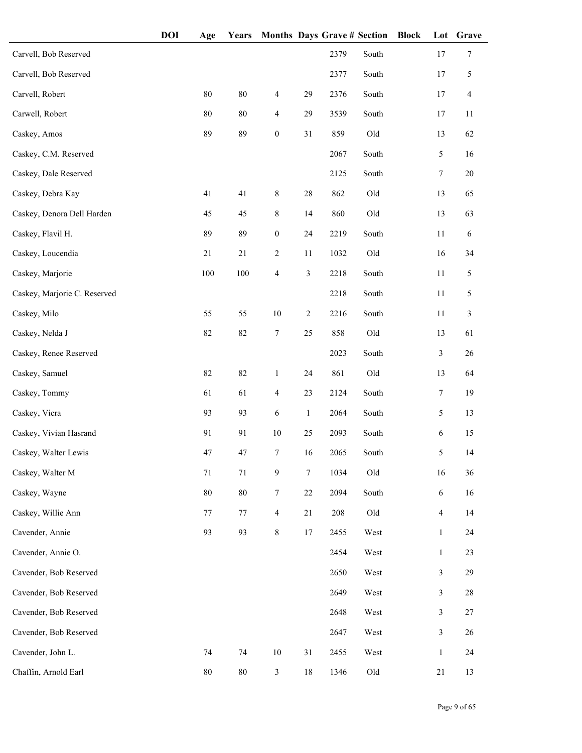| | DOI | Age | Years | Months | Days | Grave # | Section | Block | Lot | Grave |
|---|---|---|---|---|---|---|---|---|---|---|
| Carvell, Bob Reserved | | | | | | 2379 | South | | 17 | 7 |
| Carvell, Bob Reserved | | | | | | 2377 | South | | 17 | 5 |
| Carvell, Robert | | 80 | 80 | 4 | 29 | 2376 | South | | 17 | 4 |
| Carwell, Robert | | 80 | 80 | 4 | 29 | 3539 | South | | 17 | 11 |
| Caskey, Amos | | 89 | 89 | 0 | 31 | 859 | Old | | 13 | 62 |
| Caskey, C.M. Reserved | | | | | | 2067 | South | | 5 | 16 |
| Caskey, Dale Reserved | | | | | | 2125 | South | | 7 | 20 |
| Caskey, Debra Kay | | 41 | 41 | 8 | 28 | 862 | Old | | 13 | 65 |
| Caskey, Denora Dell Harden | | 45 | 45 | 8 | 14 | 860 | Old | | 13 | 63 |
| Caskey, Flavil H. | | 89 | 89 | 0 | 24 | 2219 | South | | 11 | 6 |
| Caskey, Loucendia | | 21 | 21 | 2 | 11 | 1032 | Old | | 16 | 34 |
| Caskey, Marjorie | | 100 | 100 | 4 | 3 | 2218 | South | | 11 | 5 |
| Caskey, Marjorie C. Reserved | | | | | | 2218 | South | | 11 | 5 |
| Caskey, Milo | | 55 | 55 | 10 | 2 | 2216 | South | | 11 | 3 |
| Caskey, Nelda J | | 82 | 82 | 7 | 25 | 858 | Old | | 13 | 61 |
| Caskey, Renee Reserved | | | | | | 2023 | South | | 3 | 26 |
| Caskey, Samuel | | 82 | 82 | 1 | 24 | 861 | Old | | 13 | 64 |
| Caskey, Tommy | | 61 | 61 | 4 | 23 | 2124 | South | | 7 | 19 |
| Caskey, Vicra | | 93 | 93 | 6 | 1 | 2064 | South | | 5 | 13 |
| Caskey, Vivian Hasrand | | 91 | 91 | 10 | 25 | 2093 | South | | 6 | 15 |
| Caskey, Walter Lewis | | 47 | 47 | 7 | 16 | 2065 | South | | 5 | 14 |
| Caskey, Walter M | | 71 | 71 | 9 | 7 | 1034 | Old | | 16 | 36 |
| Caskey, Wayne | | 80 | 80 | 7 | 22 | 2094 | South | | 6 | 16 |
| Caskey, Willie Ann | | 77 | 77 | 4 | 21 | 208 | Old | | 4 | 14 |
| Cavender, Annie | | 93 | 93 | 8 | 17 | 2455 | West | | 1 | 24 |
| Cavender, Annie O. | | | | | | 2454 | West | | 1 | 23 |
| Cavender, Bob Reserved | | | | | | 2650 | West | | 3 | 29 |
| Cavender, Bob Reserved | | | | | | 2649 | West | | 3 | 28 |
| Cavender, Bob Reserved | | | | | | 2648 | West | | 3 | 27 |
| Cavender, Bob Reserved | | | | | | 2647 | West | | 3 | 26 |
| Cavender, John L. | | 74 | 74 | 10 | 31 | 2455 | West | | 1 | 24 |
| Chaffin, Arnold Earl | | 80 | 80 | 3 | 18 | 1346 | Old | | 21 | 13 |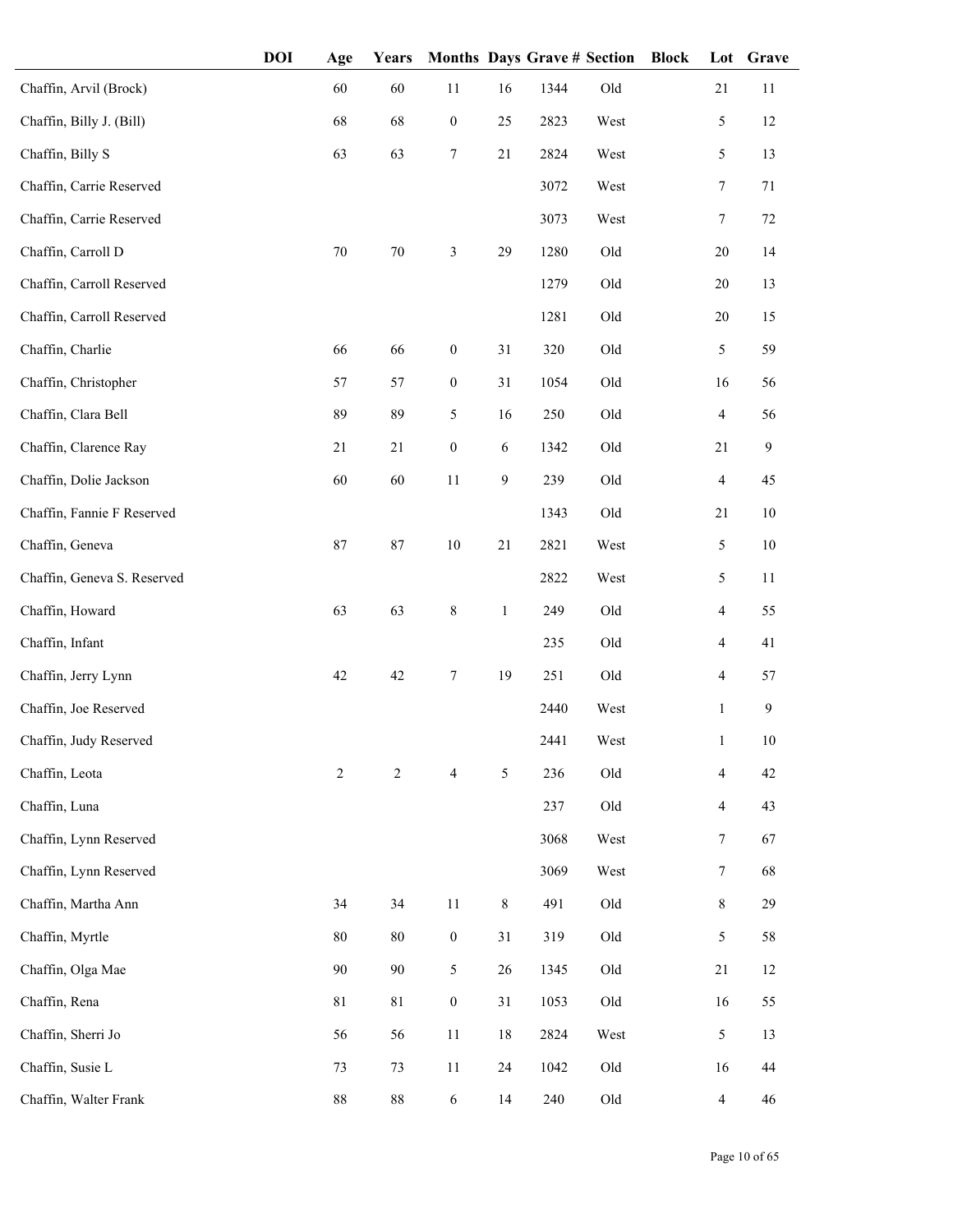| | DOI | Age | Years | Months | Days | Grave # | Section | Block | Lot | Grave |
|---|---|---|---|---|---|---|---|---|---|---|
| Chaffin, Arvil (Brock) | | 60 | 60 | 11 | 16 | 1344 | Old | | 21 | 11 |
| Chaffin, Billy J. (Bill) | | 68 | 68 | 0 | 25 | 2823 | West | | 5 | 12 |
| Chaffin, Billy S | | 63 | 63 | 7 | 21 | 2824 | West | | 5 | 13 |
| Chaffin, Carrie Reserved | | | | | | 3072 | West | | 7 | 71 |
| Chaffin, Carrie Reserved | | | | | | 3073 | West | | 7 | 72 |
| Chaffin, Carroll D | | 70 | 70 | 3 | 29 | 1280 | Old | | 20 | 14 |
| Chaffin, Carroll Reserved | | | | | | 1279 | Old | | 20 | 13 |
| Chaffin, Carroll Reserved | | | | | | 1281 | Old | | 20 | 15 |
| Chaffin, Charlie | | 66 | 66 | 0 | 31 | 320 | Old | | 5 | 59 |
| Chaffin, Christopher | | 57 | 57 | 0 | 31 | 1054 | Old | | 16 | 56 |
| Chaffin, Clara Bell | | 89 | 89 | 5 | 16 | 250 | Old | | 4 | 56 |
| Chaffin, Clarence Ray | | 21 | 21 | 0 | 6 | 1342 | Old | | 21 | 9 |
| Chaffin, Dolie Jackson | | 60 | 60 | 11 | 9 | 239 | Old | | 4 | 45 |
| Chaffin, Fannie F Reserved | | | | | | 1343 | Old | | 21 | 10 |
| Chaffin, Geneva | | 87 | 87 | 10 | 21 | 2821 | West | | 5 | 10 |
| Chaffin, Geneva S. Reserved | | | | | | 2822 | West | | 5 | 11 |
| Chaffin, Howard | | 63 | 63 | 8 | 1 | 249 | Old | | 4 | 55 |
| Chaffin, Infant | | | | | | 235 | Old | | 4 | 41 |
| Chaffin, Jerry Lynn | | 42 | 42 | 7 | 19 | 251 | Old | | 4 | 57 |
| Chaffin, Joe Reserved | | | | | | 2440 | West | | 1 | 9 |
| Chaffin, Judy Reserved | | | | | | 2441 | West | | 1 | 10 |
| Chaffin, Leota | | 2 | 2 | 4 | 5 | 236 | Old | | 4 | 42 |
| Chaffin, Luna | | | | | | 237 | Old | | 4 | 43 |
| Chaffin, Lynn Reserved | | | | | | 3068 | West | | 7 | 67 |
| Chaffin, Lynn Reserved | | | | | | 3069 | West | | 7 | 68 |
| Chaffin, Martha Ann | | 34 | 34 | 11 | 8 | 491 | Old | | 8 | 29 |
| Chaffin, Myrtle | | 80 | 80 | 0 | 31 | 319 | Old | | 5 | 58 |
| Chaffin, Olga Mae | | 90 | 90 | 5 | 26 | 1345 | Old | | 21 | 12 |
| Chaffin, Rena | | 81 | 81 | 0 | 31 | 1053 | Old | | 16 | 55 |
| Chaffin, Sherri Jo | | 56 | 56 | 11 | 18 | 2824 | West | | 5 | 13 |
| Chaffin, Susie L | | 73 | 73 | 11 | 24 | 1042 | Old | | 16 | 44 |
| Chaffin, Walter Frank | | 88 | 88 | 6 | 14 | 240 | Old | | 4 | 46 |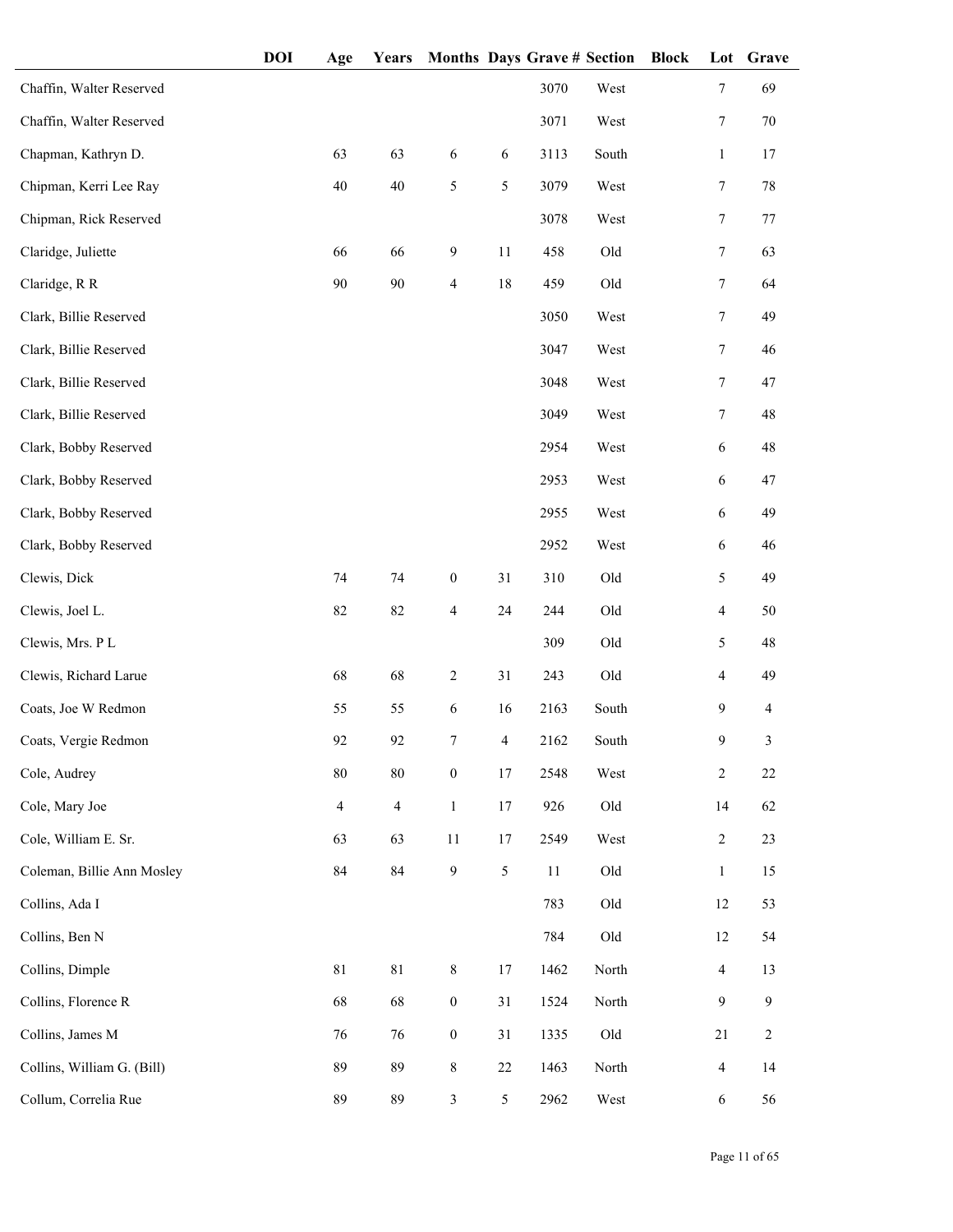| | DOI | Age | Years | Months | Days | Grave # | Section | Block | Lot | Grave |
|---|---|---|---|---|---|---|---|---|---|---|
| Chaffin, Walter Reserved | | | | | | 3070 | West | | 7 | 69 |
| Chaffin, Walter Reserved | | | | | | 3071 | West | | 7 | 70 |
| Chapman, Kathryn D. | | 63 | 63 | 6 | 6 | 3113 | South | | 1 | 17 |
| Chipman, Kerri Lee Ray | | 40 | 40 | 5 | 5 | 3079 | West | | 7 | 78 |
| Chipman, Rick Reserved | | | | | | 3078 | West | | 7 | 77 |
| Claridge, Juliette | | 66 | 66 | 9 | 11 | 458 | Old | | 7 | 63 |
| Claridge, R R | | 90 | 90 | 4 | 18 | 459 | Old | | 7 | 64 |
| Clark, Billie Reserved | | | | | | 3050 | West | | 7 | 49 |
| Clark, Billie Reserved | | | | | | 3047 | West | | 7 | 46 |
| Clark, Billie Reserved | | | | | | 3048 | West | | 7 | 47 |
| Clark, Billie Reserved | | | | | | 3049 | West | | 7 | 48 |
| Clark, Bobby Reserved | | | | | | 2954 | West | | 6 | 48 |
| Clark, Bobby Reserved | | | | | | 2953 | West | | 6 | 47 |
| Clark, Bobby Reserved | | | | | | 2955 | West | | 6 | 49 |
| Clark, Bobby Reserved | | | | | | 2952 | West | | 6 | 46 |
| Clewis, Dick | | 74 | 74 | 0 | 31 | 310 | Old | | 5 | 49 |
| Clewis, Joel L. | | 82 | 82 | 4 | 24 | 244 | Old | | 4 | 50 |
| Clewis, Mrs. P L | | | | | | 309 | Old | | 5 | 48 |
| Clewis, Richard Larue | | 68 | 68 | 2 | 31 | 243 | Old | | 4 | 49 |
| Coats, Joe W Redmon | | 55 | 55 | 6 | 16 | 2163 | South | | 9 | 4 |
| Coats, Vergie Redmon | | 92 | 92 | 7 | 4 | 2162 | South | | 9 | 3 |
| Cole, Audrey | | 80 | 80 | 0 | 17 | 2548 | West | | 2 | 22 |
| Cole, Mary Joe | | 4 | 4 | 1 | 17 | 926 | Old | | 14 | 62 |
| Cole, William E. Sr. | | 63 | 63 | 11 | 17 | 2549 | West | | 2 | 23 |
| Coleman, Billie Ann Mosley | | 84 | 84 | 9 | 5 | 11 | Old | | 1 | 15 |
| Collins, Ada I | | | | | | 783 | Old | | 12 | 53 |
| Collins, Ben N | | | | | | 784 | Old | | 12 | 54 |
| Collins, Dimple | | 81 | 81 | 8 | 17 | 1462 | North | | 4 | 13 |
| Collins, Florence R | | 68 | 68 | 0 | 31 | 1524 | North | | 9 | 9 |
| Collins, James M | | 76 | 76 | 0 | 31 | 1335 | Old | | 21 | 2 |
| Collins, William G. (Bill) | | 89 | 89 | 8 | 22 | 1463 | North | | 4 | 14 |
| Collum, Correlia Rue | | 89 | 89 | 3 | 5 | 2962 | West | | 6 | 56 |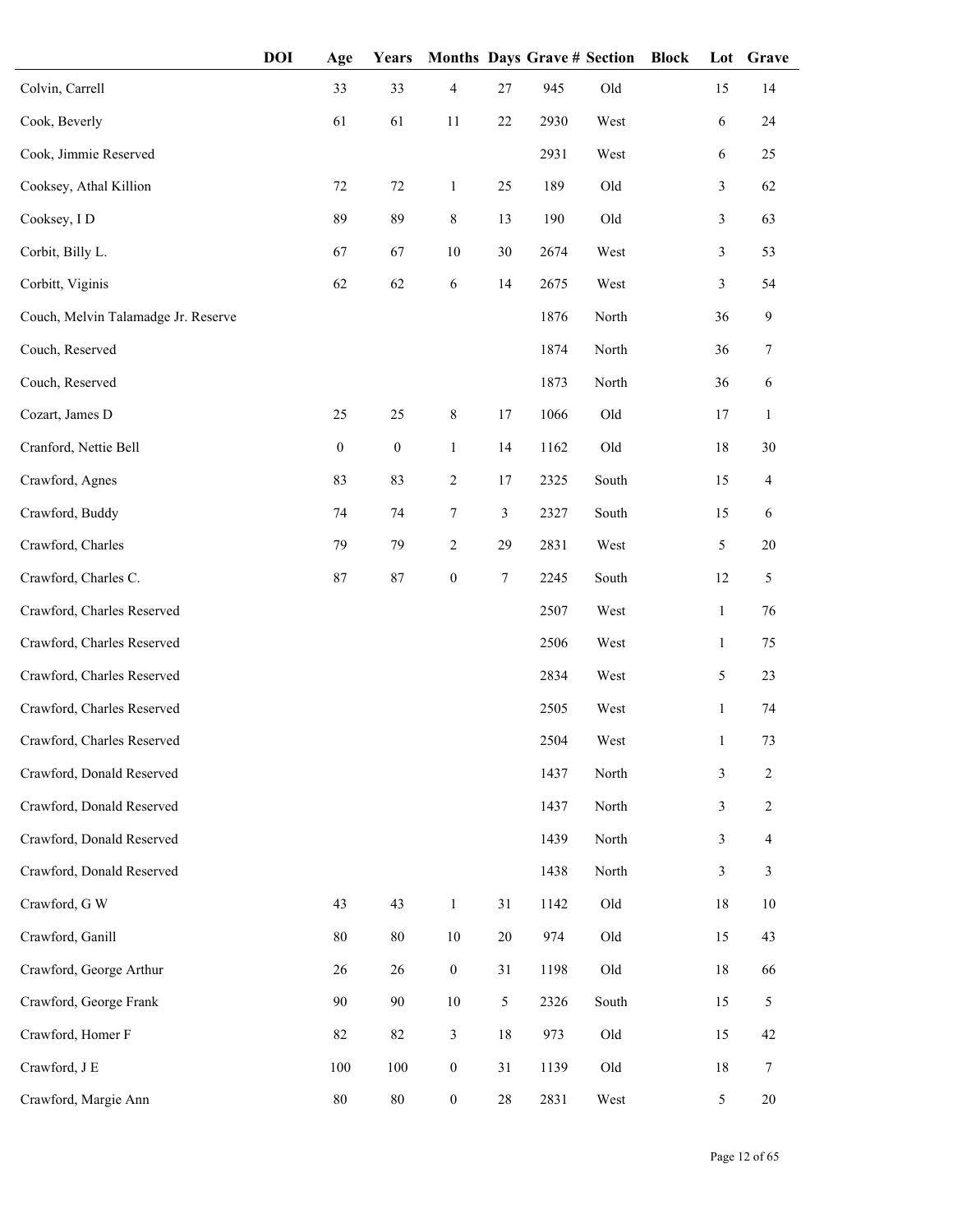| | DOI | Age | Years | Months | Days | Grave # | Section | Block | Lot | Grave |
|---|---|---|---|---|---|---|---|---|---|---|
| Colvin, Carrell | | 33 | 33 | 4 | 27 | 945 | Old | | 15 | 14 |
| Cook, Beverly | | 61 | 61 | 11 | 22 | 2930 | West | | 6 | 24 |
| Cook, Jimmie Reserved | | | | | | 2931 | West | | 6 | 25 |
| Cooksey, Athal Killion | | 72 | 72 | 1 | 25 | 189 | Old | | 3 | 62 |
| Cooksey, I D | | 89 | 89 | 8 | 13 | 190 | Old | | 3 | 63 |
| Corbit, Billy L. | | 67 | 67 | 10 | 30 | 2674 | West | | 3 | 53 |
| Corbitt, Viginis | | 62 | 62 | 6 | 14 | 2675 | West | | 3 | 54 |
| Couch, Melvin Talamadge Jr. Reserve | | | | | | 1876 | North | | 36 | 9 |
| Couch, Reserved | | | | | | 1874 | North | | 36 | 7 |
| Couch, Reserved | | | | | | 1873 | North | | 36 | 6 |
| Cozart, James D | | 25 | 25 | 8 | 17 | 1066 | Old | | 17 | 1 |
| Cranford, Nettie Bell | | 0 | 0 | 1 | 14 | 1162 | Old | | 18 | 30 |
| Crawford, Agnes | | 83 | 83 | 2 | 17 | 2325 | South | | 15 | 4 |
| Crawford, Buddy | | 74 | 74 | 7 | 3 | 2327 | South | | 15 | 6 |
| Crawford, Charles | | 79 | 79 | 2 | 29 | 2831 | West | | 5 | 20 |
| Crawford, Charles C. | | 87 | 87 | 0 | 7 | 2245 | South | | 12 | 5 |
| Crawford, Charles Reserved | | | | | | 2507 | West | | 1 | 76 |
| Crawford, Charles Reserved | | | | | | 2506 | West | | 1 | 75 |
| Crawford, Charles Reserved | | | | | | 2834 | West | | 5 | 23 |
| Crawford, Charles Reserved | | | | | | 2505 | West | | 1 | 74 |
| Crawford, Charles Reserved | | | | | | 2504 | West | | 1 | 73 |
| Crawford, Donald Reserved | | | | | | 1437 | North | | 3 | 2 |
| Crawford, Donald Reserved | | | | | | 1437 | North | | 3 | 2 |
| Crawford, Donald Reserved | | | | | | 1439 | North | | 3 | 4 |
| Crawford, Donald Reserved | | | | | | 1438 | North | | 3 | 3 |
| Crawford, G W | | 43 | 43 | 1 | 31 | 1142 | Old | | 18 | 10 |
| Crawford, Ganill | | 80 | 80 | 10 | 20 | 974 | Old | | 15 | 43 |
| Crawford, George Arthur | | 26 | 26 | 0 | 31 | 1198 | Old | | 18 | 66 |
| Crawford, George Frank | | 90 | 90 | 10 | 5 | 2326 | South | | 15 | 5 |
| Crawford, Homer F | | 82 | 82 | 3 | 18 | 973 | Old | | 15 | 42 |
| Crawford, J E | | 100 | 100 | 0 | 31 | 1139 | Old | | 18 | 7 |
| Crawford, Margie Ann | | 80 | 80 | 0 | 28 | 2831 | West | | 5 | 20 |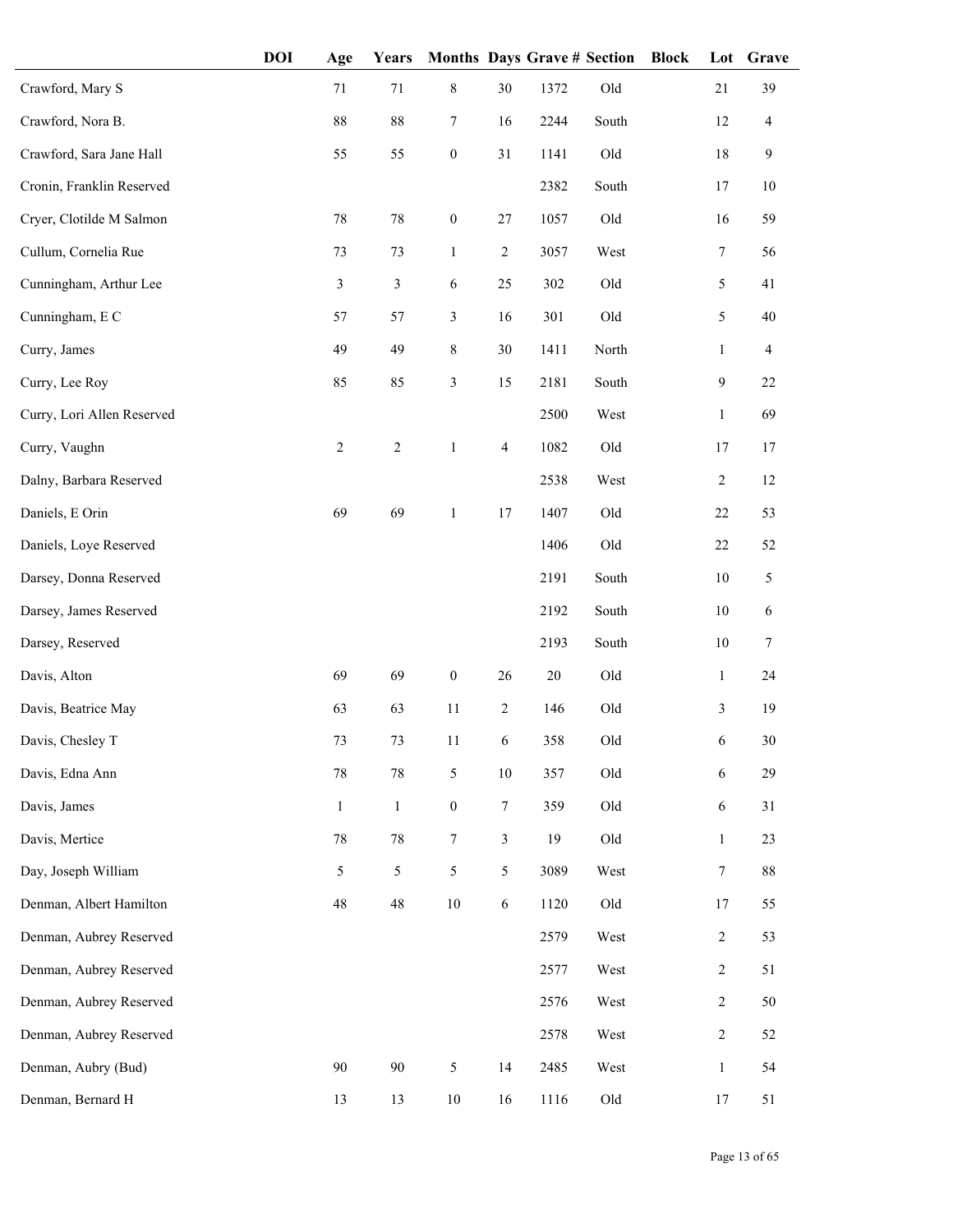| | DOI | Age | Years | Months | Days | Grave # | Section | Block | Lot | Grave |
|---|---|---|---|---|---|---|---|---|---|---|
| Crawford, Mary S | | 71 | 71 | 8 | 30 | 1372 | Old | | 21 | 39 |
| Crawford, Nora B. | | 88 | 88 | 7 | 16 | 2244 | South | | 12 | 4 |
| Crawford, Sara Jane Hall | | 55 | 55 | 0 | 31 | 1141 | Old | | 18 | 9 |
| Cronin, Franklin Reserved | | | | | | 2382 | South | | 17 | 10 |
| Cryer, Clotilde M Salmon | | 78 | 78 | 0 | 27 | 1057 | Old | | 16 | 59 |
| Cullum, Cornelia Rue | | 73 | 73 | 1 | 2 | 3057 | West | | 7 | 56 |
| Cunningham, Arthur Lee | | 3 | 3 | 6 | 25 | 302 | Old | | 5 | 41 |
| Cunningham, E C | | 57 | 57 | 3 | 16 | 301 | Old | | 5 | 40 |
| Curry, James | | 49 | 49 | 8 | 30 | 1411 | North | | 1 | 4 |
| Curry, Lee Roy | | 85 | 85 | 3 | 15 | 2181 | South | | 9 | 22 |
| Curry, Lori Allen Reserved | | | | | | 2500 | West | | 1 | 69 |
| Curry, Vaughn | | 2 | 2 | 1 | 4 | 1082 | Old | | 17 | 17 |
| Dalny, Barbara Reserved | | | | | | 2538 | West | | 2 | 12 |
| Daniels, E Orin | | 69 | 69 | 1 | 17 | 1407 | Old | | 22 | 53 |
| Daniels, Loye Reserved | | | | | | 1406 | Old | | 22 | 52 |
| Darsey, Donna Reserved | | | | | | 2191 | South | | 10 | 5 |
| Darsey, James Reserved | | | | | | 2192 | South | | 10 | 6 |
| Darsey, Reserved | | | | | | 2193 | South | | 10 | 7 |
| Davis, Alton | | 69 | 69 | 0 | 26 | 20 | Old | | 1 | 24 |
| Davis, Beatrice May | | 63 | 63 | 11 | 2 | 146 | Old | | 3 | 19 |
| Davis, Chesley T | | 73 | 73 | 11 | 6 | 358 | Old | | 6 | 30 |
| Davis, Edna Ann | | 78 | 78 | 5 | 10 | 357 | Old | | 6 | 29 |
| Davis, James | | 1 | 1 | 0 | 7 | 359 | Old | | 6 | 31 |
| Davis, Mertice | | 78 | 78 | 7 | 3 | 19 | Old | | 1 | 23 |
| Day, Joseph William | | 5 | 5 | 5 | 5 | 3089 | West | | 7 | 88 |
| Denman, Albert Hamilton | | 48 | 48 | 10 | 6 | 1120 | Old | | 17 | 55 |
| Denman, Aubrey Reserved | | | | | | 2579 | West | | 2 | 53 |
| Denman, Aubrey Reserved | | | | | | 2577 | West | | 2 | 51 |
| Denman, Aubrey Reserved | | | | | | 2576 | West | | 2 | 50 |
| Denman, Aubrey Reserved | | | | | | 2578 | West | | 2 | 52 |
| Denman, Aubry (Bud) | | 90 | 90 | 5 | 14 | 2485 | West | | 1 | 54 |
| Denman, Bernard H | | 13 | 13 | 10 | 16 | 1116 | Old | | 17 | 51 |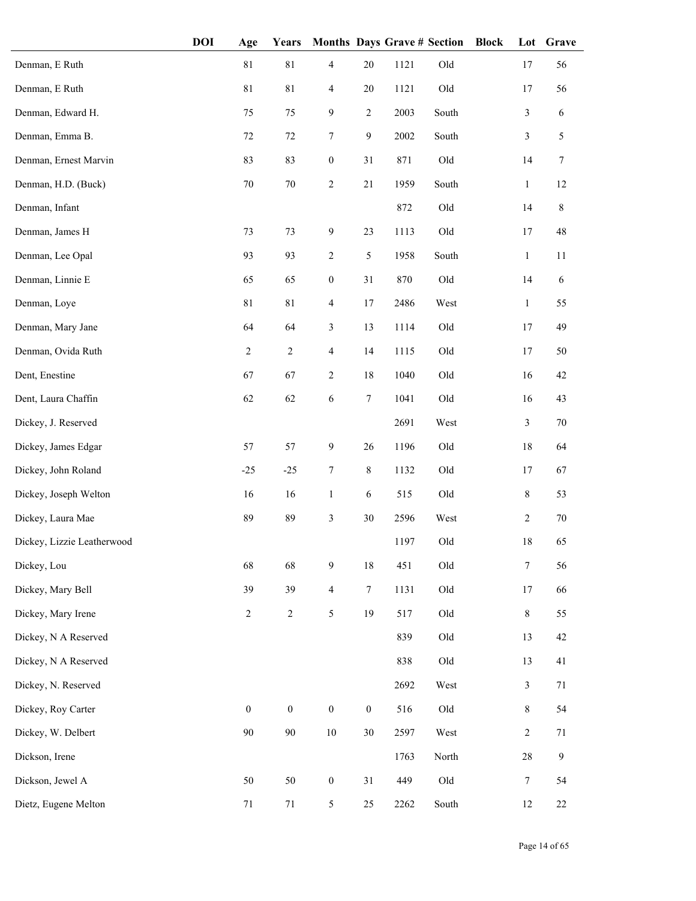| | DOI | Age | Years | Months | Days | Grave # | Section | Block | Lot | Grave |
|---|---|---|---|---|---|---|---|---|---|---|
| Denman, E Ruth | | 81 | 81 | 4 | 20 | 1121 | Old | | 17 | 56 |
| Denman, E Ruth | | 81 | 81 | 4 | 20 | 1121 | Old | | 17 | 56 |
| Denman, Edward H. | | 75 | 75 | 9 | 2 | 2003 | South | | 3 | 6 |
| Denman, Emma B. | | 72 | 72 | 7 | 9 | 2002 | South | | 3 | 5 |
| Denman, Ernest Marvin | | 83 | 83 | 0 | 31 | 871 | Old | | 14 | 7 |
| Denman, H.D. (Buck) | | 70 | 70 | 2 | 21 | 1959 | South | | 1 | 12 |
| Denman, Infant | | | | | | 872 | Old | | 14 | 8 |
| Denman, James H | | 73 | 73 | 9 | 23 | 1113 | Old | | 17 | 48 |
| Denman, Lee Opal | | 93 | 93 | 2 | 5 | 1958 | South | | 1 | 11 |
| Denman, Linnie E | | 65 | 65 | 0 | 31 | 870 | Old | | 14 | 6 |
| Denman, Loye | | 81 | 81 | 4 | 17 | 2486 | West | | 1 | 55 |
| Denman, Mary Jane | | 64 | 64 | 3 | 13 | 1114 | Old | | 17 | 49 |
| Denman, Ovida Ruth | | 2 | 2 | 4 | 14 | 1115 | Old | | 17 | 50 |
| Dent, Enestine | | 67 | 67 | 2 | 18 | 1040 | Old | | 16 | 42 |
| Dent, Laura Chaffin | | 62 | 62 | 6 | 7 | 1041 | Old | | 16 | 43 |
| Dickey, J. Reserved | | | | | | 2691 | West | | 3 | 70 |
| Dickey, James Edgar | | 57 | 57 | 9 | 26 | 1196 | Old | | 18 | 64 |
| Dickey, John Roland | | -25 | -25 | 7 | 8 | 1132 | Old | | 17 | 67 |
| Dickey, Joseph Welton | | 16 | 16 | 1 | 6 | 515 | Old | | 8 | 53 |
| Dickey, Laura Mae | | 89 | 89 | 3 | 30 | 2596 | West | | 2 | 70 |
| Dickey, Lizzie Leatherwood | | | | | | 1197 | Old | | 18 | 65 |
| Dickey, Lou | | 68 | 68 | 9 | 18 | 451 | Old | | 7 | 56 |
| Dickey, Mary Bell | | 39 | 39 | 4 | 7 | 1131 | Old | | 17 | 66 |
| Dickey, Mary Irene | | 2 | 2 | 5 | 19 | 517 | Old | | 8 | 55 |
| Dickey, N A Reserved | | | | | | 839 | Old | | 13 | 42 |
| Dickey, N A Reserved | | | | | | 838 | Old | | 13 | 41 |
| Dickey, N. Reserved | | | | | | 2692 | West | | 3 | 71 |
| Dickey, Roy Carter | | 0 | 0 | 0 | 0 | 516 | Old | | 8 | 54 |
| Dickey, W. Delbert | | 90 | 90 | 10 | 30 | 2597 | West | | 2 | 71 |
| Dickson, Irene | | | | | | 1763 | North | | 28 | 9 |
| Dickson, Jewel A | | 50 | 50 | 0 | 31 | 449 | Old | | 7 | 54 |
| Dietz, Eugene Melton | | 71 | 71 | 5 | 25 | 2262 | South | | 12 | 22 |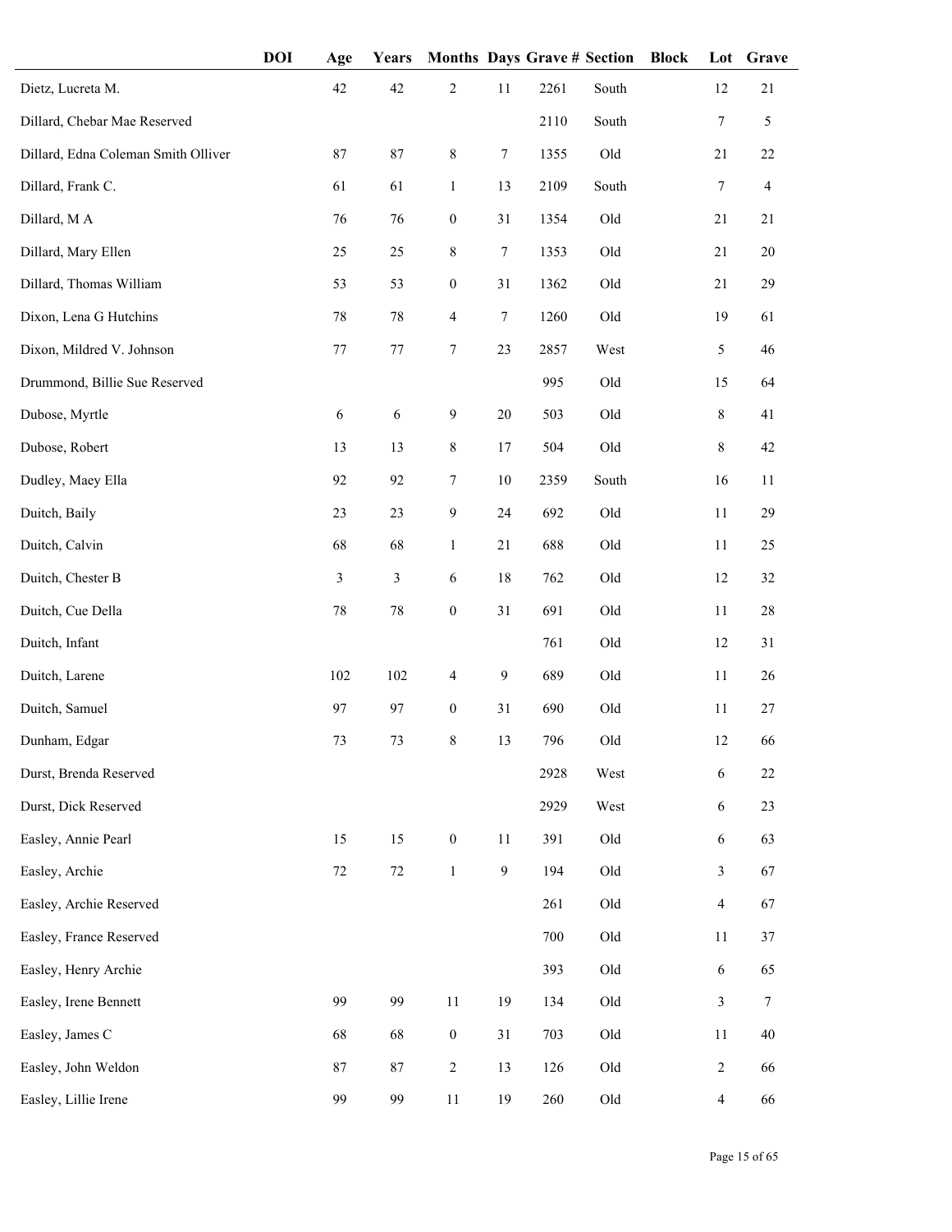| | DOI | Age | Years | Months | Days | Grave # | Section | Block | Lot | Grave |
|---|---|---|---|---|---|---|---|---|---|---|
| Dietz, Lucreta M. | | 42 | 42 | 2 | 11 | 2261 | South | | 12 | 21 |
| Dillard, Chebar Mae Reserved | | | | | | 2110 | South | | 7 | 5 |
| Dillard, Edna Coleman Smith Olliver | | 87 | 87 | 8 | 7 | 1355 | Old | | 21 | 22 |
| Dillard, Frank C. | | 61 | 61 | 1 | 13 | 2109 | South | | 7 | 4 |
| Dillard, M A | | 76 | 76 | 0 | 31 | 1354 | Old | | 21 | 21 |
| Dillard, Mary Ellen | | 25 | 25 | 8 | 7 | 1353 | Old | | 21 | 20 |
| Dillard, Thomas William | | 53 | 53 | 0 | 31 | 1362 | Old | | 21 | 29 |
| Dixon, Lena G Hutchins | | 78 | 78 | 4 | 7 | 1260 | Old | | 19 | 61 |
| Dixon, Mildred V. Johnson | | 77 | 77 | 7 | 23 | 2857 | West | | 5 | 46 |
| Drummond, Billie Sue Reserved | | | | | | 995 | Old | | 15 | 64 |
| Dubose, Myrtle | | 6 | 6 | 9 | 20 | 503 | Old | | 8 | 41 |
| Dubose, Robert | | 13 | 13 | 8 | 17 | 504 | Old | | 8 | 42 |
| Dudley, Maey Ella | | 92 | 92 | 7 | 10 | 2359 | South | | 16 | 11 |
| Duitch, Baily | | 23 | 23 | 9 | 24 | 692 | Old | | 11 | 29 |
| Duitch, Calvin | | 68 | 68 | 1 | 21 | 688 | Old | | 11 | 25 |
| Duitch, Chester B | | 3 | 3 | 6 | 18 | 762 | Old | | 12 | 32 |
| Duitch, Cue Della | | 78 | 78 | 0 | 31 | 691 | Old | | 11 | 28 |
| Duitch, Infant | | | | | | 761 | Old | | 12 | 31 |
| Duitch, Larene | | 102 | 102 | 4 | 9 | 689 | Old | | 11 | 26 |
| Duitch, Samuel | | 97 | 97 | 0 | 31 | 690 | Old | | 11 | 27 |
| Dunham, Edgar | | 73 | 73 | 8 | 13 | 796 | Old | | 12 | 66 |
| Durst, Brenda Reserved | | | | | | 2928 | West | | 6 | 22 |
| Durst, Dick Reserved | | | | | | 2929 | West | | 6 | 23 |
| Easley, Annie Pearl | | 15 | 15 | 0 | 11 | 391 | Old | | 6 | 63 |
| Easley, Archie | | 72 | 72 | 1 | 9 | 194 | Old | | 3 | 67 |
| Easley, Archie Reserved | | | | | | 261 | Old | | 4 | 67 |
| Easley, France Reserved | | | | | | 700 | Old | | 11 | 37 |
| Easley, Henry Archie | | | | | | 393 | Old | | 6 | 65 |
| Easley, Irene Bennett | | 99 | 99 | 11 | 19 | 134 | Old | | 3 | 7 |
| Easley, James C | | 68 | 68 | 0 | 31 | 703 | Old | | 11 | 40 |
| Easley, John Weldon | | 87 | 87 | 2 | 13 | 126 | Old | | 2 | 66 |
| Easley, Lillie Irene | | 99 | 99 | 11 | 19 | 260 | Old | | 4 | 66 |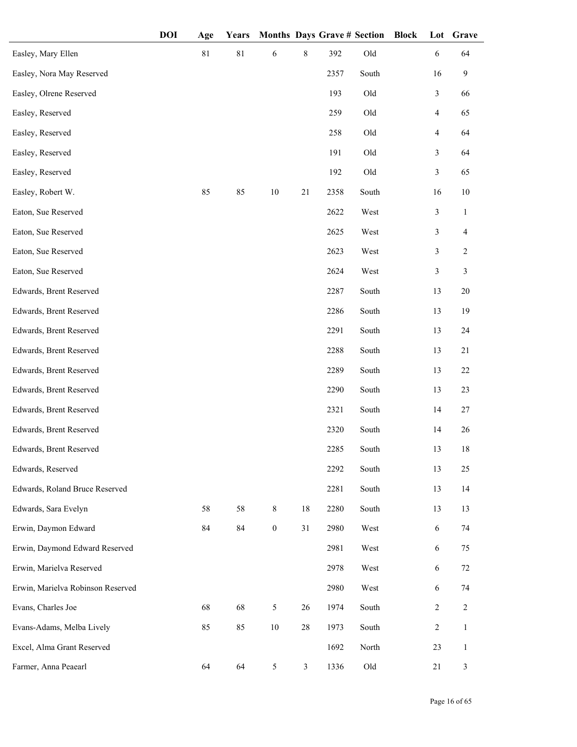| | DOI | Age | Years | Months | Days | Grave # | Section | Block | Lot | Grave |
|---|---|---|---|---|---|---|---|---|---|---|
| Easley, Mary Ellen | | 81 | 81 | 6 | 8 | 392 | Old | | 6 | 64 |
| Easley, Nora May Reserved | | | | | | 2357 | South | | 16 | 9 |
| Easley, Olrene Reserved | | | | | | 193 | Old | | 3 | 66 |
| Easley, Reserved | | | | | | 259 | Old | | 4 | 65 |
| Easley, Reserved | | | | | | 258 | Old | | 4 | 64 |
| Easley, Reserved | | | | | | 191 | Old | | 3 | 64 |
| Easley, Reserved | | | | | | 192 | Old | | 3 | 65 |
| Easley, Robert W. | | 85 | 85 | 10 | 21 | 2358 | South | | 16 | 10 |
| Eaton, Sue Reserved | | | | | | 2622 | West | | 3 | 1 |
| Eaton, Sue Reserved | | | | | | 2625 | West | | 3 | 4 |
| Eaton, Sue Reserved | | | | | | 2623 | West | | 3 | 2 |
| Eaton, Sue Reserved | | | | | | 2624 | West | | 3 | 3 |
| Edwards, Brent Reserved | | | | | | 2287 | South | | 13 | 20 |
| Edwards, Brent Reserved | | | | | | 2286 | South | | 13 | 19 |
| Edwards, Brent Reserved | | | | | | 2291 | South | | 13 | 24 |
| Edwards, Brent Reserved | | | | | | 2288 | South | | 13 | 21 |
| Edwards, Brent Reserved | | | | | | 2289 | South | | 13 | 22 |
| Edwards, Brent Reserved | | | | | | 2290 | South | | 13 | 23 |
| Edwards, Brent Reserved | | | | | | 2321 | South | | 14 | 27 |
| Edwards, Brent Reserved | | | | | | 2320 | South | | 14 | 26 |
| Edwards, Brent Reserved | | | | | | 2285 | South | | 13 | 18 |
| Edwards, Reserved | | | | | | 2292 | South | | 13 | 25 |
| Edwards, Roland Bruce Reserved | | | | | | 2281 | South | | 13 | 14 |
| Edwards, Sara Evelyn | | 58 | 58 | 8 | 18 | 2280 | South | | 13 | 13 |
| Erwin, Daymon Edward | | 84 | 84 | 0 | 31 | 2980 | West | | 6 | 74 |
| Erwin, Daymond Edward Reserved | | | | | | 2981 | West | | 6 | 75 |
| Erwin, Marielva Reserved | | | | | | 2978 | West | | 6 | 72 |
| Erwin, Marielva Robinson Reserved | | | | | | 2980 | West | | 6 | 74 |
| Evans, Charles Joe | | 68 | 68 | 5 | 26 | 1974 | South | | 2 | 2 |
| Evans-Adams, Melba Lively | | 85 | 85 | 10 | 28 | 1973 | South | | 2 | 1 |
| Excel, Alma Grant Reserved | | | | | | 1692 | North | | 23 | 1 |
| Farmer, Anna Peaearl | | 64 | 64 | 5 | 3 | 1336 | Old | | 21 | 3 |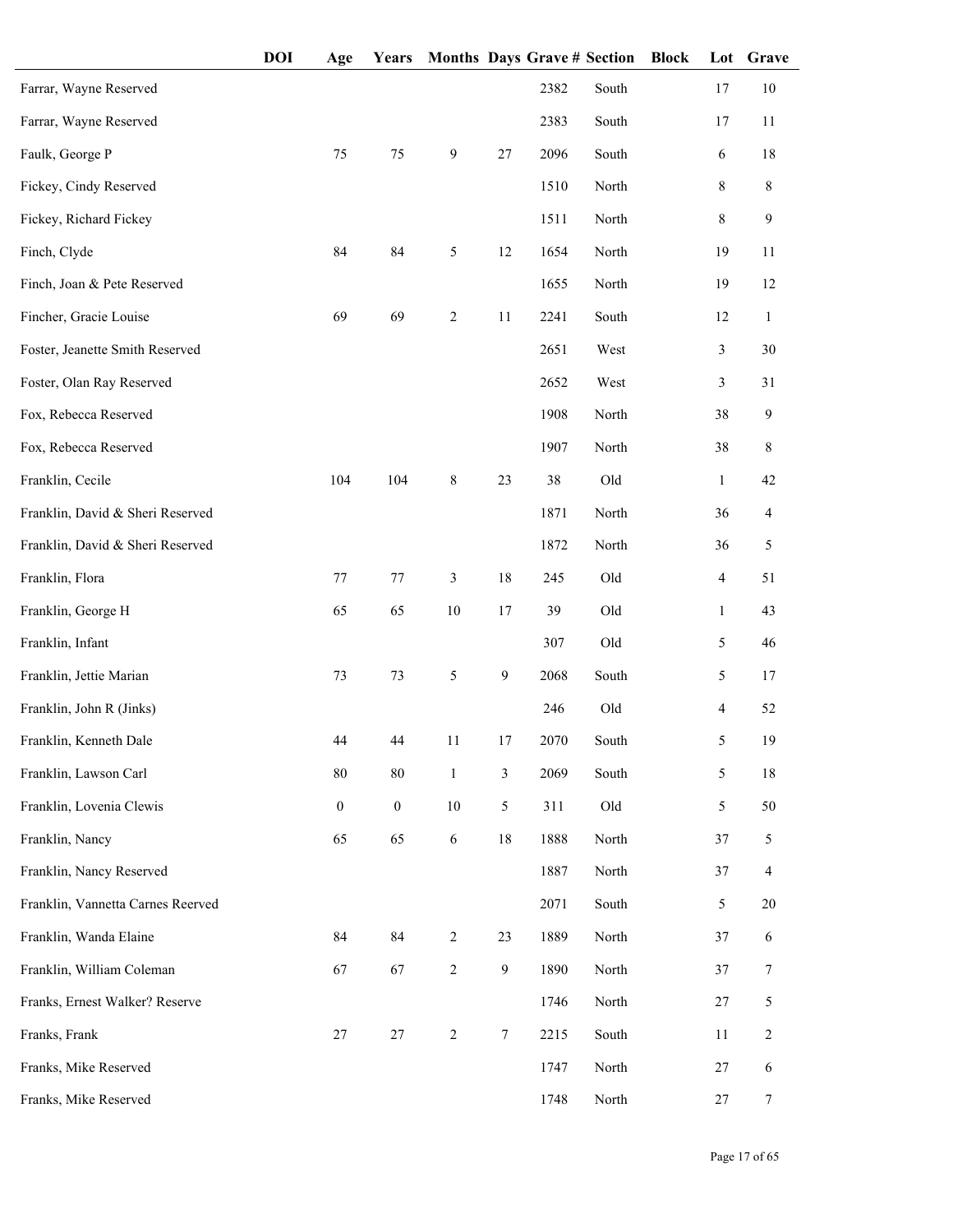| | DOI | Age | Years | Months | Days | Grave # | Section | Block | Lot | Grave |
|---|---|---|---|---|---|---|---|---|---|---|
| Farrar, Wayne Reserved | | | | | | 2382 | South | | 17 | 10 |
| Farrar, Wayne Reserved | | | | | | 2383 | South | | 17 | 11 |
| Faulk, George P | | 75 | 75 | 9 | 27 | 2096 | South | | 6 | 18 |
| Fickey, Cindy Reserved | | | | | | 1510 | North | | 8 | 8 |
| Fickey, Richard Fickey | | | | | | 1511 | North | | 8 | 9 |
| Finch, Clyde | | 84 | 84 | 5 | 12 | 1654 | North | | 19 | 11 |
| Finch, Joan & Pete Reserved | | | | | | 1655 | North | | 19 | 12 |
| Fincher, Gracie Louise | | 69 | 69 | 2 | 11 | 2241 | South | | 12 | 1 |
| Foster, Jeanette Smith Reserved | | | | | | 2651 | West | | 3 | 30 |
| Foster, Olan Ray Reserved | | | | | | 2652 | West | | 3 | 31 |
| Fox, Rebecca Reserved | | | | | | 1908 | North | | 38 | 9 |
| Fox, Rebecca Reserved | | | | | | 1907 | North | | 38 | 8 |
| Franklin, Cecile | | 104 | 104 | 8 | 23 | 38 | Old | | 1 | 42 |
| Franklin, David & Sheri Reserved | | | | | | 1871 | North | | 36 | 4 |
| Franklin, David & Sheri Reserved | | | | | | 1872 | North | | 36 | 5 |
| Franklin, Flora | | 77 | 77 | 3 | 18 | 245 | Old | | 4 | 51 |
| Franklin, George H | | 65 | 65 | 10 | 17 | 39 | Old | | 1 | 43 |
| Franklin, Infant | | | | | | 307 | Old | | 5 | 46 |
| Franklin, Jettie Marian | | 73 | 73 | 5 | 9 | 2068 | South | | 5 | 17 |
| Franklin, John R (Jinks) | | | | | | 246 | Old | | 4 | 52 |
| Franklin, Kenneth Dale | | 44 | 44 | 11 | 17 | 2070 | South | | 5 | 19 |
| Franklin, Lawson Carl | | 80 | 80 | 1 | 3 | 2069 | South | | 5 | 18 |
| Franklin, Lovenia Clewis | | 0 | 0 | 10 | 5 | 311 | Old | | 5 | 50 |
| Franklin, Nancy | | 65 | 65 | 6 | 18 | 1888 | North | | 37 | 5 |
| Franklin, Nancy Reserved | | | | | | 1887 | North | | 37 | 4 |
| Franklin, Vannetta Carnes Reerved | | | | | | 2071 | South | | 5 | 20 |
| Franklin, Wanda Elaine | | 84 | 84 | 2 | 23 | 1889 | North | | 37 | 6 |
| Franklin, William Coleman | | 67 | 67 | 2 | 9 | 1890 | North | | 37 | 7 |
| Franks, Ernest Walker? Reserve | | | | | | 1746 | North | | 27 | 5 |
| Franks, Frank | | 27 | 27 | 2 | 7 | 2215 | South | | 11 | 2 |
| Franks, Mike Reserved | | | | | | 1747 | North | | 27 | 6 |
| Franks, Mike Reserved | | | | | | 1748 | North | | 27 | 7 |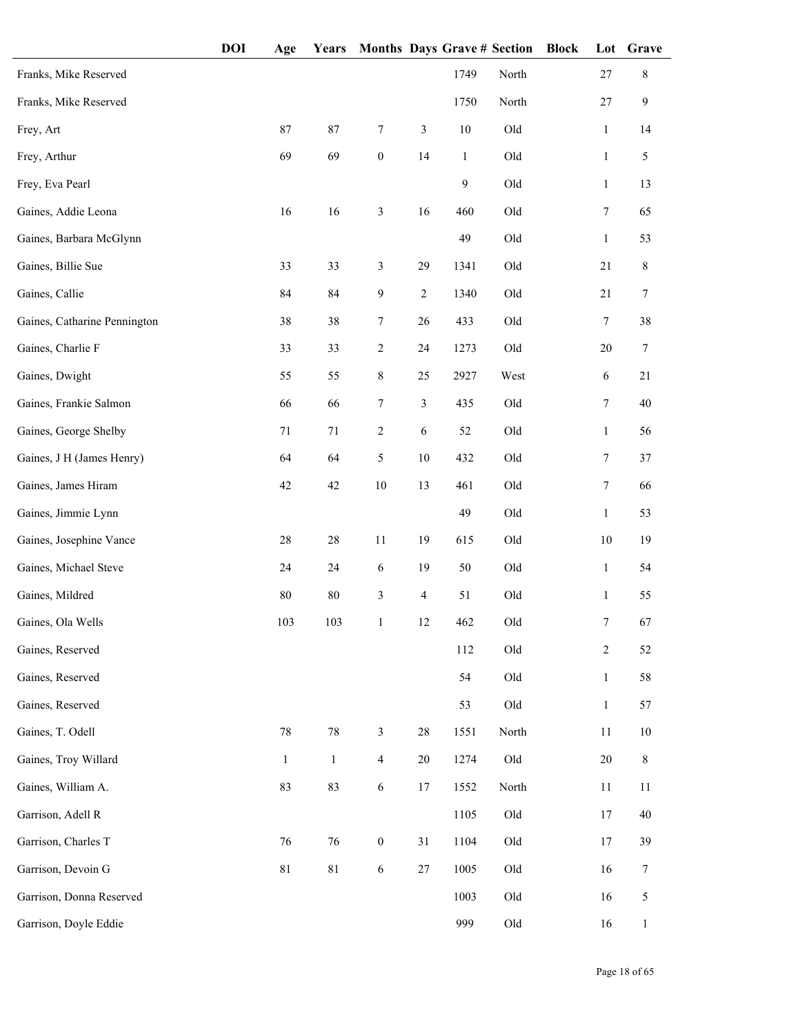| | DOI | Age | Years | Months | Days | Grave # | Section | Block | Lot | Grave |
|---|---|---|---|---|---|---|---|---|---|---|
| Franks, Mike Reserved | | | | | | 1749 | North | | 27 | 8 |
| Franks, Mike Reserved | | | | | | 1750 | North | | 27 | 9 |
| Frey, Art | | 87 | 87 | 7 | 3 | 10 | Old | | 1 | 14 |
| Frey, Arthur | | 69 | 69 | 0 | 14 | 1 | Old | | 1 | 5 |
| Frey, Eva Pearl | | | | | | 9 | Old | | 1 | 13 |
| Gaines, Addie Leona | | 16 | 16 | 3 | 16 | 460 | Old | | 7 | 65 |
| Gaines, Barbara McGlynn | | | | | | 49 | Old | | 1 | 53 |
| Gaines, Billie Sue | | 33 | 33 | 3 | 29 | 1341 | Old | | 21 | 8 |
| Gaines, Callie | | 84 | 84 | 9 | 2 | 1340 | Old | | 21 | 7 |
| Gaines, Catharine Pennington | | 38 | 38 | 7 | 26 | 433 | Old | | 7 | 38 |
| Gaines, Charlie F | | 33 | 33 | 2 | 24 | 1273 | Old | | 20 | 7 |
| Gaines, Dwight | | 55 | 55 | 8 | 25 | 2927 | West | | 6 | 21 |
| Gaines, Frankie Salmon | | 66 | 66 | 7 | 3 | 435 | Old | | 7 | 40 |
| Gaines, George Shelby | | 71 | 71 | 2 | 6 | 52 | Old | | 1 | 56 |
| Gaines, J H (James Henry) | | 64 | 64 | 5 | 10 | 432 | Old | | 7 | 37 |
| Gaines, James Hiram | | 42 | 42 | 10 | 13 | 461 | Old | | 7 | 66 |
| Gaines, Jimmie Lynn | | | | | | 49 | Old | | 1 | 53 |
| Gaines, Josephine Vance | | 28 | 28 | 11 | 19 | 615 | Old | | 10 | 19 |
| Gaines, Michael Steve | | 24 | 24 | 6 | 19 | 50 | Old | | 1 | 54 |
| Gaines, Mildred | | 80 | 80 | 3 | 4 | 51 | Old | | 1 | 55 |
| Gaines, Ola Wells | | 103 | 103 | 1 | 12 | 462 | Old | | 7 | 67 |
| Gaines, Reserved | | | | | | 112 | Old | | 2 | 52 |
| Gaines, Reserved | | | | | | 54 | Old | | 1 | 58 |
| Gaines, Reserved | | | | | | 53 | Old | | 1 | 57 |
| Gaines, T. Odell | | 78 | 78 | 3 | 28 | 1551 | North | | 11 | 10 |
| Gaines, Troy Willard | | 1 | 1 | 4 | 20 | 1274 | Old | | 20 | 8 |
| Gaines, William A. | | 83 | 83 | 6 | 17 | 1552 | North | | 11 | 11 |
| Garrison, Adell R | | | | | | 1105 | Old | | 17 | 40 |
| Garrison, Charles T | | 76 | 76 | 0 | 31 | 1104 | Old | | 17 | 39 |
| Garrison, Devoin G | | 81 | 81 | 6 | 27 | 1005 | Old | | 16 | 7 |
| Garrison, Donna Reserved | | | | | | 1003 | Old | | 16 | 5 |
| Garrison, Doyle Eddie | | | | | | 999 | Old | | 16 | 1 |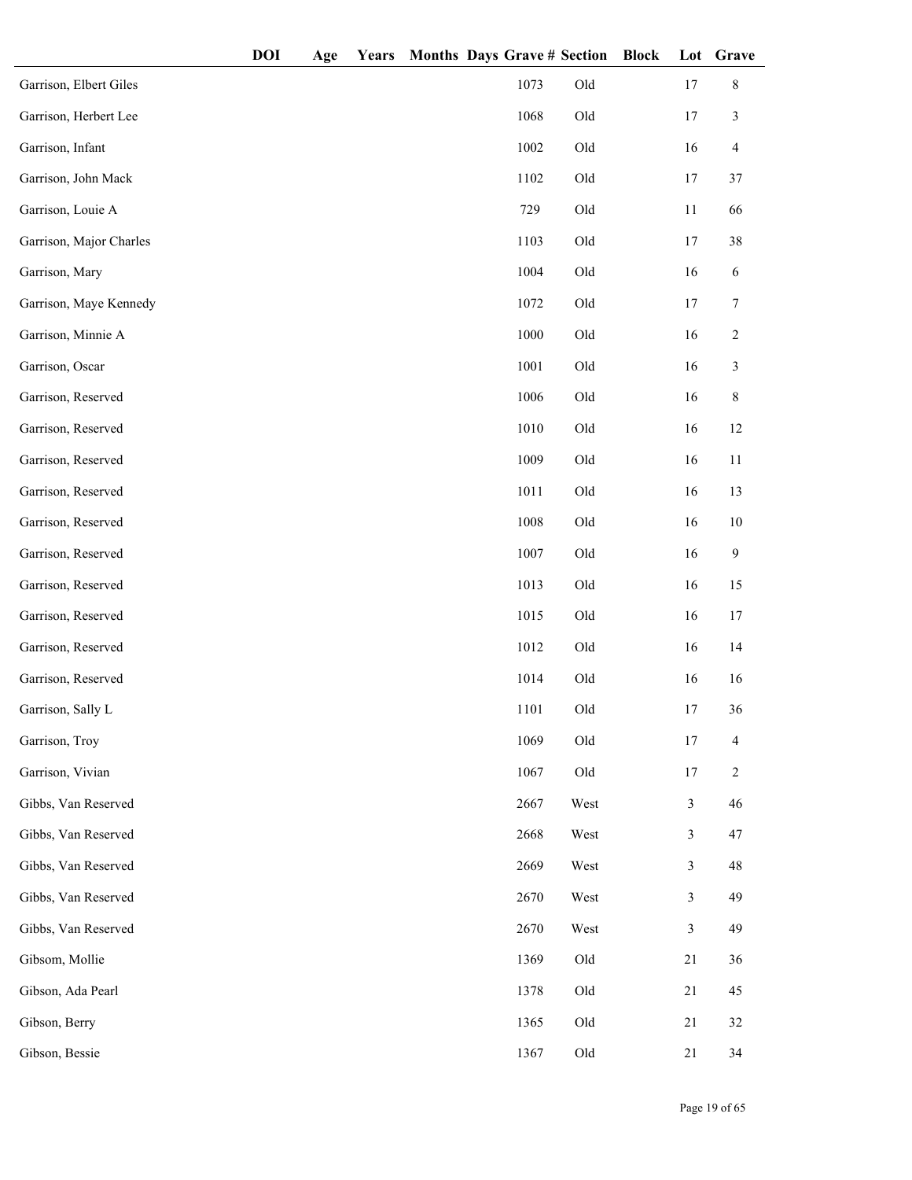| | DOI | Age | Years | Months | Days | Grave # | Section | Block | Lot | Grave |
|---|---|---|---|---|---|---|---|---|---|---|
| Garrison, Elbert Giles | | | | | | 1073 | Old | | 17 | 8 |
| Garrison, Herbert Lee | | | | | | 1068 | Old | | 17 | 3 |
| Garrison, Infant | | | | | | 1002 | Old | | 16 | 4 |
| Garrison, John Mack | | | | | | 1102 | Old | | 17 | 37 |
| Garrison, Louie A | | | | | | 729 | Old | | 11 | 66 |
| Garrison, Major Charles | | | | | | 1103 | Old | | 17 | 38 |
| Garrison, Mary | | | | | | 1004 | Old | | 16 | 6 |
| Garrison, Maye Kennedy | | | | | | 1072 | Old | | 17 | 7 |
| Garrison, Minnie A | | | | | | 1000 | Old | | 16 | 2 |
| Garrison, Oscar | | | | | | 1001 | Old | | 16 | 3 |
| Garrison, Reserved | | | | | | 1006 | Old | | 16 | 8 |
| Garrison, Reserved | | | | | | 1010 | Old | | 16 | 12 |
| Garrison, Reserved | | | | | | 1009 | Old | | 16 | 11 |
| Garrison, Reserved | | | | | | 1011 | Old | | 16 | 13 |
| Garrison, Reserved | | | | | | 1008 | Old | | 16 | 10 |
| Garrison, Reserved | | | | | | 1007 | Old | | 16 | 9 |
| Garrison, Reserved | | | | | | 1013 | Old | | 16 | 15 |
| Garrison, Reserved | | | | | | 1015 | Old | | 16 | 17 |
| Garrison, Reserved | | | | | | 1012 | Old | | 16 | 14 |
| Garrison, Reserved | | | | | | 1014 | Old | | 16 | 16 |
| Garrison, Sally L | | | | | | 1101 | Old | | 17 | 36 |
| Garrison, Troy | | | | | | 1069 | Old | | 17 | 4 |
| Garrison, Vivian | | | | | | 1067 | Old | | 17 | 2 |
| Gibbs, Van Reserved | | | | | | 2667 | West | | 3 | 46 |
| Gibbs, Van Reserved | | | | | | 2668 | West | | 3 | 47 |
| Gibbs, Van Reserved | | | | | | 2669 | West | | 3 | 48 |
| Gibbs, Van Reserved | | | | | | 2670 | West | | 3 | 49 |
| Gibbs, Van Reserved | | | | | | 2670 | West | | 3 | 49 |
| Gibsom, Mollie | | | | | | 1369 | Old | | 21 | 36 |
| Gibson, Ada Pearl | | | | | | 1378 | Old | | 21 | 45 |
| Gibson, Berry | | | | | | 1365 | Old | | 21 | 32 |
| Gibson, Bessie | | | | | | 1367 | Old | | 21 | 34 |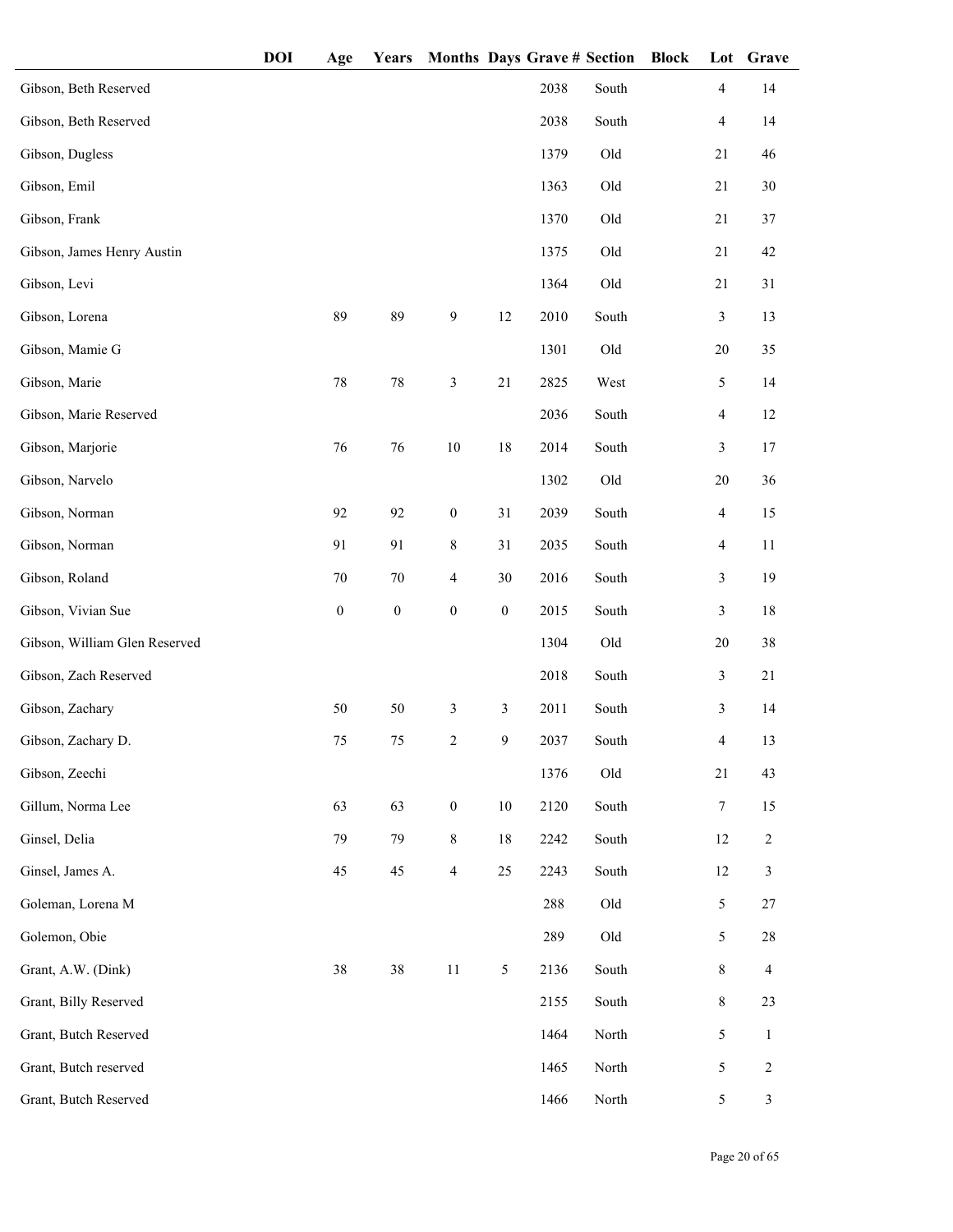| | DOI | Age | Years | Months | Days | Grave # | Section | Block | Lot | Grave |
|---|---|---|---|---|---|---|---|---|---|---|
| Gibson, Beth Reserved | | | | | | 2038 | South | | 4 | 14 |
| Gibson, Beth Reserved | | | | | | 2038 | South | | 4 | 14 |
| Gibson, Dugless | | | | | | 1379 | Old | | 21 | 46 |
| Gibson, Emil | | | | | | 1363 | Old | | 21 | 30 |
| Gibson, Frank | | | | | | 1370 | Old | | 21 | 37 |
| Gibson, James Henry Austin | | | | | | 1375 | Old | | 21 | 42 |
| Gibson, Levi | | | | | | 1364 | Old | | 21 | 31 |
| Gibson, Lorena | | 89 | 89 | 9 | 12 | 2010 | South | | 3 | 13 |
| Gibson, Mamie G | | | | | | 1301 | Old | | 20 | 35 |
| Gibson, Marie | | 78 | 78 | 3 | 21 | 2825 | West | | 5 | 14 |
| Gibson, Marie Reserved | | | | | | 2036 | South | | 4 | 12 |
| Gibson, Marjorie | | 76 | 76 | 10 | 18 | 2014 | South | | 3 | 17 |
| Gibson, Narvelo | | | | | | 1302 | Old | | 20 | 36 |
| Gibson, Norman | | 92 | 92 | 0 | 31 | 2039 | South | | 4 | 15 |
| Gibson, Norman | | 91 | 91 | 8 | 31 | 2035 | South | | 4 | 11 |
| Gibson, Roland | | 70 | 70 | 4 | 30 | 2016 | South | | 3 | 19 |
| Gibson, Vivian Sue | | 0 | 0 | 0 | 0 | 2015 | South | | 3 | 18 |
| Gibson, William Glen Reserved | | | | | | 1304 | Old | | 20 | 38 |
| Gibson, Zach Reserved | | | | | | 2018 | South | | 3 | 21 |
| Gibson, Zachary | | 50 | 50 | 3 | 3 | 2011 | South | | 3 | 14 |
| Gibson, Zachary D. | | 75 | 75 | 2 | 9 | 2037 | South | | 4 | 13 |
| Gibson, Zeechi | | | | | | 1376 | Old | | 21 | 43 |
| Gillum, Norma Lee | | 63 | 63 | 0 | 10 | 2120 | South | | 7 | 15 |
| Ginsel, Delia | | 79 | 79 | 8 | 18 | 2242 | South | | 12 | 2 |
| Ginsel, James A. | | 45 | 45 | 4 | 25 | 2243 | South | | 12 | 3 |
| Goleman, Lorena M | | | | | | 288 | Old | | 5 | 27 |
| Golemon, Obie | | | | | | 289 | Old | | 5 | 28 |
| Grant, A.W. (Dink) | | 38 | 38 | 11 | 5 | 2136 | South | | 8 | 4 |
| Grant, Billy Reserved | | | | | | 2155 | South | | 8 | 23 |
| Grant, Butch Reserved | | | | | | 1464 | North | | 5 | 1 |
| Grant, Butch reserved | | | | | | 1465 | North | | 5 | 2 |
| Grant, Butch Reserved | | | | | | 1466 | North | | 5 | 3 |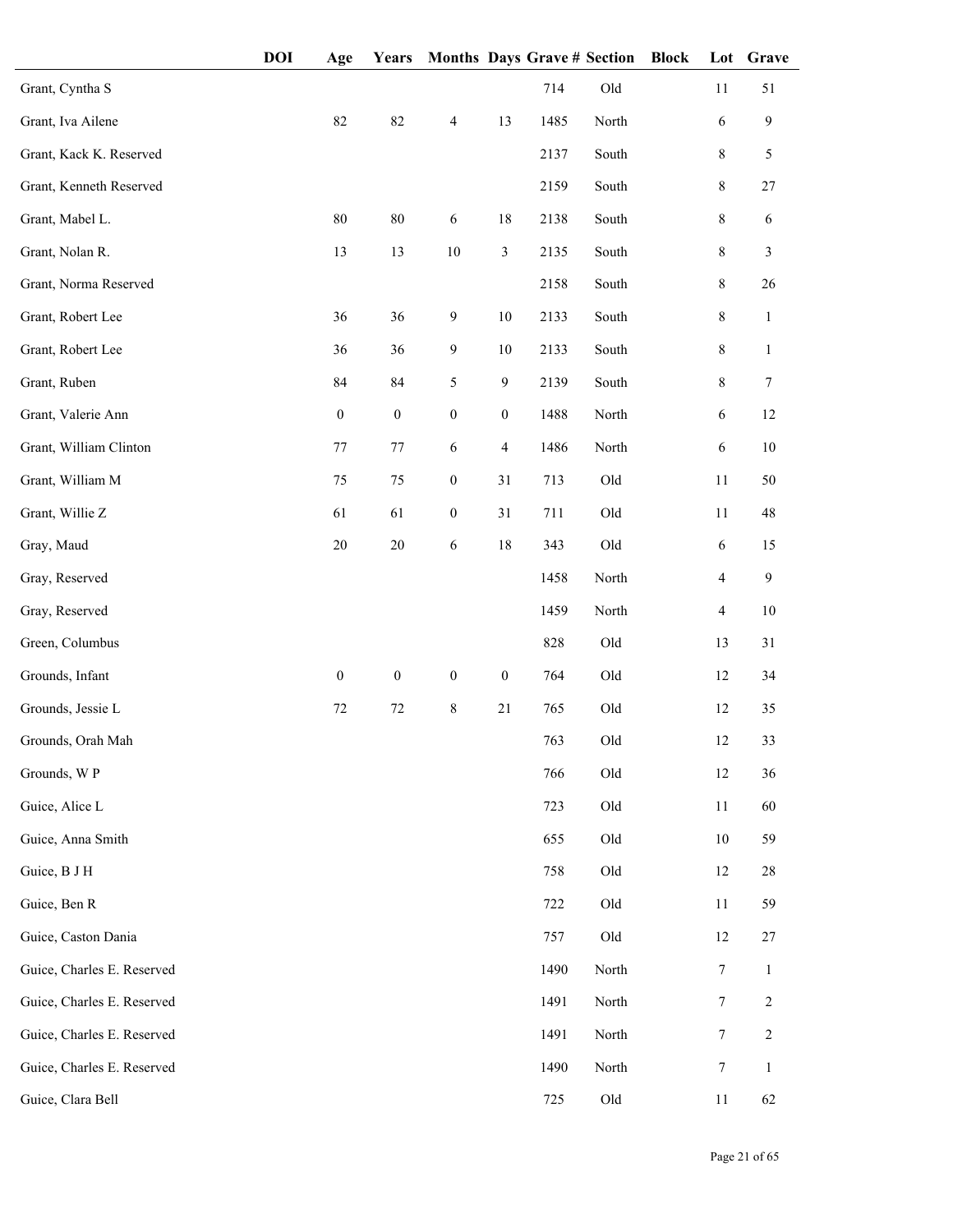| | DOI | Age | Years | Months | Days | Grave # | Section | Block | Lot | Grave |
|---|---|---|---|---|---|---|---|---|---|---|
| Grant, Cyntha S | | | | | | 714 | Old | | 11 | 51 |
| Grant, Iva Ailene | | 82 | 82 | 4 | 13 | 1485 | North | | 6 | 9 |
| Grant, Kack K. Reserved | | | | | | 2137 | South | | 8 | 5 |
| Grant, Kenneth Reserved | | | | | | 2159 | South | | 8 | 27 |
| Grant, Mabel L. | | 80 | 80 | 6 | 18 | 2138 | South | | 8 | 6 |
| Grant, Nolan R. | | 13 | 13 | 10 | 3 | 2135 | South | | 8 | 3 |
| Grant, Norma Reserved | | | | | | 2158 | South | | 8 | 26 |
| Grant, Robert Lee | | 36 | 36 | 9 | 10 | 2133 | South | | 8 | 1 |
| Grant, Robert Lee | | 36 | 36 | 9 | 10 | 2133 | South | | 8 | 1 |
| Grant, Ruben | | 84 | 84 | 5 | 9 | 2139 | South | | 8 | 7 |
| Grant, Valerie Ann | | 0 | 0 | 0 | 0 | 1488 | North | | 6 | 12 |
| Grant, William Clinton | | 77 | 77 | 6 | 4 | 1486 | North | | 6 | 10 |
| Grant, William M | | 75 | 75 | 0 | 31 | 713 | Old | | 11 | 50 |
| Grant, Willie Z | | 61 | 61 | 0 | 31 | 711 | Old | | 11 | 48 |
| Gray, Maud | | 20 | 20 | 6 | 18 | 343 | Old | | 6 | 15 |
| Gray, Reserved | | | | | | 1458 | North | | 4 | 9 |
| Gray, Reserved | | | | | | 1459 | North | | 4 | 10 |
| Green, Columbus | | | | | | 828 | Old | | 13 | 31 |
| Grounds, Infant | | 0 | 0 | 0 | 0 | 764 | Old | | 12 | 34 |
| Grounds, Jessie L | | 72 | 72 | 8 | 21 | 765 | Old | | 12 | 35 |
| Grounds, Orah Mah | | | | | | 763 | Old | | 12 | 33 |
| Grounds, W P | | | | | | 766 | Old | | 12 | 36 |
| Guice, Alice L | | | | | | 723 | Old | | 11 | 60 |
| Guice, Anna Smith | | | | | | 655 | Old | | 10 | 59 |
| Guice, B J H | | | | | | 758 | Old | | 12 | 28 |
| Guice, Ben R | | | | | | 722 | Old | | 11 | 59 |
| Guice, Caston Dania | | | | | | 757 | Old | | 12 | 27 |
| Guice, Charles E. Reserved | | | | | | 1490 | North | | 7 | 1 |
| Guice, Charles E. Reserved | | | | | | 1491 | North | | 7 | 2 |
| Guice, Charles E. Reserved | | | | | | 1491 | North | | 7 | 2 |
| Guice, Charles E. Reserved | | | | | | 1490 | North | | 7 | 1 |
| Guice, Clara Bell | | | | | | 725 | Old | | 11 | 62 |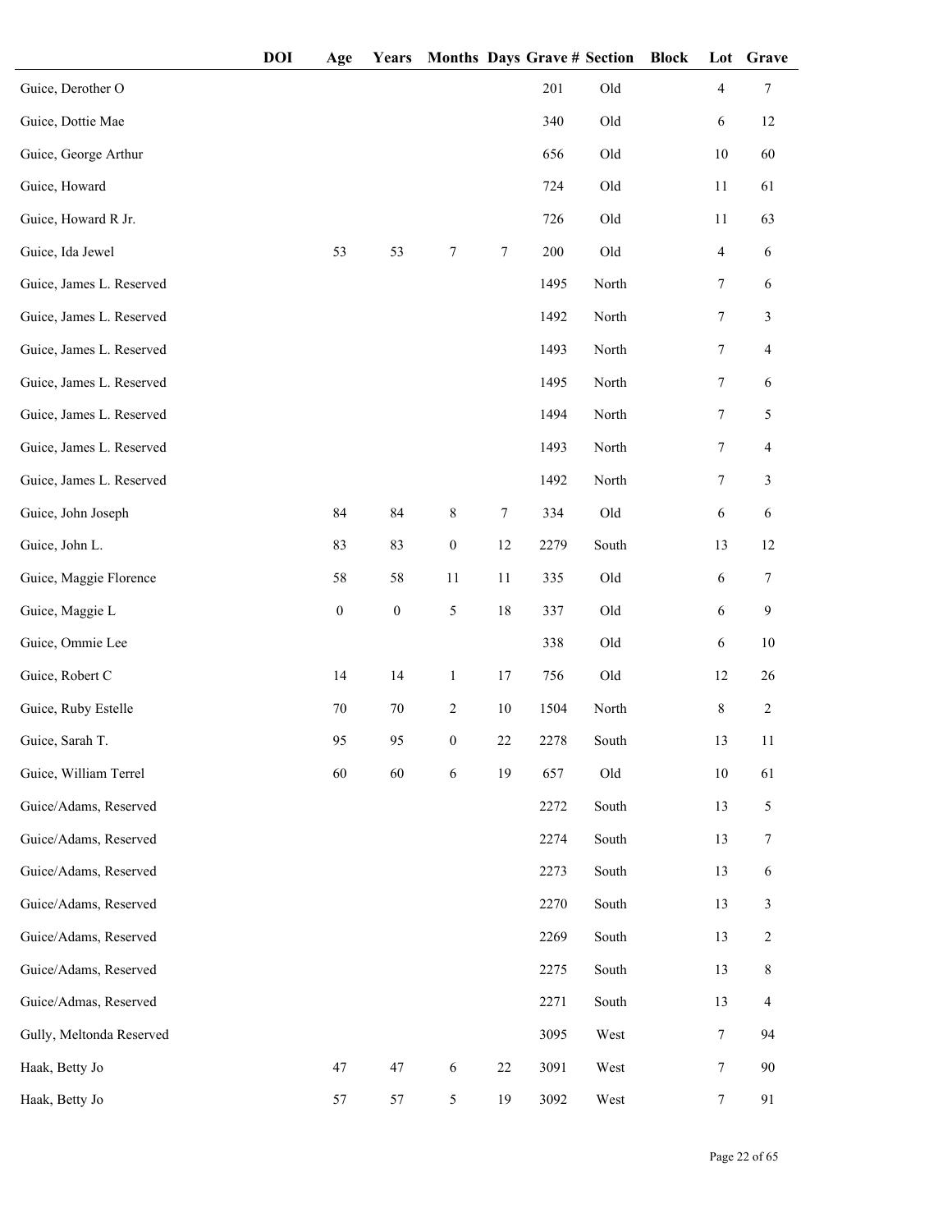| | DOI | Age | Years | Months | Days | Grave # | Section | Block | Lot | Grave |
|---|---|---|---|---|---|---|---|---|---|---|
| Guice, Derother O | | | | | | 201 | Old | | 4 | 7 |
| Guice, Dottie Mae | | | | | | 340 | Old | | 6 | 12 |
| Guice, George Arthur | | | | | | 656 | Old | | 10 | 60 |
| Guice, Howard | | | | | | 724 | Old | | 11 | 61 |
| Guice, Howard R Jr. | | | | | | 726 | Old | | 11 | 63 |
| Guice, Ida Jewel | | 53 | 53 | 7 | 7 | 200 | Old | | 4 | 6 |
| Guice, James L. Reserved | | | | | | 1495 | North | | 7 | 6 |
| Guice, James L. Reserved | | | | | | 1492 | North | | 7 | 3 |
| Guice, James L. Reserved | | | | | | 1493 | North | | 7 | 4 |
| Guice, James L. Reserved | | | | | | 1495 | North | | 7 | 6 |
| Guice, James L. Reserved | | | | | | 1494 | North | | 7 | 5 |
| Guice, James L. Reserved | | | | | | 1493 | North | | 7 | 4 |
| Guice, James L. Reserved | | | | | | 1492 | North | | 7 | 3 |
| Guice, John Joseph | | 84 | 84 | 8 | 7 | 334 | Old | | 6 | 6 |
| Guice, John L. | | 83 | 83 | 0 | 12 | 2279 | South | | 13 | 12 |
| Guice, Maggie Florence | | 58 | 58 | 11 | 11 | 335 | Old | | 6 | 7 |
| Guice, Maggie L | | 0 | 0 | 5 | 18 | 337 | Old | | 6 | 9 |
| Guice, Ommie Lee | | | | | | 338 | Old | | 6 | 10 |
| Guice, Robert C | | 14 | 14 | 1 | 17 | 756 | Old | | 12 | 26 |
| Guice, Ruby Estelle | | 70 | 70 | 2 | 10 | 1504 | North | | 8 | 2 |
| Guice, Sarah T. | | 95 | 95 | 0 | 22 | 2278 | South | | 13 | 11 |
| Guice, William Terrel | | 60 | 60 | 6 | 19 | 657 | Old | | 10 | 61 |
| Guice/Adams, Reserved | | | | | | 2272 | South | | 13 | 5 |
| Guice/Adams, Reserved | | | | | | 2274 | South | | 13 | 7 |
| Guice/Adams, Reserved | | | | | | 2273 | South | | 13 | 6 |
| Guice/Adams, Reserved | | | | | | 2270 | South | | 13 | 3 |
| Guice/Adams, Reserved | | | | | | 2269 | South | | 13 | 2 |
| Guice/Adams, Reserved | | | | | | 2275 | South | | 13 | 8 |
| Guice/Admas, Reserved | | | | | | 2271 | South | | 13 | 4 |
| Gully, Meltonda Reserved | | | | | | 3095 | West | | 7 | 94 |
| Haak, Betty Jo | | 47 | 47 | 6 | 22 | 3091 | West | | 7 | 90 |
| Haak, Betty Jo | | 57 | 57 | 5 | 19 | 3092 | West | | 7 | 91 |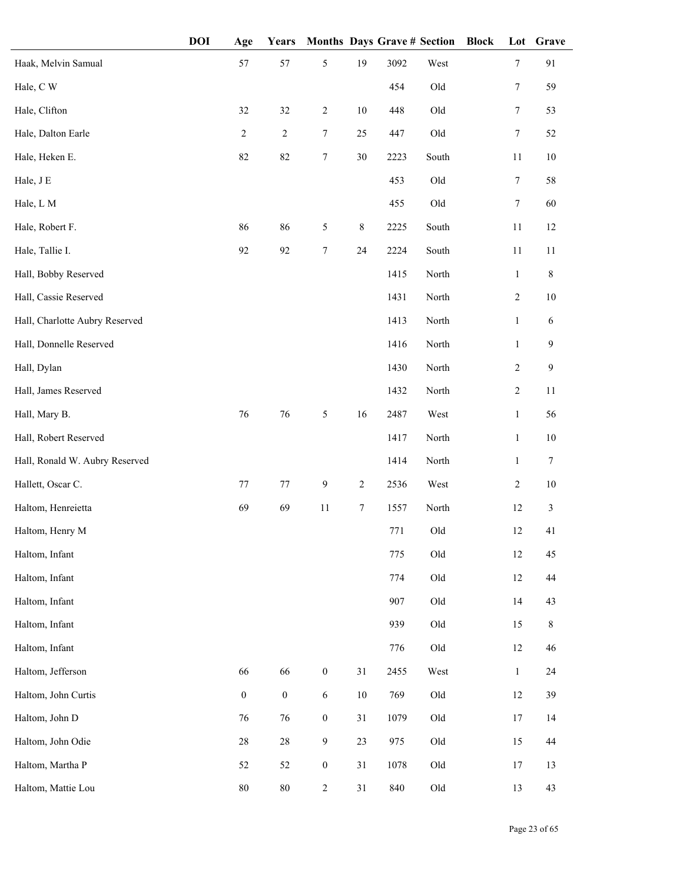| | DOI | Age | Years | Months | Days | Grave # | Section | Block | Lot | Grave |
|---|---|---|---|---|---|---|---|---|---|---|
| Haak, Melvin Samual | | 57 | 57 | 5 | 19 | 3092 | West | | 7 | 91 |
| Hale, C W | | | | | | 454 | Old | | 7 | 59 |
| Hale, Clifton | | 32 | 32 | 2 | 10 | 448 | Old | | 7 | 53 |
| Hale, Dalton Earle | | 2 | 2 | 7 | 25 | 447 | Old | | 7 | 52 |
| Hale, Heken E. | | 82 | 82 | 7 | 30 | 2223 | South | | 11 | 10 |
| Hale, J E | | | | | | 453 | Old | | 7 | 58 |
| Hale, L M | | | | | | 455 | Old | | 7 | 60 |
| Hale, Robert F. | | 86 | 86 | 5 | 8 | 2225 | South | | 11 | 12 |
| Hale, Tallie I. | | 92 | 92 | 7 | 24 | 2224 | South | | 11 | 11 |
| Hall, Bobby Reserved | | | | | | 1415 | North | | 1 | 8 |
| Hall, Cassie Reserved | | | | | | 1431 | North | | 2 | 10 |
| Hall, Charlotte Aubry Reserved | | | | | | 1413 | North | | 1 | 6 |
| Hall, Donnelle Reserved | | | | | | 1416 | North | | 1 | 9 |
| Hall, Dylan | | | | | | 1430 | North | | 2 | 9 |
| Hall, James Reserved | | | | | | 1432 | North | | 2 | 11 |
| Hall, Mary B. | | 76 | 76 | 5 | 16 | 2487 | West | | 1 | 56 |
| Hall, Robert Reserved | | | | | | 1417 | North | | 1 | 10 |
| Hall, Ronald W. Aubry Reserved | | | | | | 1414 | North | | 1 | 7 |
| Hallett, Oscar C. | | 77 | 77 | 9 | 2 | 2536 | West | | 2 | 10 |
| Haltom, Henreietta | | 69 | 69 | 11 | 7 | 1557 | North | | 12 | 3 |
| Haltom, Henry M | | | | | | 771 | Old | | 12 | 41 |
| Haltom, Infant | | | | | | 775 | Old | | 12 | 45 |
| Haltom, Infant | | | | | | 774 | Old | | 12 | 44 |
| Haltom, Infant | | | | | | 907 | Old | | 14 | 43 |
| Haltom, Infant | | | | | | 939 | Old | | 15 | 8 |
| Haltom, Infant | | | | | | 776 | Old | | 12 | 46 |
| Haltom, Jefferson | | 66 | 66 | 0 | 31 | 2455 | West | | 1 | 24 |
| Haltom, John Curtis | | 0 | 0 | 6 | 10 | 769 | Old | | 12 | 39 |
| Haltom, John D | | 76 | 76 | 0 | 31 | 1079 | Old | | 17 | 14 |
| Haltom, John Odie | | 28 | 28 | 9 | 23 | 975 | Old | | 15 | 44 |
| Haltom, Martha P | | 52 | 52 | 0 | 31 | 1078 | Old | | 17 | 13 |
| Haltom, Mattie Lou | | 80 | 80 | 2 | 31 | 840 | Old | | 13 | 43 |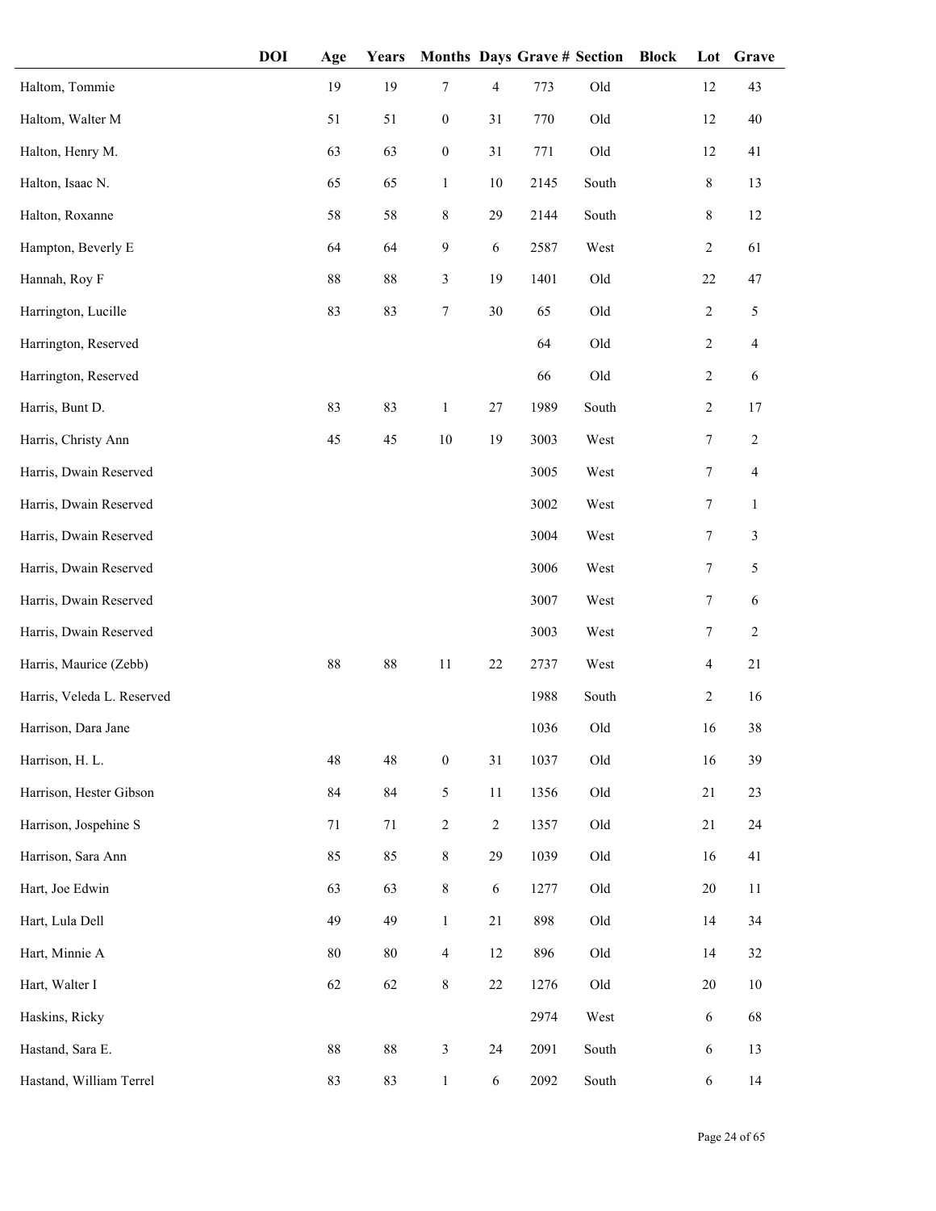| | DOI | Age | Years | Months | Days | Grave # | Section | Block | Lot | Grave |
|---|---|---|---|---|---|---|---|---|---|---|
| Haltom, Tommie | | 19 | 19 | 7 | 4 | 773 | Old | | 12 | 43 |
| Haltom, Walter M | | 51 | 51 | 0 | 31 | 770 | Old | | 12 | 40 |
| Halton, Henry M. | | 63 | 63 | 0 | 31 | 771 | Old | | 12 | 41 |
| Halton, Isaac N. | | 65 | 65 | 1 | 10 | 2145 | South | | 8 | 13 |
| Halton, Roxanne | | 58 | 58 | 8 | 29 | 2144 | South | | 8 | 12 |
| Hampton, Beverly E | | 64 | 64 | 9 | 6 | 2587 | West | | 2 | 61 |
| Hannah, Roy F | | 88 | 88 | 3 | 19 | 1401 | Old | | 22 | 47 |
| Harrington, Lucille | | 83 | 83 | 7 | 30 | 65 | Old | | 2 | 5 |
| Harrington, Reserved | | | | | | 64 | Old | | 2 | 4 |
| Harrington, Reserved | | | | | | 66 | Old | | 2 | 6 |
| Harris, Bunt D. | | 83 | 83 | 1 | 27 | 1989 | South | | 2 | 17 |
| Harris, Christy Ann | | 45 | 45 | 10 | 19 | 3003 | West | | 7 | 2 |
| Harris, Dwain Reserved | | | | | | 3005 | West | | 7 | 4 |
| Harris, Dwain Reserved | | | | | | 3002 | West | | 7 | 1 |
| Harris, Dwain Reserved | | | | | | 3004 | West | | 7 | 3 |
| Harris, Dwain Reserved | | | | | | 3006 | West | | 7 | 5 |
| Harris, Dwain Reserved | | | | | | 3007 | West | | 7 | 6 |
| Harris, Dwain Reserved | | | | | | 3003 | West | | 7 | 2 |
| Harris, Maurice (Zebb) | | 88 | 88 | 11 | 22 | 2737 | West | | 4 | 21 |
| Harris, Veleda L. Reserved | | | | | | 1988 | South | | 2 | 16 |
| Harrison, Dara Jane | | | | | | 1036 | Old | | 16 | 38 |
| Harrison, H. L. | | 48 | 48 | 0 | 31 | 1037 | Old | | 16 | 39 |
| Harrison, Hester Gibson | | 84 | 84 | 5 | 11 | 1356 | Old | | 21 | 23 |
| Harrison, Jospehine S | | 71 | 71 | 2 | 2 | 1357 | Old | | 21 | 24 |
| Harrison, Sara Ann | | 85 | 85 | 8 | 29 | 1039 | Old | | 16 | 41 |
| Hart, Joe Edwin | | 63 | 63 | 8 | 6 | 1277 | Old | | 20 | 11 |
| Hart, Lula Dell | | 49 | 49 | 1 | 21 | 898 | Old | | 14 | 34 |
| Hart, Minnie A | | 80 | 80 | 4 | 12 | 896 | Old | | 14 | 32 |
| Hart, Walter I | | 62 | 62 | 8 | 22 | 1276 | Old | | 20 | 10 |
| Haskins, Ricky | | | | | | 2974 | West | | 6 | 68 |
| Hastand, Sara E. | | 88 | 88 | 3 | 24 | 2091 | South | | 6 | 13 |
| Hastand, William Terrel | | 83 | 83 | 1 | 6 | 2092 | South | | 6 | 14 |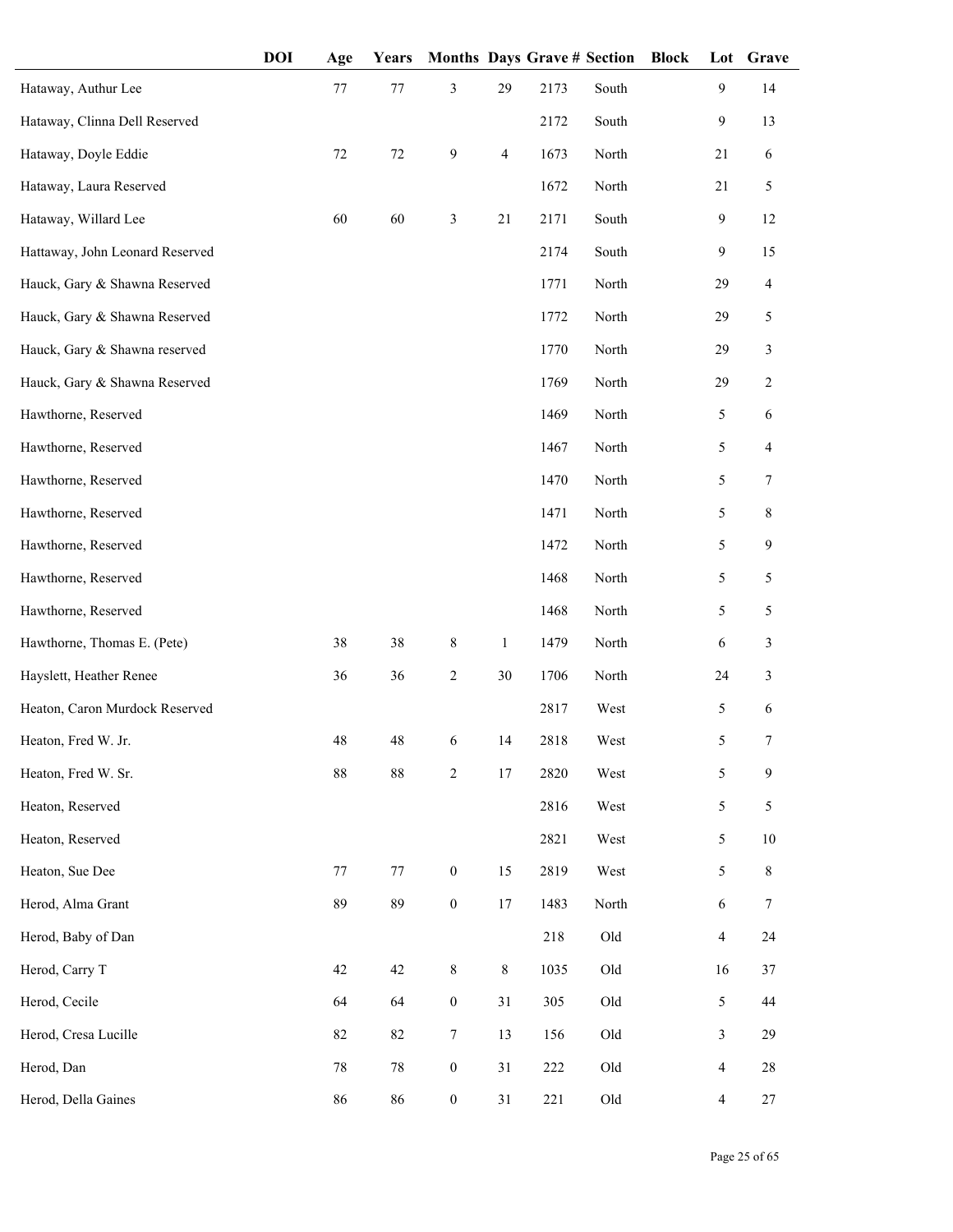| | DOI | Age | Years | Months | Days | Grave # | Section | Block | Lot | Grave |
|---|---|---|---|---|---|---|---|---|---|---|
| Hataway, Authur Lee | | 77 | 77 | 3 | 29 | 2173 | South | | 9 | 14 |
| Hataway, Clinna Dell Reserved | | | | | | 2172 | South | | 9 | 13 |
| Hataway, Doyle Eddie | | 72 | 72 | 9 | 4 | 1673 | North | | 21 | 6 |
| Hataway, Laura Reserved | | | | | | 1672 | North | | 21 | 5 |
| Hataway, Willard Lee | | 60 | 60 | 3 | 21 | 2171 | South | | 9 | 12 |
| Hattaway, John Leonard Reserved | | | | | | 2174 | South | | 9 | 15 |
| Hauck, Gary & Shawna Reserved | | | | | | 1771 | North | | 29 | 4 |
| Hauck, Gary & Shawna Reserved | | | | | | 1772 | North | | 29 | 5 |
| Hauck, Gary & Shawna reserved | | | | | | 1770 | North | | 29 | 3 |
| Hauck, Gary & Shawna Reserved | | | | | | 1769 | North | | 29 | 2 |
| Hawthorne, Reserved | | | | | | 1469 | North | | 5 | 6 |
| Hawthorne, Reserved | | | | | | 1467 | North | | 5 | 4 |
| Hawthorne, Reserved | | | | | | 1470 | North | | 5 | 7 |
| Hawthorne, Reserved | | | | | | 1471 | North | | 5 | 8 |
| Hawthorne, Reserved | | | | | | 1472 | North | | 5 | 9 |
| Hawthorne, Reserved | | | | | | 1468 | North | | 5 | 5 |
| Hawthorne, Reserved | | | | | | 1468 | North | | 5 | 5 |
| Hawthorne, Thomas E. (Pete) | | 38 | 38 | 8 | 1 | 1479 | North | | 6 | 3 |
| Hayslett, Heather Renee | | 36 | 36 | 2 | 30 | 1706 | North | | 24 | 3 |
| Heaton, Caron Murdock Reserved | | | | | | 2817 | West | | 5 | 6 |
| Heaton, Fred W. Jr. | | 48 | 48 | 6 | 14 | 2818 | West | | 5 | 7 |
| Heaton, Fred W. Sr. | | 88 | 88 | 2 | 17 | 2820 | West | | 5 | 9 |
| Heaton, Reserved | | | | | | 2816 | West | | 5 | 5 |
| Heaton, Reserved | | | | | | 2821 | West | | 5 | 10 |
| Heaton, Sue Dee | | 77 | 77 | 0 | 15 | 2819 | West | | 5 | 8 |
| Herod, Alma Grant | | 89 | 89 | 0 | 17 | 1483 | North | | 6 | 7 |
| Herod, Baby of Dan | | | | | | 218 | Old | | 4 | 24 |
| Herod, Carry T | | 42 | 42 | 8 | 8 | 1035 | Old | | 16 | 37 |
| Herod, Cecile | | 64 | 64 | 0 | 31 | 305 | Old | | 5 | 44 |
| Herod, Cresa Lucille | | 82 | 82 | 7 | 13 | 156 | Old | | 3 | 29 |
| Herod, Dan | | 78 | 78 | 0 | 31 | 222 | Old | | 4 | 28 |
| Herod, Della Gaines | | 86 | 86 | 0 | 31 | 221 | Old | | 4 | 27 |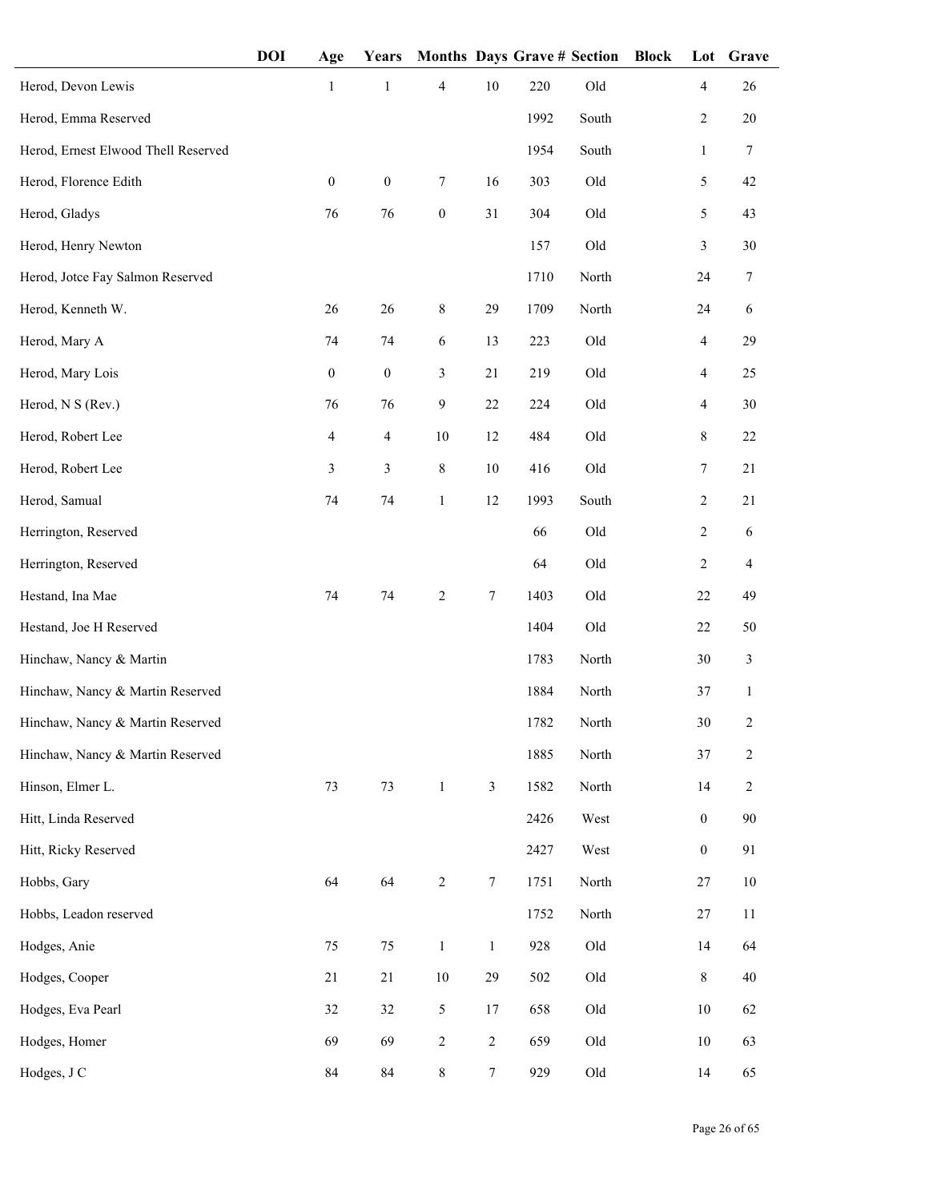| | DOI | Age | Years | Months | Days | Grave # | Section | Block | Lot | Grave |
|---|---|---|---|---|---|---|---|---|---|---|
| Herod, Devon Lewis | | 1 | 1 | 4 | 10 | 220 | Old | | 4 | 26 |
| Herod, Emma Reserved | | | | | | 1992 | South | | 2 | 20 |
| Herod, Ernest Elwood Thell Reserved | | | | | | 1954 | South | | 1 | 7 |
| Herod, Florence Edith | | 0 | 0 | 7 | 16 | 303 | Old | | 5 | 42 |
| Herod, Gladys | | 76 | 76 | 0 | 31 | 304 | Old | | 5 | 43 |
| Herod, Henry Newton | | | | | | 157 | Old | | 3 | 30 |
| Herod, Jotce Fay Salmon Reserved | | | | | | 1710 | North | | 24 | 7 |
| Herod, Kenneth W. | | 26 | 26 | 8 | 29 | 1709 | North | | 24 | 6 |
| Herod, Mary A | | 74 | 74 | 6 | 13 | 223 | Old | | 4 | 29 |
| Herod, Mary Lois | | 0 | 0 | 3 | 21 | 219 | Old | | 4 | 25 |
| Herod, N S (Rev.) | | 76 | 76 | 9 | 22 | 224 | Old | | 4 | 30 |
| Herod, Robert Lee | | 4 | 4 | 10 | 12 | 484 | Old | | 8 | 22 |
| Herod, Robert Lee | | 3 | 3 | 8 | 10 | 416 | Old | | 7 | 21 |
| Herod, Samual | | 74 | 74 | 1 | 12 | 1993 | South | | 2 | 21 |
| Herrington, Reserved | | | | | | 66 | Old | | 2 | 6 |
| Herrington, Reserved | | | | | | 64 | Old | | 2 | 4 |
| Hestand, Ina Mae | | 74 | 74 | 2 | 7 | 1403 | Old | | 22 | 49 |
| Hestand, Joe H Reserved | | | | | | 1404 | Old | | 22 | 50 |
| Hinchaw, Nancy & Martin | | | | | | 1783 | North | | 30 | 3 |
| Hinchaw, Nancy & Martin Reserved | | | | | | 1884 | North | | 37 | 1 |
| Hinchaw, Nancy & Martin Reserved | | | | | | 1782 | North | | 30 | 2 |
| Hinchaw, Nancy & Martin Reserved | | | | | | 1885 | North | | 37 | 2 |
| Hinson, Elmer L. | | 73 | 73 | 1 | 3 | 1582 | North | | 14 | 2 |
| Hitt, Linda Reserved | | | | | | 2426 | West | | 0 | 90 |
| Hitt, Ricky Reserved | | | | | | 2427 | West | | 0 | 91 |
| Hobbs, Gary | | 64 | 64 | 2 | 7 | 1751 | North | | 27 | 10 |
| Hobbs, Leadon reserved | | | | | | 1752 | North | | 27 | 11 |
| Hodges, Anie | | 75 | 75 | 1 | 1 | 928 | Old | | 14 | 64 |
| Hodges, Cooper | | 21 | 21 | 10 | 29 | 502 | Old | | 8 | 40 |
| Hodges, Eva Pearl | | 32 | 32 | 5 | 17 | 658 | Old | | 10 | 62 |
| Hodges, Homer | | 69 | 69 | 2 | 2 | 659 | Old | | 10 | 63 |
| Hodges, J C | | 84 | 84 | 8 | 7 | 929 | Old | | 14 | 65 |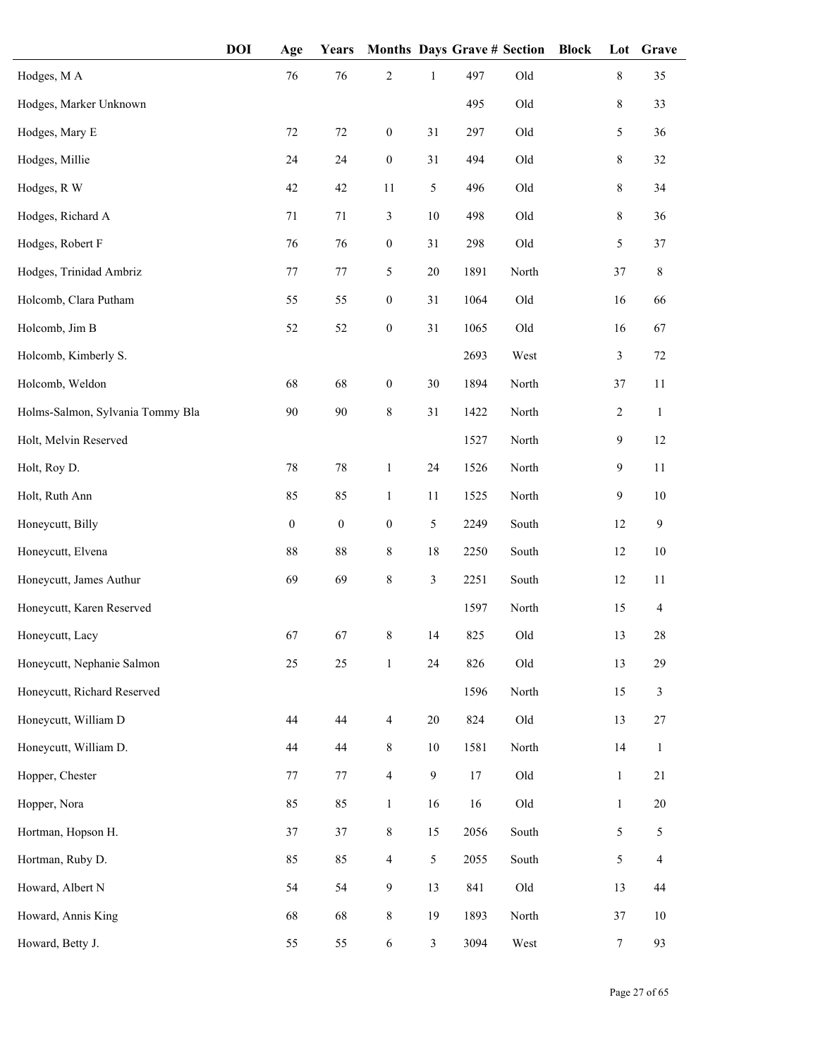| | DOI | Age | Years | Months | Days | Grave # | Section | Block | Lot | Grave |
|---|---|---|---|---|---|---|---|---|---|---|
| Hodges, M A | | 76 | 76 | 2 | 1 | 497 | Old | | 8 | 35 |
| Hodges, Marker Unknown | | | | | | 495 | Old | | 8 | 33 |
| Hodges, Mary E | | 72 | 72 | 0 | 31 | 297 | Old | | 5 | 36 |
| Hodges, Millie | | 24 | 24 | 0 | 31 | 494 | Old | | 8 | 32 |
| Hodges, R W | | 42 | 42 | 11 | 5 | 496 | Old | | 8 | 34 |
| Hodges, Richard A | | 71 | 71 | 3 | 10 | 498 | Old | | 8 | 36 |
| Hodges, Robert F | | 76 | 76 | 0 | 31 | 298 | Old | | 5 | 37 |
| Hodges, Trinidad Ambriz | | 77 | 77 | 5 | 20 | 1891 | North | | 37 | 8 |
| Holcomb, Clara Putham | | 55 | 55 | 0 | 31 | 1064 | Old | | 16 | 66 |
| Holcomb, Jim B | | 52 | 52 | 0 | 31 | 1065 | Old | | 16 | 67 |
| Holcomb, Kimberly S. | | | | | | 2693 | West | | 3 | 72 |
| Holcomb, Weldon | | 68 | 68 | 0 | 30 | 1894 | North | | 37 | 11 |
| Holms-Salmon, Sylvania Tommy Bla | | 90 | 90 | 8 | 31 | 1422 | North | | 2 | 1 |
| Holt, Melvin Reserved | | | | | | 1527 | North | | 9 | 12 |
| Holt, Roy D. | | 78 | 78 | 1 | 24 | 1526 | North | | 9 | 11 |
| Holt, Ruth Ann | | 85 | 85 | 1 | 11 | 1525 | North | | 9 | 10 |
| Honeycutt, Billy | | 0 | 0 | 0 | 5 | 2249 | South | | 12 | 9 |
| Honeycutt, Elvena | | 88 | 88 | 8 | 18 | 2250 | South | | 12 | 10 |
| Honeycutt, James Authur | | 69 | 69 | 8 | 3 | 2251 | South | | 12 | 11 |
| Honeycutt, Karen Reserved | | | | | | 1597 | North | | 15 | 4 |
| Honeycutt, Lacy | | 67 | 67 | 8 | 14 | 825 | Old | | 13 | 28 |
| Honeycutt, Nephanie Salmon | | 25 | 25 | 1 | 24 | 826 | Old | | 13 | 29 |
| Honeycutt, Richard Reserved | | | | | | 1596 | North | | 15 | 3 |
| Honeycutt, William D | | 44 | 44 | 4 | 20 | 824 | Old | | 13 | 27 |
| Honeycutt, William D. | | 44 | 44 | 8 | 10 | 1581 | North | | 14 | 1 |
| Hopper, Chester | | 77 | 77 | 4 | 9 | 17 | Old | | 1 | 21 |
| Hopper, Nora | | 85 | 85 | 1 | 16 | 16 | Old | | 1 | 20 |
| Hortman, Hopson H. | | 37 | 37 | 8 | 15 | 2056 | South | | 5 | 5 |
| Hortman, Ruby D. | | 85 | 85 | 4 | 5 | 2055 | South | | 5 | 4 |
| Howard, Albert N | | 54 | 54 | 9 | 13 | 841 | Old | | 13 | 44 |
| Howard, Annis King | | 68 | 68 | 8 | 19 | 1893 | North | | 37 | 10 |
| Howard, Betty J. | | 55 | 55 | 6 | 3 | 3094 | West | | 7 | 93 |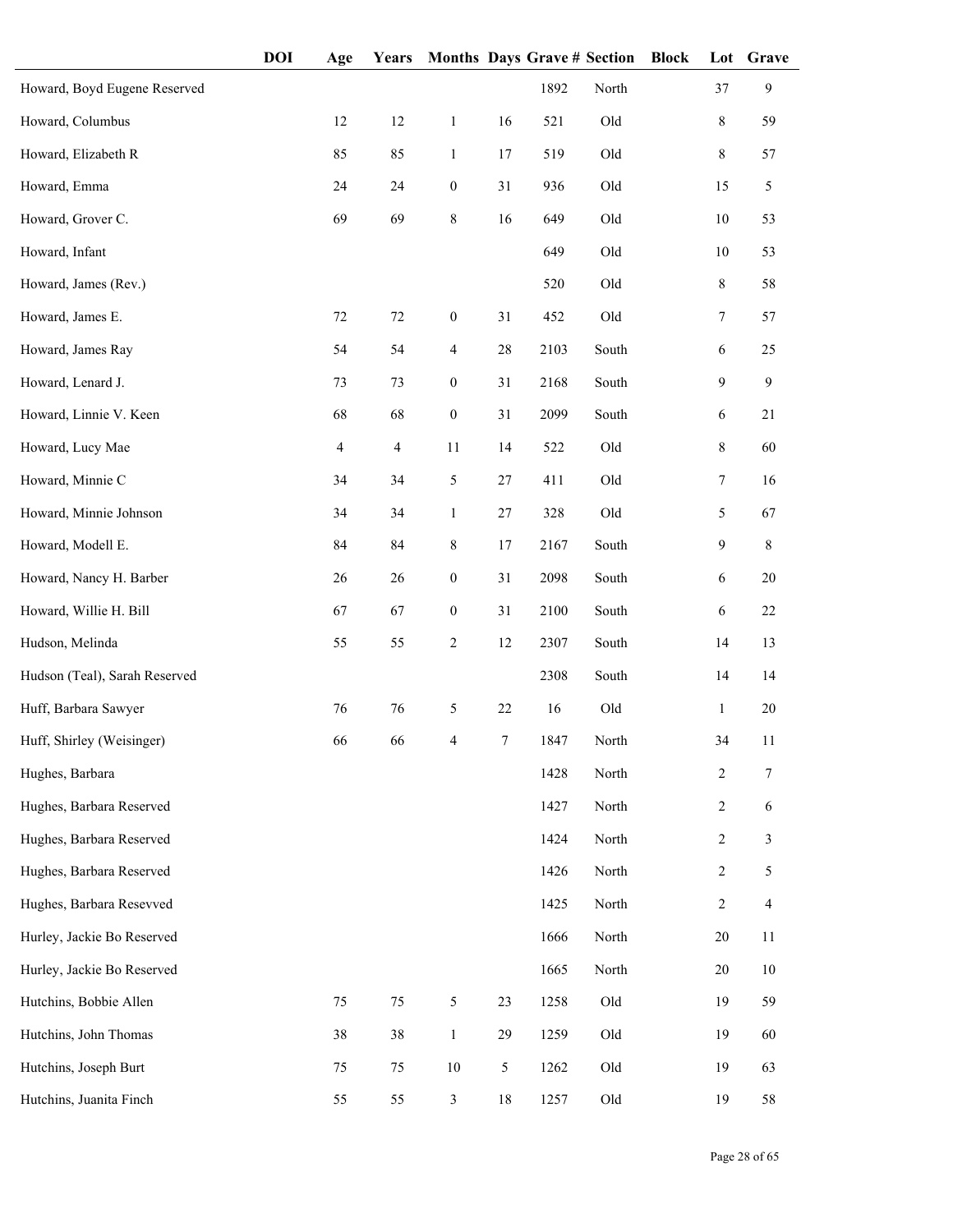| | DOI | Age | Years | Months | Days | Grave # | Section | Block | Lot | Grave |
|---|---|---|---|---|---|---|---|---|---|---|
| Howard, Boyd Eugene Reserved | | | | | | 1892 | North | | 37 | 9 |
| Howard, Columbus | | 12 | 12 | 1 | 16 | 521 | Old | | 8 | 59 |
| Howard, Elizabeth R | | 85 | 85 | 1 | 17 | 519 | Old | | 8 | 57 |
| Howard, Emma | | 24 | 24 | 0 | 31 | 936 | Old | | 15 | 5 |
| Howard, Grover C. | | 69 | 69 | 8 | 16 | 649 | Old | | 10 | 53 |
| Howard, Infant | | | | | | 649 | Old | | 10 | 53 |
| Howard, James (Rev.) | | | | | | 520 | Old | | 8 | 58 |
| Howard, James E. | | 72 | 72 | 0 | 31 | 452 | Old | | 7 | 57 |
| Howard, James Ray | | 54 | 54 | 4 | 28 | 2103 | South | | 6 | 25 |
| Howard, Lenard J. | | 73 | 73 | 0 | 31 | 2168 | South | | 9 | 9 |
| Howard, Linnie V. Keen | | 68 | 68 | 0 | 31 | 2099 | South | | 6 | 21 |
| Howard, Lucy Mae | | 4 | 4 | 11 | 14 | 522 | Old | | 8 | 60 |
| Howard, Minnie C | | 34 | 34 | 5 | 27 | 411 | Old | | 7 | 16 |
| Howard, Minnie Johnson | | 34 | 34 | 1 | 27 | 328 | Old | | 5 | 67 |
| Howard, Modell E. | | 84 | 84 | 8 | 17 | 2167 | South | | 9 | 8 |
| Howard, Nancy H. Barber | | 26 | 26 | 0 | 31 | 2098 | South | | 6 | 20 |
| Howard, Willie H. Bill | | 67 | 67 | 0 | 31 | 2100 | South | | 6 | 22 |
| Hudson, Melinda | | 55 | 55 | 2 | 12 | 2307 | South | | 14 | 13 |
| Hudson (Teal), Sarah Reserved | | | | | | 2308 | South | | 14 | 14 |
| Huff, Barbara Sawyer | | 76 | 76 | 5 | 22 | 16 | Old | | 1 | 20 |
| Huff, Shirley (Weisinger) | | 66 | 66 | 4 | 7 | 1847 | North | | 34 | 11 |
| Hughes, Barbara | | | | | | 1428 | North | | 2 | 7 |
| Hughes, Barbara Reserved | | | | | | 1427 | North | | 2 | 6 |
| Hughes, Barbara Reserved | | | | | | 1424 | North | | 2 | 3 |
| Hughes, Barbara Reserved | | | | | | 1426 | North | | 2 | 5 |
| Hughes, Barbara Resevved | | | | | | 1425 | North | | 2 | 4 |
| Hurley, Jackie Bo Reserved | | | | | | 1666 | North | | 20 | 11 |
| Hurley, Jackie Bo Reserved | | | | | | 1665 | North | | 20 | 10 |
| Hutchins, Bobbie Allen | | 75 | 75 | 5 | 23 | 1258 | Old | | 19 | 59 |
| Hutchins, John Thomas | | 38 | 38 | 1 | 29 | 1259 | Old | | 19 | 60 |
| Hutchins, Joseph Burt | | 75 | 75 | 10 | 5 | 1262 | Old | | 19 | 63 |
| Hutchins, Juanita Finch | | 55 | 55 | 3 | 18 | 1257 | Old | | 19 | 58 |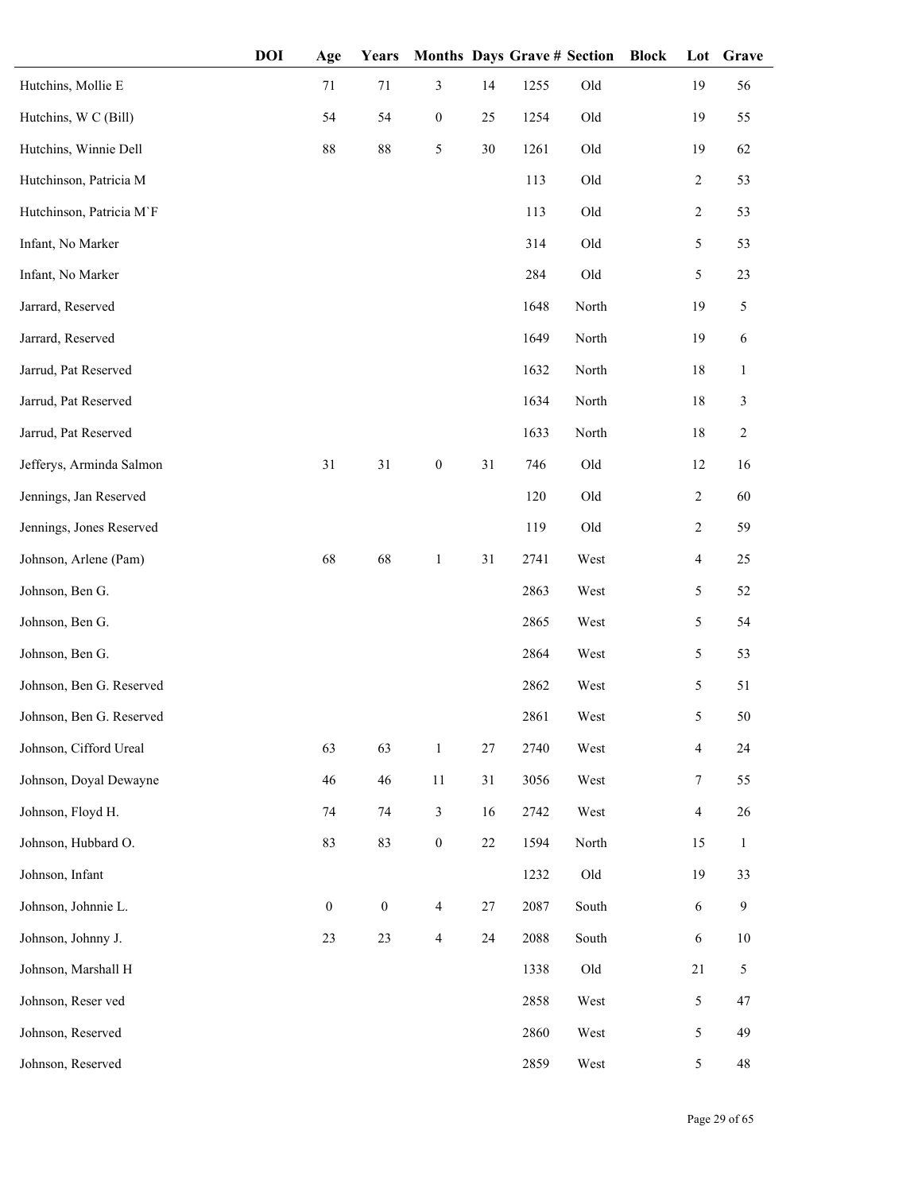| | DOI | Age | Years | Months | Days | Grave # | Section | Block | Lot | Grave |
|---|---|---|---|---|---|---|---|---|---|---|
| Hutchins, Mollie E | | 71 | 71 | 3 | 14 | 1255 | Old | | 19 | 56 |
| Hutchins, W C (Bill) | | 54 | 54 | 0 | 25 | 1254 | Old | | 19 | 55 |
| Hutchins, Winnie Dell | | 88 | 88 | 5 | 30 | 1261 | Old | | 19 | 62 |
| Hutchinson, Patricia M | | | | | | 113 | Old | | 2 | 53 |
| Hutchinson, Patricia M`F | | | | | | 113 | Old | | 2 | 53 |
| Infant, No Marker | | | | | | 314 | Old | | 5 | 53 |
| Infant, No Marker | | | | | | 284 | Old | | 5 | 23 |
| Jarrard, Reserved | | | | | | 1648 | North | | 19 | 5 |
| Jarrard, Reserved | | | | | | 1649 | North | | 19 | 6 |
| Jarrud, Pat Reserved | | | | | | 1632 | North | | 18 | 1 |
| Jarrud, Pat Reserved | | | | | | 1634 | North | | 18 | 3 |
| Jarrud, Pat Reserved | | | | | | 1633 | North | | 18 | 2 |
| Jefferys, Arminda Salmon | | 31 | 31 | 0 | 31 | 746 | Old | | 12 | 16 |
| Jennings, Jan Reserved | | | | | | 120 | Old | | 2 | 60 |
| Jennings, Jones Reserved | | | | | | 119 | Old | | 2 | 59 |
| Johnson, Arlene (Pam) | | 68 | 68 | 1 | 31 | 2741 | West | | 4 | 25 |
| Johnson, Ben G. | | | | | | 2863 | West | | 5 | 52 |
| Johnson, Ben G. | | | | | | 2865 | West | | 5 | 54 |
| Johnson, Ben G. | | | | | | 2864 | West | | 5 | 53 |
| Johnson, Ben G. Reserved | | | | | | 2862 | West | | 5 | 51 |
| Johnson, Ben G. Reserved | | | | | | 2861 | West | | 5 | 50 |
| Johnson, Cifford Ureal | | 63 | 63 | 1 | 27 | 2740 | West | | 4 | 24 |
| Johnson, Doyal Dewayne | | 46 | 46 | 11 | 31 | 3056 | West | | 7 | 55 |
| Johnson, Floyd H. | | 74 | 74 | 3 | 16 | 2742 | West | | 4 | 26 |
| Johnson, Hubbard O. | | 83 | 83 | 0 | 22 | 1594 | North | | 15 | 1 |
| Johnson, Infant | | | | | | 1232 | Old | | 19 | 33 |
| Johnson, Johnnie L. | | 0 | 0 | 4 | 27 | 2087 | South | | 6 | 9 |
| Johnson, Johnny J. | | 23 | 23 | 4 | 24 | 2088 | South | | 6 | 10 |
| Johnson, Marshall H | | | | | | 1338 | Old | | 21 | 5 |
| Johnson, Reser ved | | | | | | 2858 | West | | 5 | 47 |
| Johnson, Reserved | | | | | | 2860 | West | | 5 | 49 |
| Johnson, Reserved | | | | | | 2859 | West | | 5 | 48 |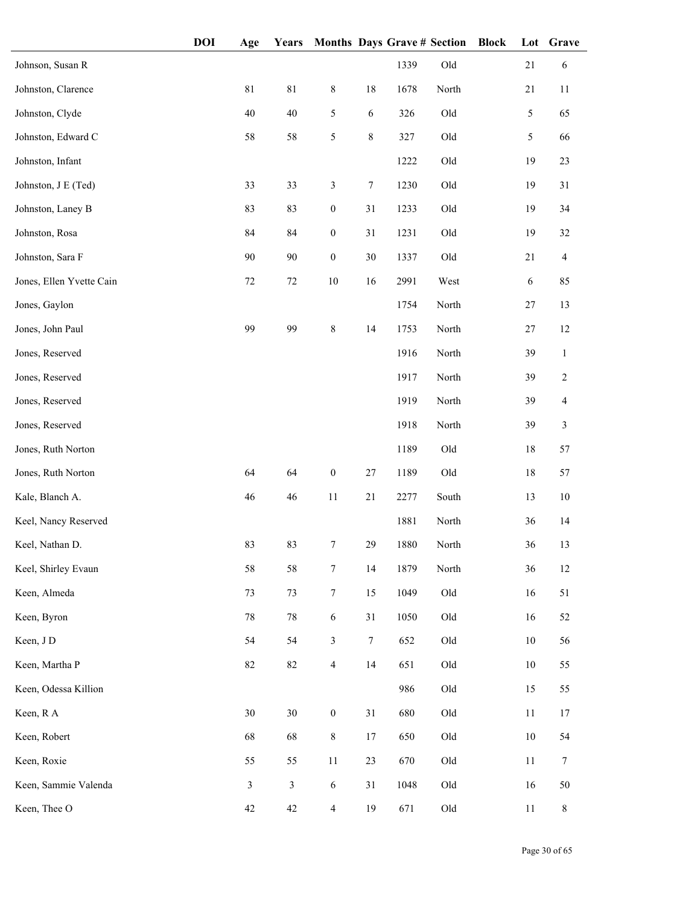| | DOI | Age | Years | Months | Days | Grave # | Section | Block | Lot | Grave |
|---|---|---|---|---|---|---|---|---|---|---|
| Johnson, Susan R | | | | | | 1339 | Old | | 21 | 6 |
| Johnston, Clarence | | 81 | 81 | 8 | 18 | 1678 | North | | 21 | 11 |
| Johnston, Clyde | | 40 | 40 | 5 | 6 | 326 | Old | | 5 | 65 |
| Johnston, Edward C | | 58 | 58 | 5 | 8 | 327 | Old | | 5 | 66 |
| Johnston, Infant | | | | | | 1222 | Old | | 19 | 23 |
| Johnston, J E (Ted) | | 33 | 33 | 3 | 7 | 1230 | Old | | 19 | 31 |
| Johnston, Laney B | | 83 | 83 | 0 | 31 | 1233 | Old | | 19 | 34 |
| Johnston, Rosa | | 84 | 84 | 0 | 31 | 1231 | Old | | 19 | 32 |
| Johnston, Sara F | | 90 | 90 | 0 | 30 | 1337 | Old | | 21 | 4 |
| Jones, Ellen Yvette Cain | | 72 | 72 | 10 | 16 | 2991 | West | | 6 | 85 |
| Jones, Gaylon | | | | | | 1754 | North | | 27 | 13 |
| Jones, John Paul | | 99 | 99 | 8 | 14 | 1753 | North | | 27 | 12 |
| Jones, Reserved | | | | | | 1916 | North | | 39 | 1 |
| Jones, Reserved | | | | | | 1917 | North | | 39 | 2 |
| Jones, Reserved | | | | | | 1919 | North | | 39 | 4 |
| Jones, Reserved | | | | | | 1918 | North | | 39 | 3 |
| Jones, Ruth Norton | | | | | | 1189 | Old | | 18 | 57 |
| Jones, Ruth Norton | | 64 | 64 | 0 | 27 | 1189 | Old | | 18 | 57 |
| Kale, Blanch A. | | 46 | 46 | 11 | 21 | 2277 | South | | 13 | 10 |
| Keel, Nancy Reserved | | | | | | 1881 | North | | 36 | 14 |
| Keel, Nathan D. | | 83 | 83 | 7 | 29 | 1880 | North | | 36 | 13 |
| Keel, Shirley Evaun | | 58 | 58 | 7 | 14 | 1879 | North | | 36 | 12 |
| Keen, Almeda | | 73 | 73 | 7 | 15 | 1049 | Old | | 16 | 51 |
| Keen, Byron | | 78 | 78 | 6 | 31 | 1050 | Old | | 16 | 52 |
| Keen, J D | | 54 | 54 | 3 | 7 | 652 | Old | | 10 | 56 |
| Keen, Martha P | | 82 | 82 | 4 | 14 | 651 | Old | | 10 | 55 |
| Keen, Odessa Killion | | | | | | 986 | Old | | 15 | 55 |
| Keen, R A | | 30 | 30 | 0 | 31 | 680 | Old | | 11 | 17 |
| Keen, Robert | | 68 | 68 | 8 | 17 | 650 | Old | | 10 | 54 |
| Keen, Roxie | | 55 | 55 | 11 | 23 | 670 | Old | | 11 | 7 |
| Keen, Sammie Valenda | | 3 | 3 | 6 | 31 | 1048 | Old | | 16 | 50 |
| Keen, Thee O | | 42 | 42 | 4 | 19 | 671 | Old | | 11 | 8 |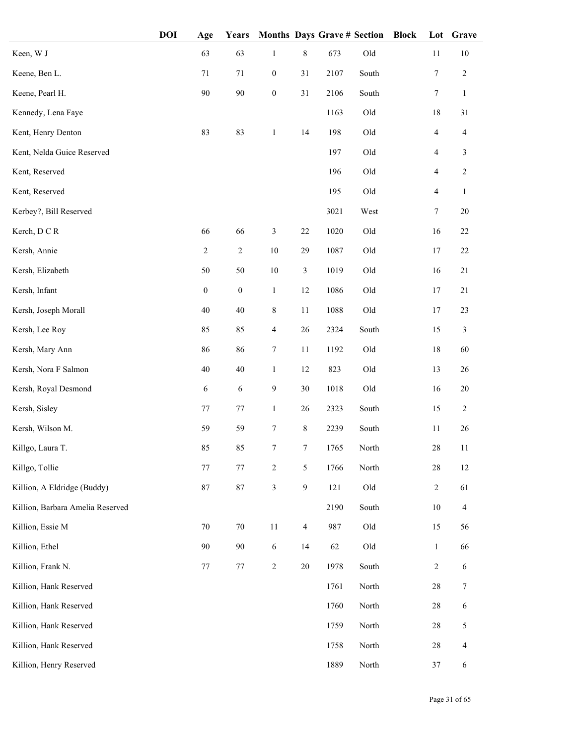| | DOI | Age | Years | Months | Days | Grave # | Section | Block | Lot | Grave |
|---|---|---|---|---|---|---|---|---|---|---|
| Keen, W J | | 63 | 63 | 1 | 8 | 673 | Old | | 11 | 10 |
| Keene, Ben L. | | 71 | 71 | 0 | 31 | 2107 | South | | 7 | 2 |
| Keene, Pearl H. | | 90 | 90 | 0 | 31 | 2106 | South | | 7 | 1 |
| Kennedy, Lena Faye | | | | | | 1163 | Old | | 18 | 31 |
| Kent, Henry Denton | | 83 | 83 | 1 | 14 | 198 | Old | | 4 | 4 |
| Kent, Nelda Guice Reserved | | | | | | 197 | Old | | 4 | 3 |
| Kent, Reserved | | | | | | 196 | Old | | 4 | 2 |
| Kent, Reserved | | | | | | 195 | Old | | 4 | 1 |
| Kerbey?, Bill Reserved | | | | | | 3021 | West | | 7 | 20 |
| Kerch, D C R | | 66 | 66 | 3 | 22 | 1020 | Old | | 16 | 22 |
| Kersh, Annie | | 2 | 2 | 10 | 29 | 1087 | Old | | 17 | 22 |
| Kersh, Elizabeth | | 50 | 50 | 10 | 3 | 1019 | Old | | 16 | 21 |
| Kersh, Infant | | 0 | 0 | 1 | 12 | 1086 | Old | | 17 | 21 |
| Kersh, Joseph Morall | | 40 | 40 | 8 | 11 | 1088 | Old | | 17 | 23 |
| Kersh, Lee Roy | | 85 | 85 | 4 | 26 | 2324 | South | | 15 | 3 |
| Kersh, Mary Ann | | 86 | 86 | 7 | 11 | 1192 | Old | | 18 | 60 |
| Kersh, Nora F Salmon | | 40 | 40 | 1 | 12 | 823 | Old | | 13 | 26 |
| Kersh, Royal Desmond | | 6 | 6 | 9 | 30 | 1018 | Old | | 16 | 20 |
| Kersh, Sisley | | 77 | 77 | 1 | 26 | 2323 | South | | 15 | 2 |
| Kersh, Wilson M. | | 59 | 59 | 7 | 8 | 2239 | South | | 11 | 26 |
| Killgo, Laura T. | | 85 | 85 | 7 | 7 | 1765 | North | | 28 | 11 |
| Killgo, Tollie | | 77 | 77 | 2 | 5 | 1766 | North | | 28 | 12 |
| Killion, A Eldridge (Buddy) | | 87 | 87 | 3 | 9 | 121 | Old | | 2 | 61 |
| Killion, Barbara Amelia Reserved | | | | | | 2190 | South | | 10 | 4 |
| Killion, Essie M | | 70 | 70 | 11 | 4 | 987 | Old | | 15 | 56 |
| Killion, Ethel | | 90 | 90 | 6 | 14 | 62 | Old | | 1 | 66 |
| Killion, Frank N. | | 77 | 77 | 2 | 20 | 1978 | South | | 2 | 6 |
| Killion, Hank Reserved | | | | | | 1761 | North | | 28 | 7 |
| Killion, Hank Reserved | | | | | | 1760 | North | | 28 | 6 |
| Killion, Hank Reserved | | | | | | 1759 | North | | 28 | 5 |
| Killion, Hank Reserved | | | | | | 1758 | North | | 28 | 4 |
| Killion, Henry Reserved | | | | | | 1889 | North | | 37 | 6 |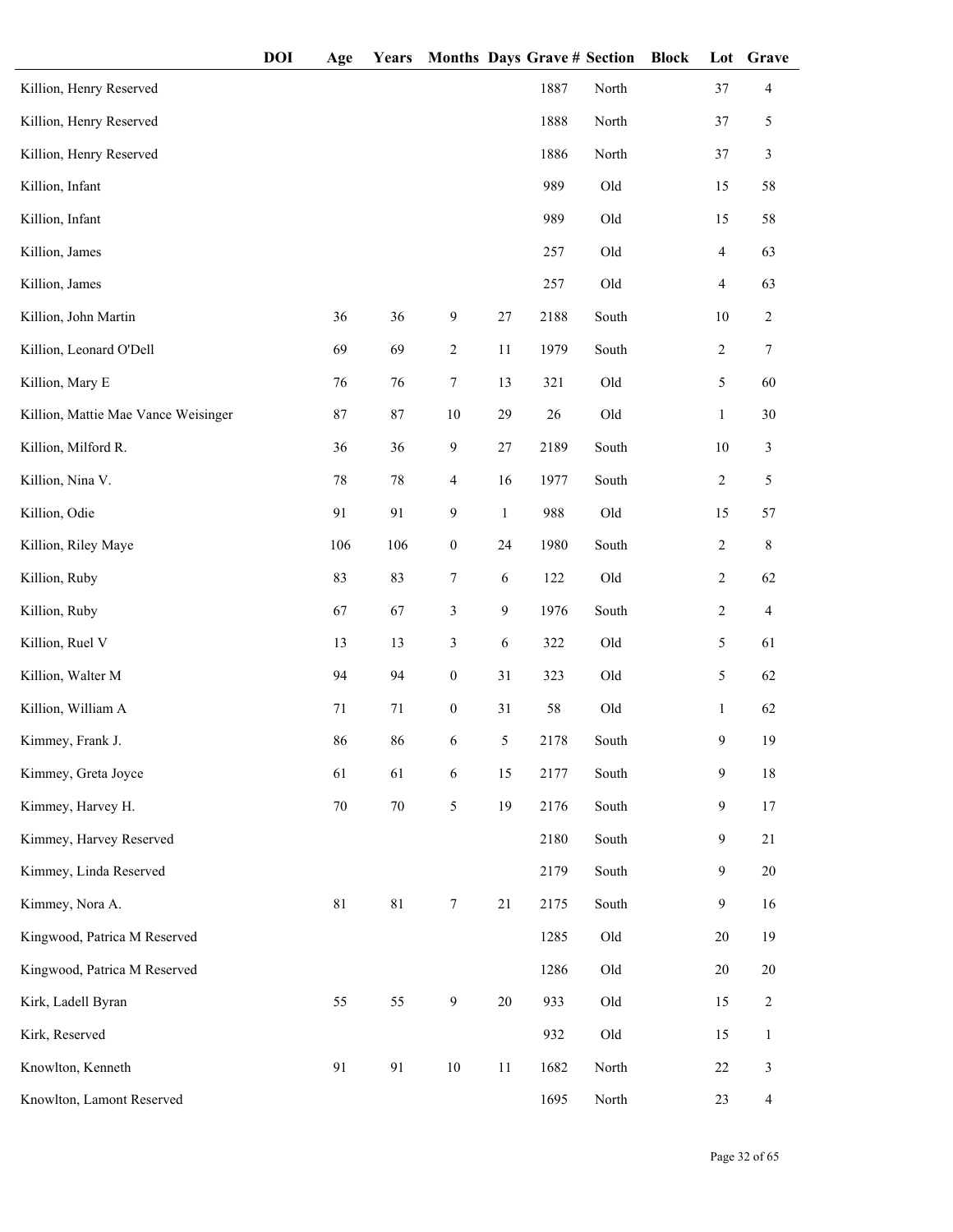| | DOI | Age | Years | Months | Days | Grave # | Section | Block | Lot | Grave |
|---|---|---|---|---|---|---|---|---|---|---|
| Killion, Henry Reserved | | | | | | 1887 | North | | 37 | 4 |
| Killion, Henry Reserved | | | | | | 1888 | North | | 37 | 5 |
| Killion, Henry Reserved | | | | | | 1886 | North | | 37 | 3 |
| Killion, Infant | | | | | | 989 | Old | | 15 | 58 |
| Killion, Infant | | | | | | 989 | Old | | 15 | 58 |
| Killion, James | | | | | | 257 | Old | | 4 | 63 |
| Killion, James | | | | | | 257 | Old | | 4 | 63 |
| Killion, John Martin | | 36 | 36 | 9 | 27 | 2188 | South | | 10 | 2 |
| Killion, Leonard O'Dell | | 69 | 69 | 2 | 11 | 1979 | South | | 2 | 7 |
| Killion, Mary E | | 76 | 76 | 7 | 13 | 321 | Old | | 5 | 60 |
| Killion, Mattie Mae Vance Weisinger | | 87 | 87 | 10 | 29 | 26 | Old | | 1 | 30 |
| Killion, Milford R. | | 36 | 36 | 9 | 27 | 2189 | South | | 10 | 3 |
| Killion, Nina V. | | 78 | 78 | 4 | 16 | 1977 | South | | 2 | 5 |
| Killion, Odie | | 91 | 91 | 9 | 1 | 988 | Old | | 15 | 57 |
| Killion, Riley Maye | | 106 | 106 | 0 | 24 | 1980 | South | | 2 | 8 |
| Killion, Ruby | | 83 | 83 | 7 | 6 | 122 | Old | | 2 | 62 |
| Killion, Ruby | | 67 | 67 | 3 | 9 | 1976 | South | | 2 | 4 |
| Killion, Ruel V | | 13 | 13 | 3 | 6 | 322 | Old | | 5 | 61 |
| Killion, Walter M | | 94 | 94 | 0 | 31 | 323 | Old | | 5 | 62 |
| Killion, William A | | 71 | 71 | 0 | 31 | 58 | Old | | 1 | 62 |
| Kimmey, Frank J. | | 86 | 86 | 6 | 5 | 2178 | South | | 9 | 19 |
| Kimmey, Greta Joyce | | 61 | 61 | 6 | 15 | 2177 | South | | 9 | 18 |
| Kimmey, Harvey H. | | 70 | 70 | 5 | 19 | 2176 | South | | 9 | 17 |
| Kimmey, Harvey Reserved | | | | | | 2180 | South | | 9 | 21 |
| Kimmey, Linda Reserved | | | | | | 2179 | South | | 9 | 20 |
| Kimmey, Nora A. | | 81 | 81 | 7 | 21 | 2175 | South | | 9 | 16 |
| Kingwood, Patrica M Reserved | | | | | | 1285 | Old | | 20 | 19 |
| Kingwood, Patrica M Reserved | | | | | | 1286 | Old | | 20 | 20 |
| Kirk, Ladell Byran | | 55 | 55 | 9 | 20 | 933 | Old | | 15 | 2 |
| Kirk, Reserved | | | | | | 932 | Old | | 15 | 1 |
| Knowlton, Kenneth | | 91 | 91 | 10 | 11 | 1682 | North | | 22 | 3 |
| Knowlton, Lamont Reserved | | | | | | 1695 | North | | 23 | 4 |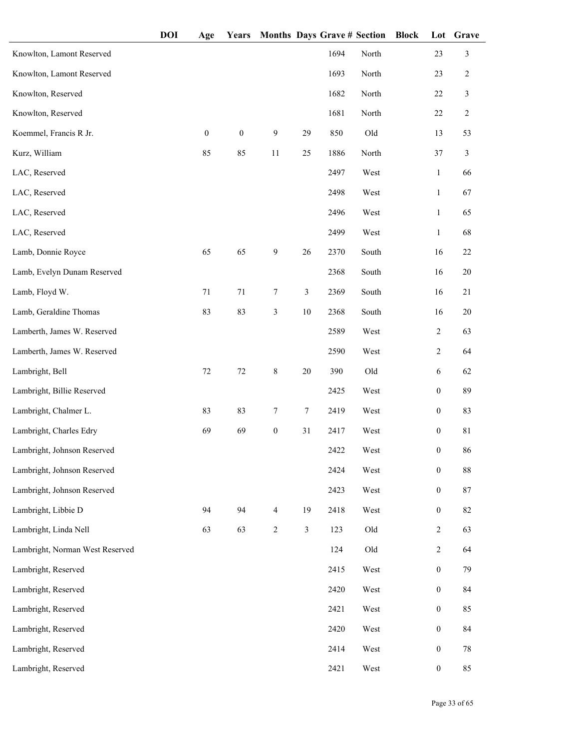| | DOI | Age | Years | Months | Days | Grave # | Section | Block | Lot | Grave |
|---|---|---|---|---|---|---|---|---|---|---|
| Knowlton, Lamont Reserved | | | | | | 1694 | North | | 23 | 3 |
| Knowlton, Lamont Reserved | | | | | | 1693 | North | | 23 | 2 |
| Knowlton, Reserved | | | | | | 1682 | North | | 22 | 3 |
| Knowlton, Reserved | | | | | | 1681 | North | | 22 | 2 |
| Koemmel, Francis R Jr. | | 0 | 0 | 9 | 29 | 850 | Old | | 13 | 53 |
| Kurz, William | | 85 | 85 | 11 | 25 | 1886 | North | | 37 | 3 |
| LAC, Reserved | | | | | | 2497 | West | | 1 | 66 |
| LAC, Reserved | | | | | | 2498 | West | | 1 | 67 |
| LAC, Reserved | | | | | | 2496 | West | | 1 | 65 |
| LAC, Reserved | | | | | | 2499 | West | | 1 | 68 |
| Lamb, Donnie Royce | | 65 | 65 | 9 | 26 | 2370 | South | | 16 | 22 |
| Lamb, Evelyn Dunam Reserved | | | | | | 2368 | South | | 16 | 20 |
| Lamb, Floyd W. | | 71 | 71 | 7 | 3 | 2369 | South | | 16 | 21 |
| Lamb, Geraldine Thomas | | 83 | 83 | 3 | 10 | 2368 | South | | 16 | 20 |
| Lamberth, James W. Reserved | | | | | | 2589 | West | | 2 | 63 |
| Lamberth, James W. Reserved | | | | | | 2590 | West | | 2 | 64 |
| Lambright, Bell | | 72 | 72 | 8 | 20 | 390 | Old | | 6 | 62 |
| Lambright, Billie Reserved | | | | | | 2425 | West | | 0 | 89 |
| Lambright, Chalmer L. | | 83 | 83 | 7 | 7 | 2419 | West | | 0 | 83 |
| Lambright, Charles Edry | | 69 | 69 | 0 | 31 | 2417 | West | | 0 | 81 |
| Lambright, Johnson Reserved | | | | | | 2422 | West | | 0 | 86 |
| Lambright, Johnson Reserved | | | | | | 2424 | West | | 0 | 88 |
| Lambright, Johnson Reserved | | | | | | 2423 | West | | 0 | 87 |
| Lambright, Libbie D | | 94 | 94 | 4 | 19 | 2418 | West | | 0 | 82 |
| Lambright, Linda Nell | | 63 | 63 | 2 | 3 | 123 | Old | | 2 | 63 |
| Lambright, Norman West Reserved | | | | | | 124 | Old | | 2 | 64 |
| Lambright, Reserved | | | | | | 2415 | West | | 0 | 79 |
| Lambright, Reserved | | | | | | 2420 | West | | 0 | 84 |
| Lambright, Reserved | | | | | | 2421 | West | | 0 | 85 |
| Lambright, Reserved | | | | | | 2420 | West | | 0 | 84 |
| Lambright, Reserved | | | | | | 2414 | West | | 0 | 78 |
| Lambright, Reserved | | | | | | 2421 | West | | 0 | 85 |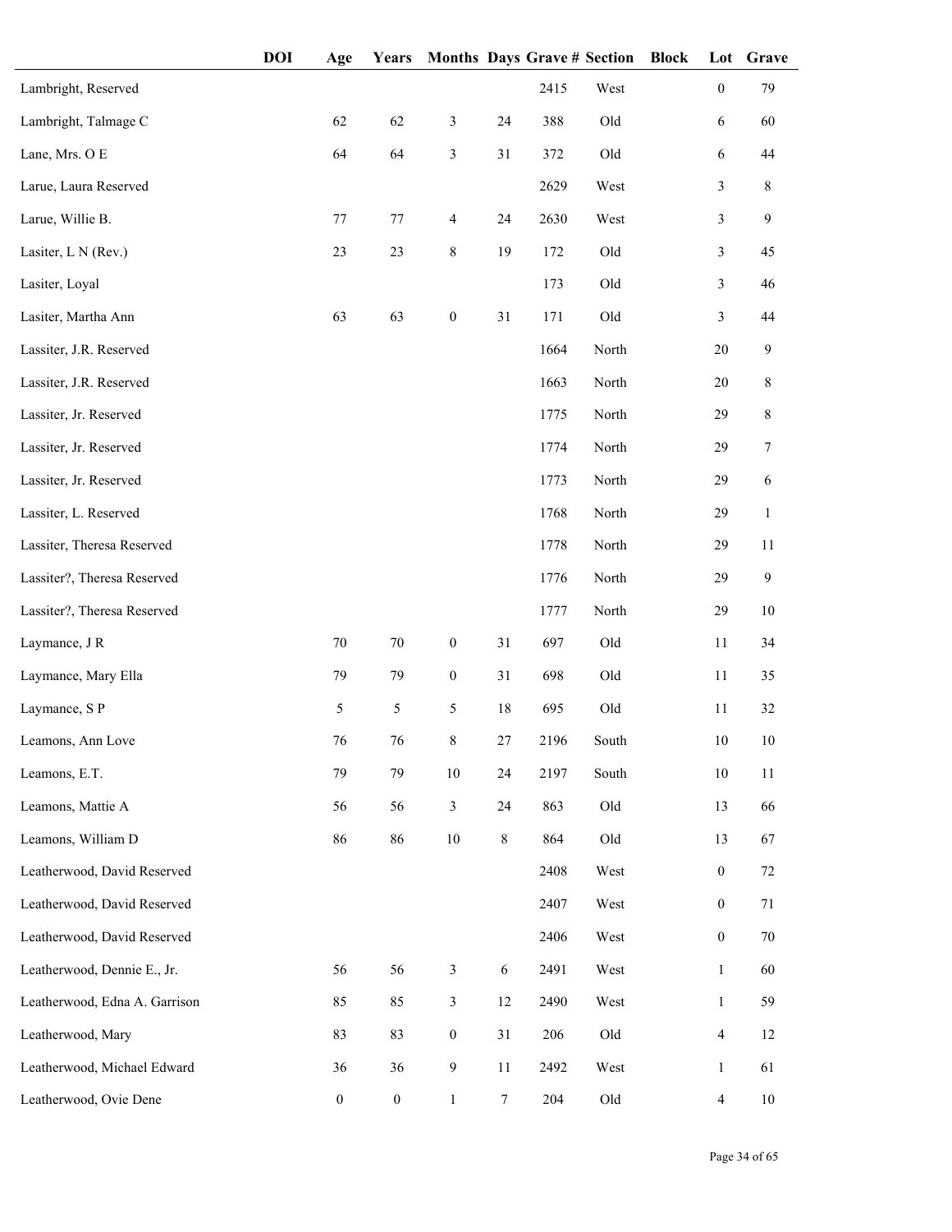| | DOI | Age | Years | Months | Days | Grave # | Section | Block | Lot | Grave |
|---|---|---|---|---|---|---|---|---|---|---|
| Lambright, Reserved | | | | | | 2415 | West | | 0 | 79 |
| Lambright, Talmage C | | 62 | 62 | 3 | 24 | 388 | Old | | 6 | 60 |
| Lane, Mrs. O E | | 64 | 64 | 3 | 31 | 372 | Old | | 6 | 44 |
| Larue, Laura Reserved | | | | | | 2629 | West | | 3 | 8 |
| Larue, Willie B. | | 77 | 77 | 4 | 24 | 2630 | West | | 3 | 9 |
| Lasiter, L N (Rev.) | | 23 | 23 | 8 | 19 | 172 | Old | | 3 | 45 |
| Lasiter, Loyal | | | | | | 173 | Old | | 3 | 46 |
| Lasiter, Martha Ann | | 63 | 63 | 0 | 31 | 171 | Old | | 3 | 44 |
| Lassiter, J.R. Reserved | | | | | | 1664 | North | | 20 | 9 |
| Lassiter, J.R. Reserved | | | | | | 1663 | North | | 20 | 8 |
| Lassiter, Jr. Reserved | | | | | | 1775 | North | | 29 | 8 |
| Lassiter, Jr. Reserved | | | | | | 1774 | North | | 29 | 7 |
| Lassiter, Jr. Reserved | | | | | | 1773 | North | | 29 | 6 |
| Lassiter, L. Reserved | | | | | | 1768 | North | | 29 | 1 |
| Lassiter, Theresa Reserved | | | | | | 1778 | North | | 29 | 11 |
| Lassiter?, Theresa Reserved | | | | | | 1776 | North | | 29 | 9 |
| Lassiter?, Theresa Reserved | | | | | | 1777 | North | | 29 | 10 |
| Laymance, J R | | 70 | 70 | 0 | 31 | 697 | Old | | 11 | 34 |
| Laymance, Mary Ella | | 79 | 79 | 0 | 31 | 698 | Old | | 11 | 35 |
| Laymance, S P | | 5 | 5 | 5 | 18 | 695 | Old | | 11 | 32 |
| Leamons, Ann Love | | 76 | 76 | 8 | 27 | 2196 | South | | 10 | 10 |
| Leamons, E.T. | | 79 | 79 | 10 | 24 | 2197 | South | | 10 | 11 |
| Leamons, Mattie A | | 56 | 56 | 3 | 24 | 863 | Old | | 13 | 66 |
| Leamons, William D | | 86 | 86 | 10 | 8 | 864 | Old | | 13 | 67 |
| Leatherwood, David Reserved | | | | | | 2408 | West | | 0 | 72 |
| Leatherwood, David Reserved | | | | | | 2407 | West | | 0 | 71 |
| Leatherwood, David Reserved | | | | | | 2406 | West | | 0 | 70 |
| Leatherwood, Dennie E., Jr. | | 56 | 56 | 3 | 6 | 2491 | West | | 1 | 60 |
| Leatherwood, Edna A. Garrison | | 85 | 85 | 3 | 12 | 2490 | West | | 1 | 59 |
| Leatherwood, Mary | | 83 | 83 | 0 | 31 | 206 | Old | | 4 | 12 |
| Leatherwood, Michael Edward | | 36 | 36 | 9 | 11 | 2492 | West | | 1 | 61 |
| Leatherwood, Ovie Dene | | 0 | 0 | 1 | 7 | 204 | Old | | 4 | 10 |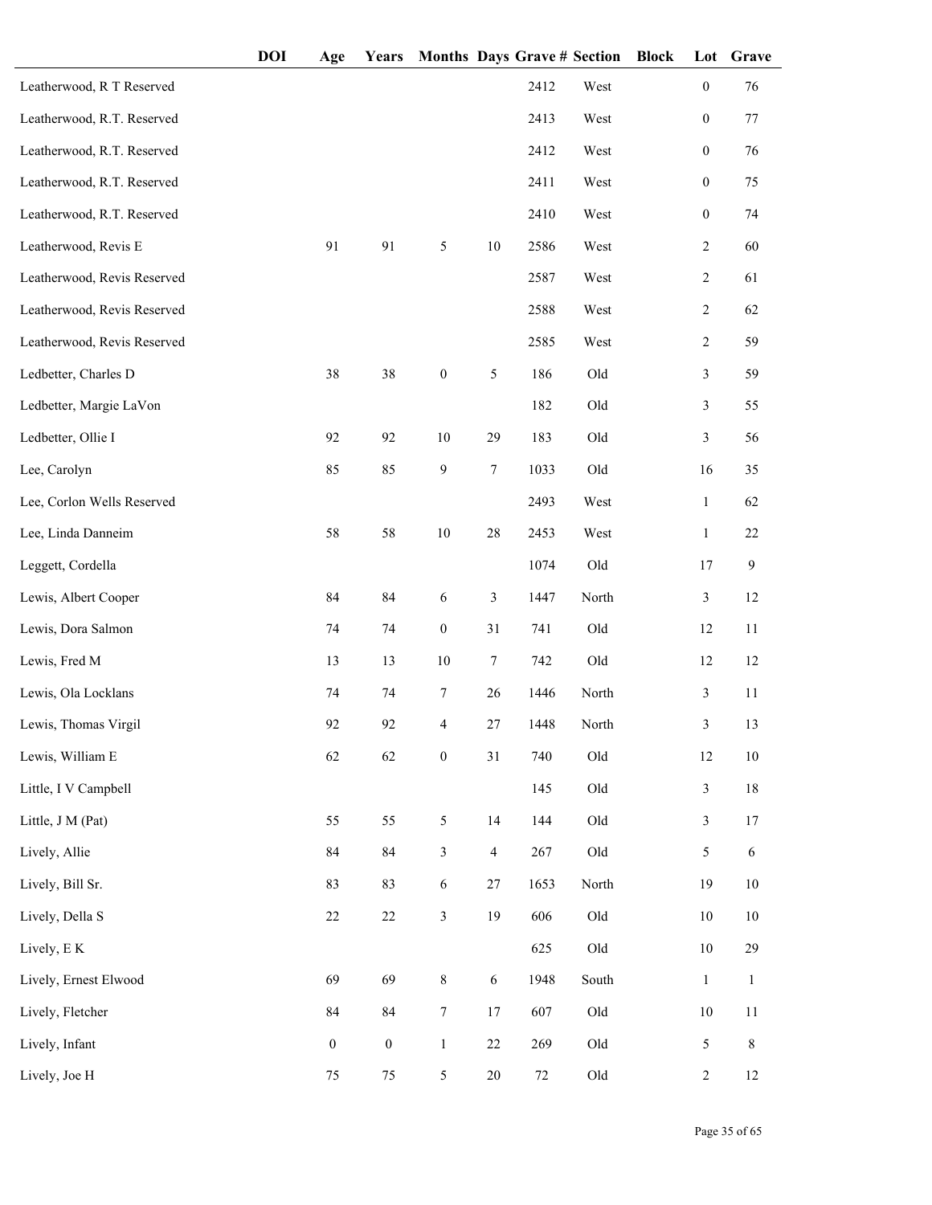| | DOI | Age | Years | Months | Days | Grave # | Section | Block | Lot | Grave |
|---|---|---|---|---|---|---|---|---|---|---|
| Leatherwood, R T Reserved | | | | | | 2412 | West | | 0 | 76 |
| Leatherwood, R.T. Reserved | | | | | | 2413 | West | | 0 | 77 |
| Leatherwood, R.T. Reserved | | | | | | 2412 | West | | 0 | 76 |
| Leatherwood, R.T. Reserved | | | | | | 2411 | West | | 0 | 75 |
| Leatherwood, R.T. Reserved | | | | | | 2410 | West | | 0 | 74 |
| Leatherwood, Revis E | | 91 | 91 | 5 | 10 | 2586 | West | | 2 | 60 |
| Leatherwood, Revis Reserved | | | | | | 2587 | West | | 2 | 61 |
| Leatherwood, Revis Reserved | | | | | | 2588 | West | | 2 | 62 |
| Leatherwood, Revis Reserved | | | | | | 2585 | West | | 2 | 59 |
| Ledbetter, Charles D | | 38 | 38 | 0 | 5 | 186 | Old | | 3 | 59 |
| Ledbetter, Margie LaVon | | | | | | 182 | Old | | 3 | 55 |
| Ledbetter, Ollie I | | 92 | 92 | 10 | 29 | 183 | Old | | 3 | 56 |
| Lee, Carolyn | | 85 | 85 | 9 | 7 | 1033 | Old | | 16 | 35 |
| Lee, Corlon Wells Reserved | | | | | | 2493 | West | | 1 | 62 |
| Lee, Linda Danneim | | 58 | 58 | 10 | 28 | 2453 | West | | 1 | 22 |
| Leggett, Cordella | | | | | | 1074 | Old | | 17 | 9 |
| Lewis, Albert Cooper | | 84 | 84 | 6 | 3 | 1447 | North | | 3 | 12 |
| Lewis, Dora Salmon | | 74 | 74 | 0 | 31 | 741 | Old | | 12 | 11 |
| Lewis, Fred M | | 13 | 13 | 10 | 7 | 742 | Old | | 12 | 12 |
| Lewis, Ola Locklans | | 74 | 74 | 7 | 26 | 1446 | North | | 3 | 11 |
| Lewis, Thomas Virgil | | 92 | 92 | 4 | 27 | 1448 | North | | 3 | 13 |
| Lewis, William E | | 62 | 62 | 0 | 31 | 740 | Old | | 12 | 10 |
| Little, I V Campbell | | | | | | 145 | Old | | 3 | 18 |
| Little, J M (Pat) | | 55 | 55 | 5 | 14 | 144 | Old | | 3 | 17 |
| Lively, Allie | | 84 | 84 | 3 | 4 | 267 | Old | | 5 | 6 |
| Lively, Bill Sr. | | 83 | 83 | 6 | 27 | 1653 | North | | 19 | 10 |
| Lively, Della S | | 22 | 22 | 3 | 19 | 606 | Old | | 10 | 10 |
| Lively, E K | | | | | | 625 | Old | | 10 | 29 |
| Lively, Ernest Elwood | | 69 | 69 | 8 | 6 | 1948 | South | | 1 | 1 |
| Lively, Fletcher | | 84 | 84 | 7 | 17 | 607 | Old | | 10 | 11 |
| Lively, Infant | | 0 | 0 | 1 | 22 | 269 | Old | | 5 | 8 |
| Lively, Joe H | | 75 | 75 | 5 | 20 | 72 | Old | | 2 | 12 |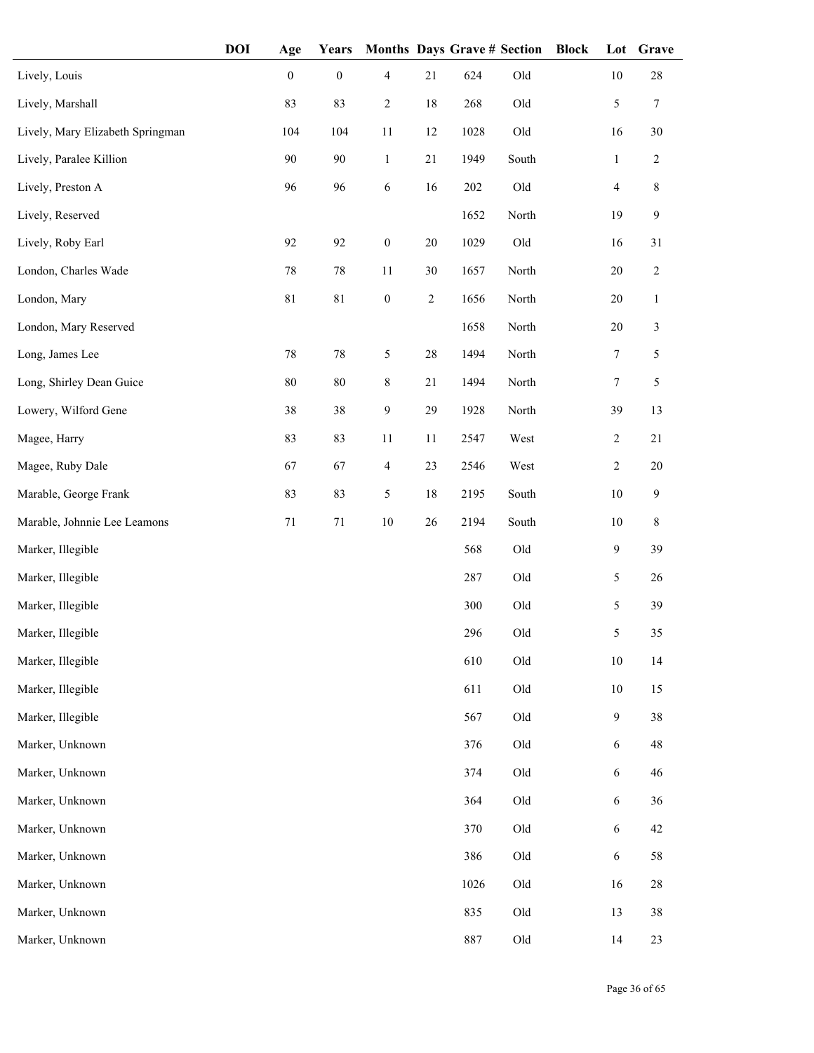| | DOI | Age | Years | Months | Days | Grave # | Section | Block | Lot | Grave |
|---|---|---|---|---|---|---|---|---|---|---|
| Lively, Louis | | 0 | 0 | 4 | 21 | 624 | Old | | 10 | 28 |
| Lively, Marshall | | 83 | 83 | 2 | 18 | 268 | Old | | 5 | 7 |
| Lively, Mary Elizabeth Springman | | 104 | 104 | 11 | 12 | 1028 | Old | | 16 | 30 |
| Lively, Paralee Killion | | 90 | 90 | 1 | 21 | 1949 | South | | 1 | 2 |
| Lively, Preston A | | 96 | 96 | 6 | 16 | 202 | Old | | 4 | 8 |
| Lively, Reserved | | | | | | 1652 | North | | 19 | 9 |
| Lively, Roby Earl | | 92 | 92 | 0 | 20 | 1029 | Old | | 16 | 31 |
| London, Charles Wade | | 78 | 78 | 11 | 30 | 1657 | North | | 20 | 2 |
| London, Mary | | 81 | 81 | 0 | 2 | 1656 | North | | 20 | 1 |
| London, Mary Reserved | | | | | | 1658 | North | | 20 | 3 |
| Long, James Lee | | 78 | 78 | 5 | 28 | 1494 | North | | 7 | 5 |
| Long, Shirley Dean Guice | | 80 | 80 | 8 | 21 | 1494 | North | | 7 | 5 |
| Lowery, Wilford Gene | | 38 | 38 | 9 | 29 | 1928 | North | | 39 | 13 |
| Magee, Harry | | 83 | 83 | 11 | 11 | 2547 | West | | 2 | 21 |
| Magee, Ruby Dale | | 67 | 67 | 4 | 23 | 2546 | West | | 2 | 20 |
| Marable, George Frank | | 83 | 83 | 5 | 18 | 2195 | South | | 10 | 9 |
| Marable, Johnnie Lee Leamons | | 71 | 71 | 10 | 26 | 2194 | South | | 10 | 8 |
| Marker, Illegible | | | | | | 568 | Old | | 9 | 39 |
| Marker, Illegible | | | | | | 287 | Old | | 5 | 26 |
| Marker, Illegible | | | | | | 300 | Old | | 5 | 39 |
| Marker, Illegible | | | | | | 296 | Old | | 5 | 35 |
| Marker, Illegible | | | | | | 610 | Old | | 10 | 14 |
| Marker, Illegible | | | | | | 611 | Old | | 10 | 15 |
| Marker, Illegible | | | | | | 567 | Old | | 9 | 38 |
| Marker, Unknown | | | | | | 376 | Old | | 6 | 48 |
| Marker, Unknown | | | | | | 374 | Old | | 6 | 46 |
| Marker, Unknown | | | | | | 364 | Old | | 6 | 36 |
| Marker, Unknown | | | | | | 370 | Old | | 6 | 42 |
| Marker, Unknown | | | | | | 386 | Old | | 6 | 58 |
| Marker, Unknown | | | | | | 1026 | Old | | 16 | 28 |
| Marker, Unknown | | | | | | 835 | Old | | 13 | 38 |
| Marker, Unknown | | | | | | 887 | Old | | 14 | 23 |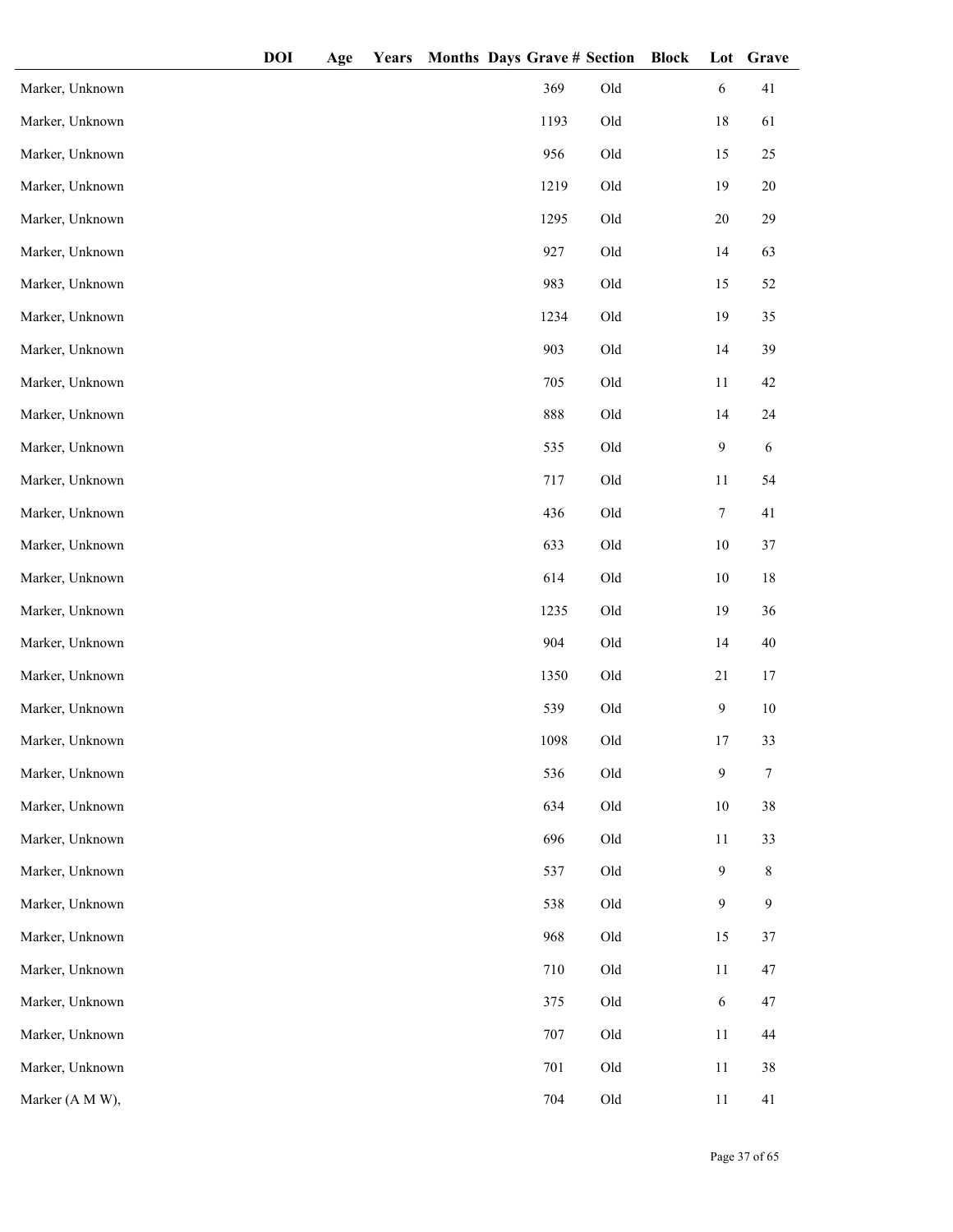| | DOI | Age | Years | Months | Days | Grave # | Section | Block | Lot | Grave |
|---|---|---|---|---|---|---|---|---|---|---|
| Marker, Unknown | | | | | | 369 | Old | | 6 | 41 |
| Marker, Unknown | | | | | | 1193 | Old | | 18 | 61 |
| Marker, Unknown | | | | | | 956 | Old | | 15 | 25 |
| Marker, Unknown | | | | | | 1219 | Old | | 19 | 20 |
| Marker, Unknown | | | | | | 1295 | Old | | 20 | 29 |
| Marker, Unknown | | | | | | 927 | Old | | 14 | 63 |
| Marker, Unknown | | | | | | 983 | Old | | 15 | 52 |
| Marker, Unknown | | | | | | 1234 | Old | | 19 | 35 |
| Marker, Unknown | | | | | | 903 | Old | | 14 | 39 |
| Marker, Unknown | | | | | | 705 | Old | | 11 | 42 |
| Marker, Unknown | | | | | | 888 | Old | | 14 | 24 |
| Marker, Unknown | | | | | | 535 | Old | | 9 | 6 |
| Marker, Unknown | | | | | | 717 | Old | | 11 | 54 |
| Marker, Unknown | | | | | | 436 | Old | | 7 | 41 |
| Marker, Unknown | | | | | | 633 | Old | | 10 | 37 |
| Marker, Unknown | | | | | | 614 | Old | | 10 | 18 |
| Marker, Unknown | | | | | | 1235 | Old | | 19 | 36 |
| Marker, Unknown | | | | | | 904 | Old | | 14 | 40 |
| Marker, Unknown | | | | | | 1350 | Old | | 21 | 17 |
| Marker, Unknown | | | | | | 539 | Old | | 9 | 10 |
| Marker, Unknown | | | | | | 1098 | Old | | 17 | 33 |
| Marker, Unknown | | | | | | 536 | Old | | 9 | 7 |
| Marker, Unknown | | | | | | 634 | Old | | 10 | 38 |
| Marker, Unknown | | | | | | 696 | Old | | 11 | 33 |
| Marker, Unknown | | | | | | 537 | Old | | 9 | 8 |
| Marker, Unknown | | | | | | 538 | Old | | 9 | 9 |
| Marker, Unknown | | | | | | 968 | Old | | 15 | 37 |
| Marker, Unknown | | | | | | 710 | Old | | 11 | 47 |
| Marker, Unknown | | | | | | 375 | Old | | 6 | 47 |
| Marker, Unknown | | | | | | 707 | Old | | 11 | 44 |
| Marker, Unknown | | | | | | 701 | Old | | 11 | 38 |
| Marker (A M W), | | | | | | 704 | Old | | 11 | 41 |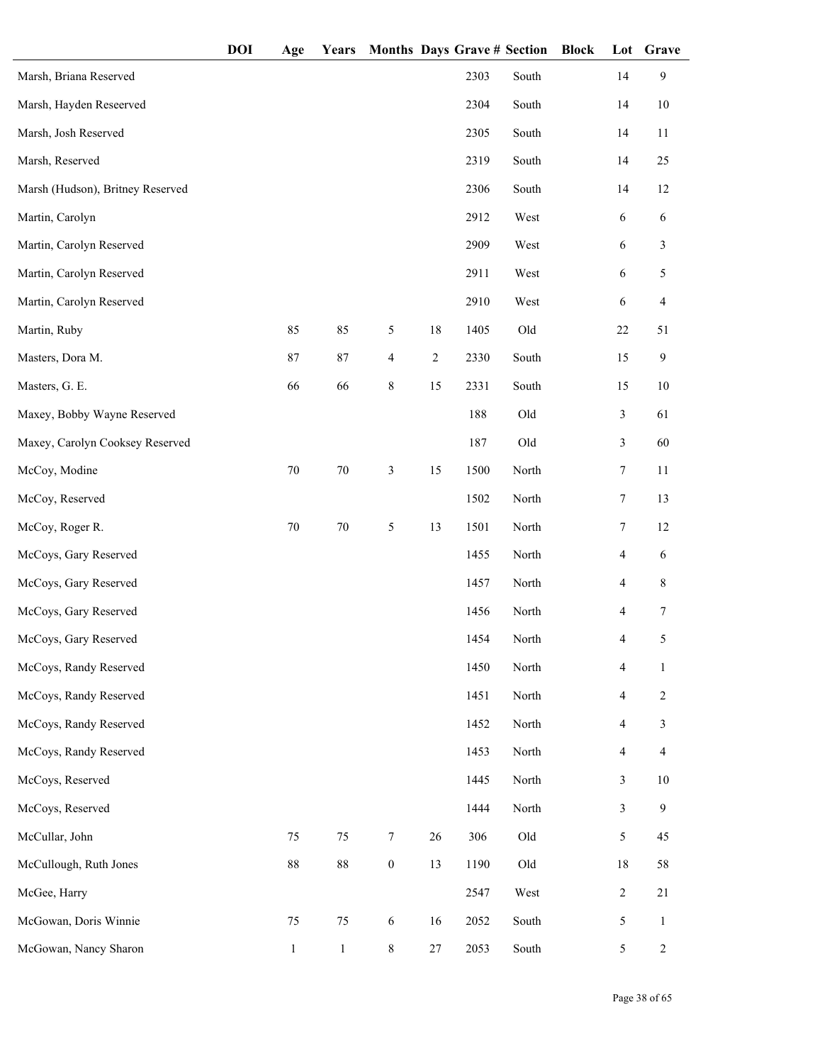| | DOI | Age | Years | Months | Days | Grave # | Section | Block | Lot | Grave |
|---|---|---|---|---|---|---|---|---|---|---|
| Marsh, Briana Reserved | | | | | | 2303 | South | | 14 | 9 |
| Marsh, Hayden Reseerved | | | | | | 2304 | South | | 14 | 10 |
| Marsh, Josh Reserved | | | | | | 2305 | South | | 14 | 11 |
| Marsh, Reserved | | | | | | 2319 | South | | 14 | 25 |
| Marsh (Hudson), Britney Reserved | | | | | | 2306 | South | | 14 | 12 |
| Martin, Carolyn | | | | | | 2912 | West | | 6 | 6 |
| Martin, Carolyn Reserved | | | | | | 2909 | West | | 6 | 3 |
| Martin, Carolyn Reserved | | | | | | 2911 | West | | 6 | 5 |
| Martin, Carolyn Reserved | | | | | | 2910 | West | | 6 | 4 |
| Martin, Ruby | | 85 | 85 | 5 | 18 | 1405 | Old | | 22 | 51 |
| Masters, Dora M. | | 87 | 87 | 4 | 2 | 2330 | South | | 15 | 9 |
| Masters, G. E. | | 66 | 66 | 8 | 15 | 2331 | South | | 15 | 10 |
| Maxey, Bobby Wayne Reserved | | | | | | 188 | Old | | 3 | 61 |
| Maxey, Carolyn Cooksey Reserved | | | | | | 187 | Old | | 3 | 60 |
| McCoy, Modine | | 70 | 70 | 3 | 15 | 1500 | North | | 7 | 11 |
| McCoy, Reserved | | | | | | 1502 | North | | 7 | 13 |
| McCoy, Roger R. | | 70 | 70 | 5 | 13 | 1501 | North | | 7 | 12 |
| McCoys, Gary Reserved | | | | | | 1455 | North | | 4 | 6 |
| McCoys, Gary Reserved | | | | | | 1457 | North | | 4 | 8 |
| McCoys, Gary Reserved | | | | | | 1456 | North | | 4 | 7 |
| McCoys, Gary Reserved | | | | | | 1454 | North | | 4 | 5 |
| McCoys, Randy Reserved | | | | | | 1450 | North | | 4 | 1 |
| McCoys, Randy Reserved | | | | | | 1451 | North | | 4 | 2 |
| McCoys, Randy Reserved | | | | | | 1452 | North | | 4 | 3 |
| McCoys, Randy Reserved | | | | | | 1453 | North | | 4 | 4 |
| McCoys, Reserved | | | | | | 1445 | North | | 3 | 10 |
| McCoys, Reserved | | | | | | 1444 | North | | 3 | 9 |
| McCullar, John | | 75 | 75 | 7 | 26 | 306 | Old | | 5 | 45 |
| McCullough, Ruth Jones | | 88 | 88 | 0 | 13 | 1190 | Old | | 18 | 58 |
| McGee, Harry | | | | | | 2547 | West | | 2 | 21 |
| McGowan, Doris Winnie | | 75 | 75 | 6 | 16 | 2052 | South | | 5 | 1 |
| McGowan, Nancy Sharon | | 1 | 1 | 8 | 27 | 2053 | South | | 5 | 2 |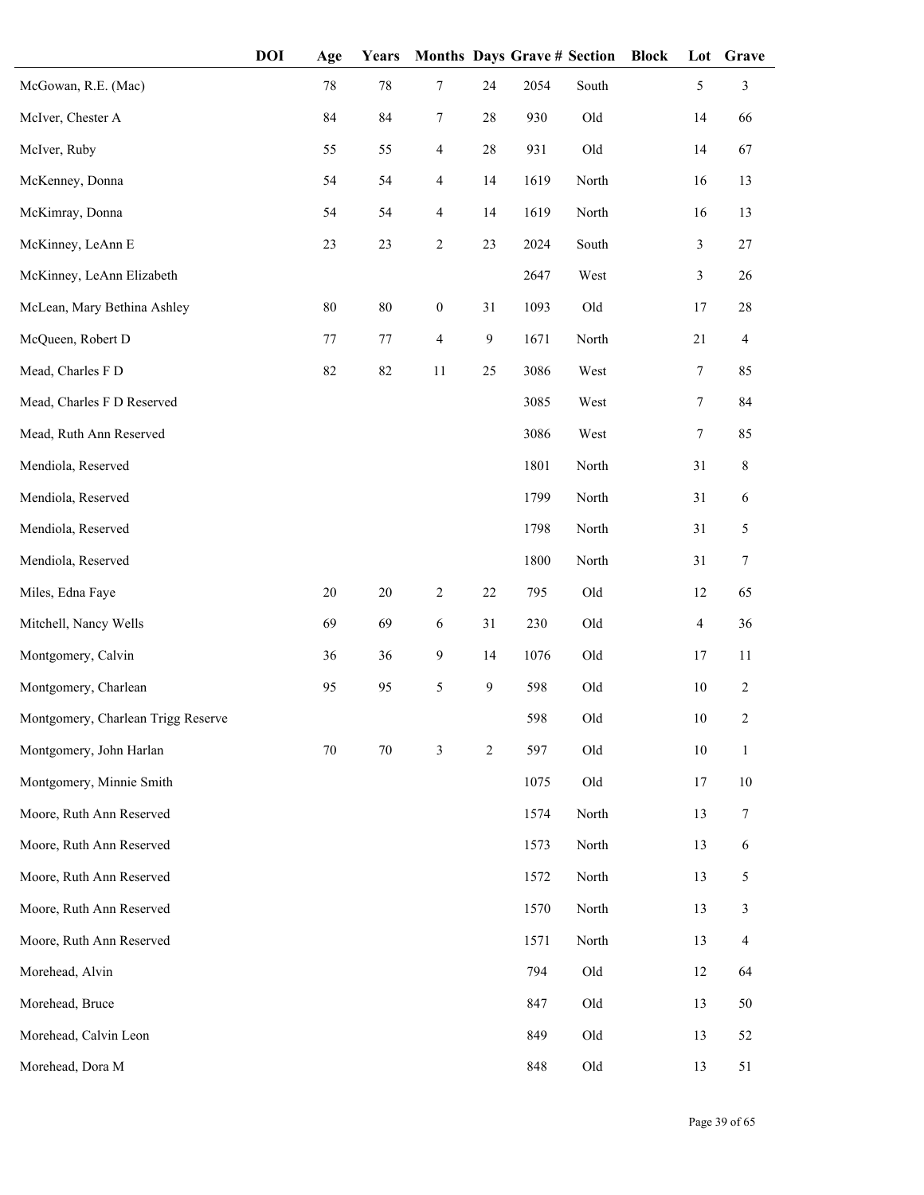| | DOI | Age | Years | Months | Days | Grave # | Section | Block | Lot | Grave |
|---|---|---|---|---|---|---|---|---|---|---|
| McGowan, R.E. (Mac) | | 78 | 78 | 7 | 24 | 2054 | South | | 5 | 3 |
| McIver, Chester A | | 84 | 84 | 7 | 28 | 930 | Old | | 14 | 66 |
| McIver, Ruby | | 55 | 55 | 4 | 28 | 931 | Old | | 14 | 67 |
| McKenney, Donna | | 54 | 54 | 4 | 14 | 1619 | North | | 16 | 13 |
| McKimray, Donna | | 54 | 54 | 4 | 14 | 1619 | North | | 16 | 13 |
| McKinney, LeAnn E | | 23 | 23 | 2 | 23 | 2024 | South | | 3 | 27 |
| McKinney, LeAnn Elizabeth | | | | | | 2647 | West | | 3 | 26 |
| McLean, Mary Bethina Ashley | | 80 | 80 | 0 | 31 | 1093 | Old | | 17 | 28 |
| McQueen, Robert D | | 77 | 77 | 4 | 9 | 1671 | North | | 21 | 4 |
| Mead, Charles F D | | 82 | 82 | 11 | 25 | 3086 | West | | 7 | 85 |
| Mead, Charles F D Reserved | | | | | | 3085 | West | | 7 | 84 |
| Mead, Ruth Ann Reserved | | | | | | 3086 | West | | 7 | 85 |
| Mendiola, Reserved | | | | | | 1801 | North | | 31 | 8 |
| Mendiola, Reserved | | | | | | 1799 | North | | 31 | 6 |
| Mendiola, Reserved | | | | | | 1798 | North | | 31 | 5 |
| Mendiola, Reserved | | | | | | 1800 | North | | 31 | 7 |
| Miles, Edna Faye | | 20 | 20 | 2 | 22 | 795 | Old | | 12 | 65 |
| Mitchell, Nancy Wells | | 69 | 69 | 6 | 31 | 230 | Old | | 4 | 36 |
| Montgomery, Calvin | | 36 | 36 | 9 | 14 | 1076 | Old | | 17 | 11 |
| Montgomery, Charlean | | 95 | 95 | 5 | 9 | 598 | Old | | 10 | 2 |
| Montgomery, Charlean Trigg Reserve | | | | | | 598 | Old | | 10 | 2 |
| Montgomery, John Harlan | | 70 | 70 | 3 | 2 | 597 | Old | | 10 | 1 |
| Montgomery, Minnie Smith | | | | | | 1075 | Old | | 17 | 10 |
| Moore, Ruth Ann Reserved | | | | | | 1574 | North | | 13 | 7 |
| Moore, Ruth Ann Reserved | | | | | | 1573 | North | | 13 | 6 |
| Moore, Ruth Ann Reserved | | | | | | 1572 | North | | 13 | 5 |
| Moore, Ruth Ann Reserved | | | | | | 1570 | North | | 13 | 3 |
| Moore, Ruth Ann Reserved | | | | | | 1571 | North | | 13 | 4 |
| Morehead, Alvin | | | | | | 794 | Old | | 12 | 64 |
| Morehead, Bruce | | | | | | 847 | Old | | 13 | 50 |
| Morehead, Calvin Leon | | | | | | 849 | Old | | 13 | 52 |
| Morehead, Dora M | | | | | | 848 | Old | | 13 | 51 |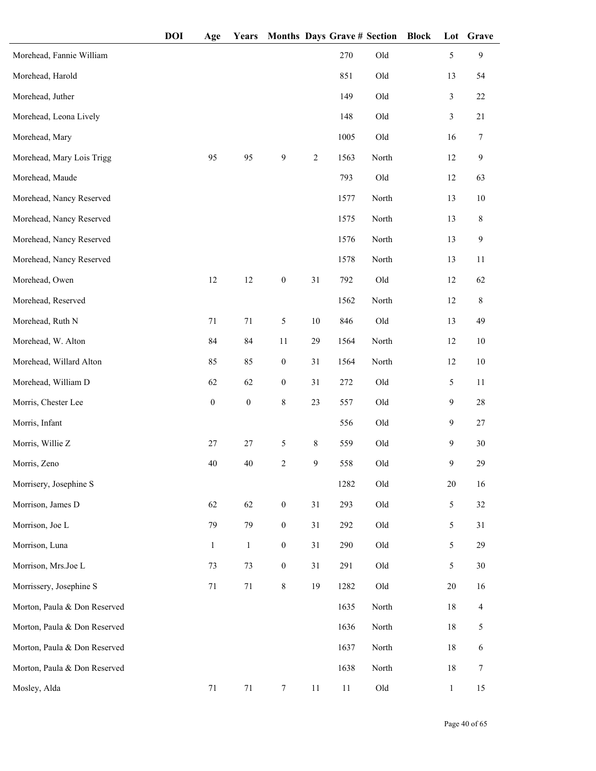| | DOI | Age | Years | Months | Days | Grave # | Section | Block | Lot | Grave |
|---|---|---|---|---|---|---|---|---|---|---|
| Morehead, Fannie William | | | | | | 270 | Old | | 5 | 9 |
| Morehead, Harold | | | | | | 851 | Old | | 13 | 54 |
| Morehead, Juther | | | | | | 149 | Old | | 3 | 22 |
| Morehead, Leona Lively | | | | | | 148 | Old | | 3 | 21 |
| Morehead, Mary | | | | | | 1005 | Old | | 16 | 7 |
| Morehead, Mary Lois Trigg | | 95 | 95 | 9 | 2 | 1563 | North | | 12 | 9 |
| Morehead, Maude | | | | | | 793 | Old | | 12 | 63 |
| Morehead, Nancy Reserved | | | | | | 1577 | North | | 13 | 10 |
| Morehead, Nancy Reserved | | | | | | 1575 | North | | 13 | 8 |
| Morehead, Nancy Reserved | | | | | | 1576 | North | | 13 | 9 |
| Morehead, Nancy Reserved | | | | | | 1578 | North | | 13 | 11 |
| Morehead, Owen | | 12 | 12 | 0 | 31 | 792 | Old | | 12 | 62 |
| Morehead, Reserved | | | | | | 1562 | North | | 12 | 8 |
| Morehead, Ruth N | | 71 | 71 | 5 | 10 | 846 | Old | | 13 | 49 |
| Morehead, W. Alton | | 84 | 84 | 11 | 29 | 1564 | North | | 12 | 10 |
| Morehead, Willard Alton | | 85 | 85 | 0 | 31 | 1564 | North | | 12 | 10 |
| Morehead, William D | | 62 | 62 | 0 | 31 | 272 | Old | | 5 | 11 |
| Morris, Chester Lee | | 0 | 0 | 8 | 23 | 557 | Old | | 9 | 28 |
| Morris, Infant | | | | | | 556 | Old | | 9 | 27 |
| Morris, Willie Z | | 27 | 27 | 5 | 8 | 559 | Old | | 9 | 30 |
| Morris, Zeno | | 40 | 40 | 2 | 9 | 558 | Old | | 9 | 29 |
| Morrisery, Josephine S | | | | | | 1282 | Old | | 20 | 16 |
| Morrison, James D | | 62 | 62 | 0 | 31 | 293 | Old | | 5 | 32 |
| Morrison, Joe L | | 79 | 79 | 0 | 31 | 292 | Old | | 5 | 31 |
| Morrison, Luna | | 1 | 1 | 0 | 31 | 290 | Old | | 5 | 29 |
| Morrison, Mrs.Joe L | | 73 | 73 | 0 | 31 | 291 | Old | | 5 | 30 |
| Morrissery, Josephine S | | 71 | 71 | 8 | 19 | 1282 | Old | | 20 | 16 |
| Morton, Paula & Don Reserved | | | | | | 1635 | North | | 18 | 4 |
| Morton, Paula & Don Reserved | | | | | | 1636 | North | | 18 | 5 |
| Morton, Paula & Don Reserved | | | | | | 1637 | North | | 18 | 6 |
| Morton, Paula & Don Reserved | | | | | | 1638 | North | | 18 | 7 |
| Mosley, Alda | | 71 | 71 | 7 | 11 | 11 | Old | | 1 | 15 |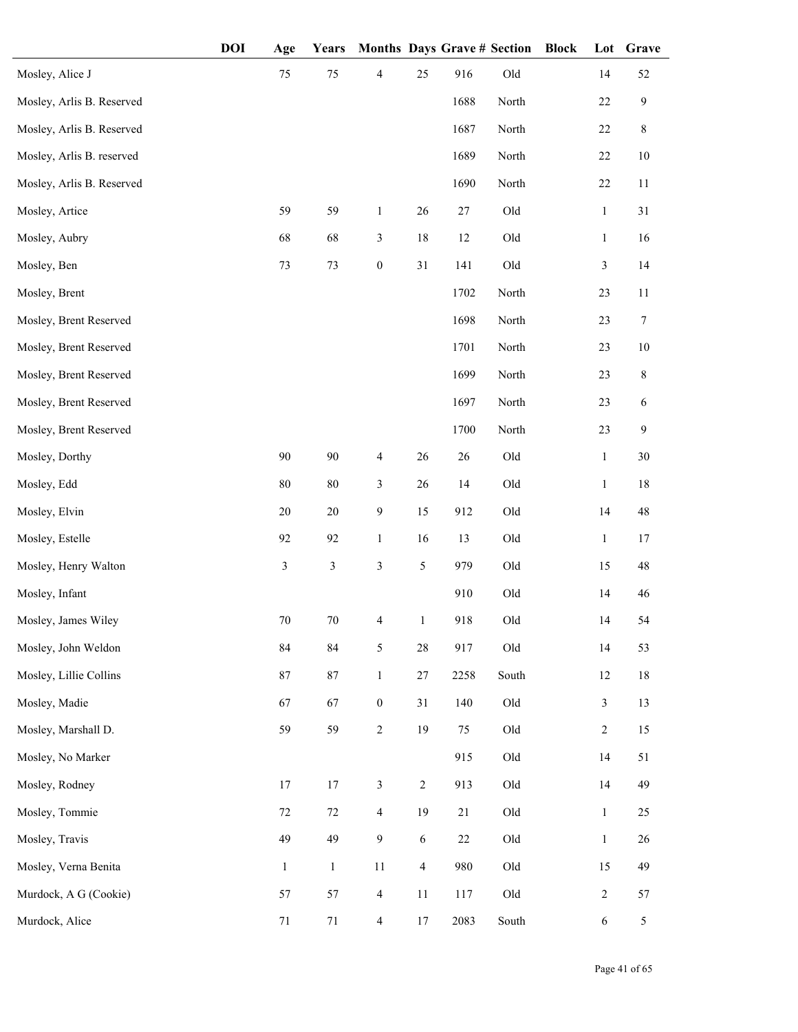| | DOI | Age | Years | Months | Days | Grave # | Section | Block | Lot | Grave |
|---|---|---|---|---|---|---|---|---|---|---|
| Mosley, Alice J | | 75 | 75 | 4 | 25 | 916 | Old | | 14 | 52 |
| Mosley, Arlis B. Reserved | | | | | | 1688 | North | | 22 | 9 |
| Mosley, Arlis B. Reserved | | | | | | 1687 | North | | 22 | 8 |
| Mosley, Arlis B. reserved | | | | | | 1689 | North | | 22 | 10 |
| Mosley, Arlis B. Reserved | | | | | | 1690 | North | | 22 | 11 |
| Mosley, Artice | | 59 | 59 | 1 | 26 | 27 | Old | | 1 | 31 |
| Mosley, Aubry | | 68 | 68 | 3 | 18 | 12 | Old | | 1 | 16 |
| Mosley, Ben | | 73 | 73 | 0 | 31 | 141 | Old | | 3 | 14 |
| Mosley, Brent | | | | | | 1702 | North | | 23 | 11 |
| Mosley, Brent Reserved | | | | | | 1698 | North | | 23 | 7 |
| Mosley, Brent Reserved | | | | | | 1701 | North | | 23 | 10 |
| Mosley, Brent Reserved | | | | | | 1699 | North | | 23 | 8 |
| Mosley, Brent Reserved | | | | | | 1697 | North | | 23 | 6 |
| Mosley, Brent Reserved | | | | | | 1700 | North | | 23 | 9 |
| Mosley, Dorthy | | 90 | 90 | 4 | 26 | 26 | Old | | 1 | 30 |
| Mosley, Edd | | 80 | 80 | 3 | 26 | 14 | Old | | 1 | 18 |
| Mosley, Elvin | | 20 | 20 | 9 | 15 | 912 | Old | | 14 | 48 |
| Mosley, Estelle | | 92 | 92 | 1 | 16 | 13 | Old | | 1 | 17 |
| Mosley, Henry Walton | | 3 | 3 | 3 | 5 | 979 | Old | | 15 | 48 |
| Mosley, Infant | | | | | | 910 | Old | | 14 | 46 |
| Mosley, James Wiley | | 70 | 70 | 4 | 1 | 918 | Old | | 14 | 54 |
| Mosley, John Weldon | | 84 | 84 | 5 | 28 | 917 | Old | | 14 | 53 |
| Mosley, Lillie Collins | | 87 | 87 | 1 | 27 | 2258 | South | | 12 | 18 |
| Mosley, Madie | | 67 | 67 | 0 | 31 | 140 | Old | | 3 | 13 |
| Mosley, Marshall D. | | 59 | 59 | 2 | 19 | 75 | Old | | 2 | 15 |
| Mosley, No Marker | | | | | | 915 | Old | | 14 | 51 |
| Mosley, Rodney | | 17 | 17 | 3 | 2 | 913 | Old | | 14 | 49 |
| Mosley, Tommie | | 72 | 72 | 4 | 19 | 21 | Old | | 1 | 25 |
| Mosley, Travis | | 49 | 49 | 9 | 6 | 22 | Old | | 1 | 26 |
| Mosley, Verna Benita | | 1 | 1 | 11 | 4 | 980 | Old | | 15 | 49 |
| Murdock, A G (Cookie) | | 57 | 57 | 4 | 11 | 117 | Old | | 2 | 57 |
| Murdock, Alice | | 71 | 71 | 4 | 17 | 2083 | South | | 6 | 5 |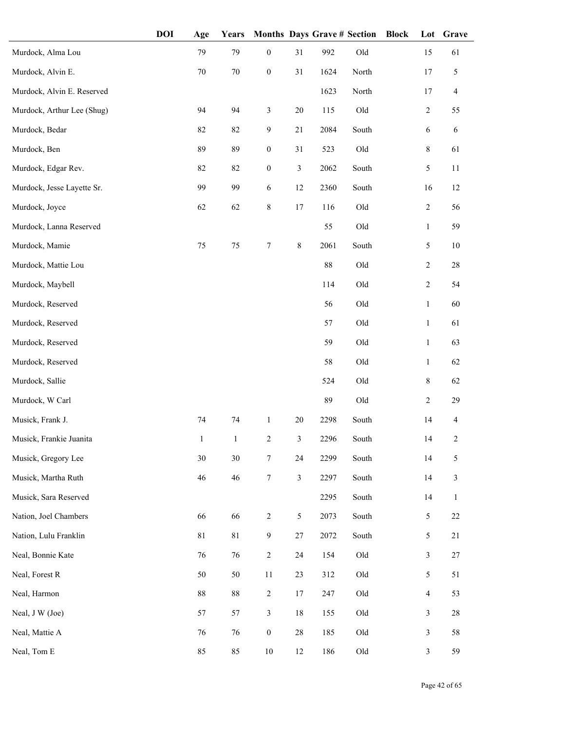| | DOI | Age | Years | Months | Days | Grave # | Section | Block | Lot | Grave |
|---|---|---|---|---|---|---|---|---|---|---|
| Murdock, Alma Lou | | 79 | 79 | 0 | 31 | 992 | Old | | 15 | 61 |
| Murdock, Alvin E. | | 70 | 70 | 0 | 31 | 1624 | North | | 17 | 5 |
| Murdock, Alvin E. Reserved | | | | | | 1623 | North | | 17 | 4 |
| Murdock, Arthur Lee (Shug) | | 94 | 94 | 3 | 20 | 115 | Old | | 2 | 55 |
| Murdock, Bedar | | 82 | 82 | 9 | 21 | 2084 | South | | 6 | 6 |
| Murdock, Ben | | 89 | 89 | 0 | 31 | 523 | Old | | 8 | 61 |
| Murdock, Edgar Rev. | | 82 | 82 | 0 | 3 | 2062 | South | | 5 | 11 |
| Murdock, Jesse Layette Sr. | | 99 | 99 | 6 | 12 | 2360 | South | | 16 | 12 |
| Murdock, Joyce | | 62 | 62 | 8 | 17 | 116 | Old | | 2 | 56 |
| Murdock, Lanna Reserved | | | | | | 55 | Old | | 1 | 59 |
| Murdock, Mamie | | 75 | 75 | 7 | 8 | 2061 | South | | 5 | 10 |
| Murdock, Mattie Lou | | | | | | 88 | Old | | 2 | 28 |
| Murdock, Maybell | | | | | | 114 | Old | | 2 | 54 |
| Murdock, Reserved | | | | | | 56 | Old | | 1 | 60 |
| Murdock, Reserved | | | | | | 57 | Old | | 1 | 61 |
| Murdock, Reserved | | | | | | 59 | Old | | 1 | 63 |
| Murdock, Reserved | | | | | | 58 | Old | | 1 | 62 |
| Murdock, Sallie | | | | | | 524 | Old | | 8 | 62 |
| Murdock, W Carl | | | | | | 89 | Old | | 2 | 29 |
| Musick, Frank J. | | 74 | 74 | 1 | 20 | 2298 | South | | 14 | 4 |
| Musick, Frankie Juanita | | 1 | 1 | 2 | 3 | 2296 | South | | 14 | 2 |
| Musick, Gregory Lee | | 30 | 30 | 7 | 24 | 2299 | South | | 14 | 5 |
| Musick, Martha Ruth | | 46 | 46 | 7 | 3 | 2297 | South | | 14 | 3 |
| Musick, Sara Reserved | | | | | | 2295 | South | | 14 | 1 |
| Nation, Joel Chambers | | 66 | 66 | 2 | 5 | 2073 | South | | 5 | 22 |
| Nation, Lulu Franklin | | 81 | 81 | 9 | 27 | 2072 | South | | 5 | 21 |
| Neal, Bonnie Kate | | 76 | 76 | 2 | 24 | 154 | Old | | 3 | 27 |
| Neal, Forest R | | 50 | 50 | 11 | 23 | 312 | Old | | 5 | 51 |
| Neal, Harmon | | 88 | 88 | 2 | 17 | 247 | Old | | 4 | 53 |
| Neal, J W (Joe) | | 57 | 57 | 3 | 18 | 155 | Old | | 3 | 28 |
| Neal, Mattie A | | 76 | 76 | 0 | 28 | 185 | Old | | 3 | 58 |
| Neal, Tom E | | 85 | 85 | 10 | 12 | 186 | Old | | 3 | 59 |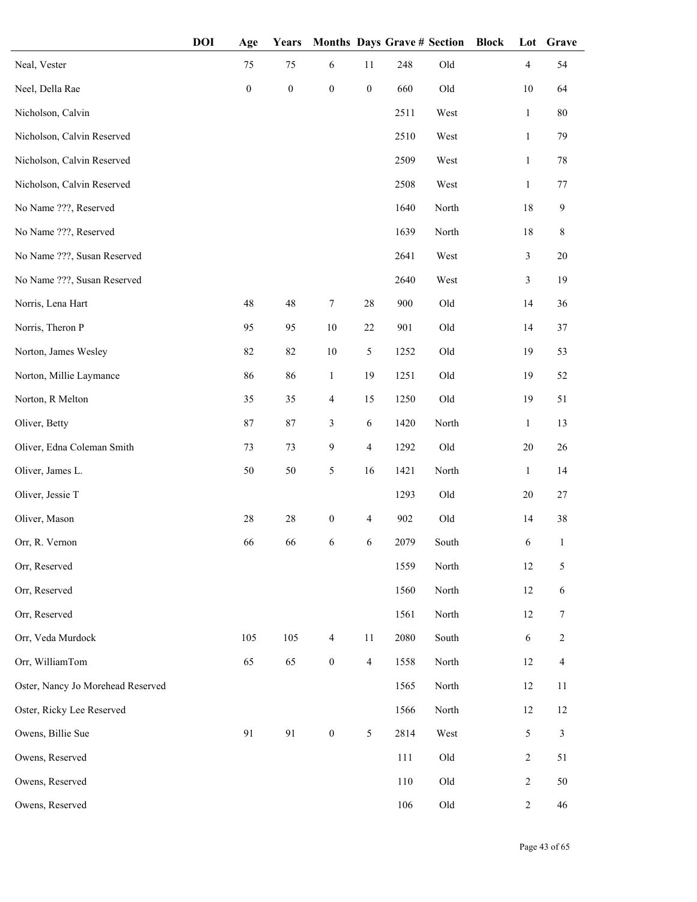| | DOI | Age | Years | Months | Days | Grave # | Section | Block | Lot | Grave |
|---|---|---|---|---|---|---|---|---|---|---|
| Neal, Vester | | 75 | 75 | 6 | 11 | 248 | Old | | 4 | 54 |
| Neel, Della Rae | | 0 | 0 | 0 | 0 | 660 | Old | | 10 | 64 |
| Nicholson, Calvin | | | | | | 2511 | West | | 1 | 80 |
| Nicholson, Calvin Reserved | | | | | | 2510 | West | | 1 | 79 |
| Nicholson, Calvin Reserved | | | | | | 2509 | West | | 1 | 78 |
| Nicholson, Calvin Reserved | | | | | | 2508 | West | | 1 | 77 |
| No Name ???, Reserved | | | | | | 1640 | North | | 18 | 9 |
| No Name ???, Reserved | | | | | | 1639 | North | | 18 | 8 |
| No Name ???, Susan Reserved | | | | | | 2641 | West | | 3 | 20 |
| No Name ???, Susan Reserved | | | | | | 2640 | West | | 3 | 19 |
| Norris, Lena Hart | | 48 | 48 | 7 | 28 | 900 | Old | | 14 | 36 |
| Norris, Theron P | | 95 | 95 | 10 | 22 | 901 | Old | | 14 | 37 |
| Norton, James Wesley | | 82 | 82 | 10 | 5 | 1252 | Old | | 19 | 53 |
| Norton, Millie Laymance | | 86 | 86 | 1 | 19 | 1251 | Old | | 19 | 52 |
| Norton, R Melton | | 35 | 35 | 4 | 15 | 1250 | Old | | 19 | 51 |
| Oliver, Betty | | 87 | 87 | 3 | 6 | 1420 | North | | 1 | 13 |
| Oliver, Edna Coleman Smith | | 73 | 73 | 9 | 4 | 1292 | Old | | 20 | 26 |
| Oliver, James L. | | 50 | 50 | 5 | 16 | 1421 | North | | 1 | 14 |
| Oliver, Jessie T | | | | | | 1293 | Old | | 20 | 27 |
| Oliver, Mason | | 28 | 28 | 0 | 4 | 902 | Old | | 14 | 38 |
| Orr, R. Vernon | | 66 | 66 | 6 | 6 | 2079 | South | | 6 | 1 |
| Orr, Reserved | | | | | | 1559 | North | | 12 | 5 |
| Orr, Reserved | | | | | | 1560 | North | | 12 | 6 |
| Orr, Reserved | | | | | | 1561 | North | | 12 | 7 |
| Orr, Veda Murdock | | 105 | 105 | 4 | 11 | 2080 | South | | 6 | 2 |
| Orr, WilliamTom | | 65 | 65 | 0 | 4 | 1558 | North | | 12 | 4 |
| Oster, Nancy Jo Morehead Reserved | | | | | | 1565 | North | | 12 | 11 |
| Oster, Ricky Lee Reserved | | | | | | 1566 | North | | 12 | 12 |
| Owens, Billie Sue | | 91 | 91 | 0 | 5 | 2814 | West | | 5 | 3 |
| Owens, Reserved | | | | | | 111 | Old | | 2 | 51 |
| Owens, Reserved | | | | | | 110 | Old | | 2 | 50 |
| Owens, Reserved | | | | | | 106 | Old | | 2 | 46 |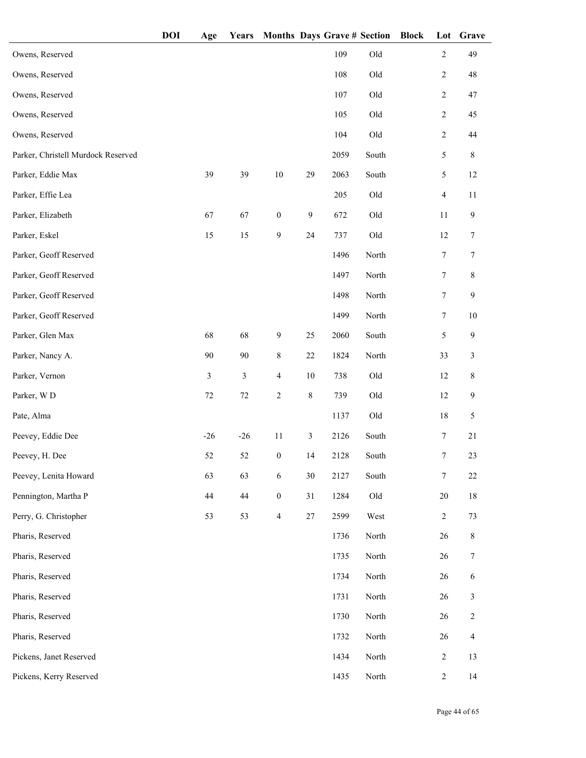| | DOI | Age | Years | Months | Days | Grave # | Section | Block | Lot | Grave |
|---|---|---|---|---|---|---|---|---|---|---|
| Owens, Reserved | | | | | | 109 | Old | | 2 | 49 |
| Owens, Reserved | | | | | | 108 | Old | | 2 | 48 |
| Owens, Reserved | | | | | | 107 | Old | | 2 | 47 |
| Owens, Reserved | | | | | | 105 | Old | | 2 | 45 |
| Owens, Reserved | | | | | | 104 | Old | | 2 | 44 |
| Parker, Christell Murdock Reserved | | | | | | 2059 | South | | 5 | 8 |
| Parker, Eddie Max | | 39 | 39 | 10 | 29 | 2063 | South | | 5 | 12 |
| Parker, Effie Lea | | | | | | 205 | Old | | 4 | 11 |
| Parker, Elizabeth | | 67 | 67 | 0 | 9 | 672 | Old | | 11 | 9 |
| Parker, Eskel | | 15 | 15 | 9 | 24 | 737 | Old | | 12 | 7 |
| Parker, Geoff Reserved | | | | | | 1496 | North | | 7 | 7 |
| Parker, Geoff Reserved | | | | | | 1497 | North | | 7 | 8 |
| Parker, Geoff Reserved | | | | | | 1498 | North | | 7 | 9 |
| Parker, Geoff Reserved | | | | | | 1499 | North | | 7 | 10 |
| Parker, Glen Max | | 68 | 68 | 9 | 25 | 2060 | South | | 5 | 9 |
| Parker, Nancy A. | | 90 | 90 | 8 | 22 | 1824 | North | | 33 | 3 |
| Parker, Vernon | | 3 | 3 | 4 | 10 | 738 | Old | | 12 | 8 |
| Parker, W D | | 72 | 72 | 2 | 8 | 739 | Old | | 12 | 9 |
| Pate, Alma | | | | | | 1137 | Old | | 18 | 5 |
| Peevey, Eddie Dee | | -26 | -26 | 11 | 3 | 2126 | South | | 7 | 21 |
| Peevey, H. Dee | | 52 | 52 | 0 | 14 | 2128 | South | | 7 | 23 |
| Peevey, Lenita Howard | | 63 | 63 | 6 | 30 | 2127 | South | | 7 | 22 |
| Pennington, Martha P | | 44 | 44 | 0 | 31 | 1284 | Old | | 20 | 18 |
| Perry, G. Christopher | | 53 | 53 | 4 | 27 | 2599 | West | | 2 | 73 |
| Pharis, Reserved | | | | | | 1736 | North | | 26 | 8 |
| Pharis, Reserved | | | | | | 1735 | North | | 26 | 7 |
| Pharis, Reserved | | | | | | 1734 | North | | 26 | 6 |
| Pharis, Reserved | | | | | | 1731 | North | | 26 | 3 |
| Pharis, Reserved | | | | | | 1730 | North | | 26 | 2 |
| Pharis, Reserved | | | | | | 1732 | North | | 26 | 4 |
| Pickens, Janet Reserved | | | | | | 1434 | North | | 2 | 13 |
| Pickens, Kerry Reserved | | | | | | 1435 | North | | 2 | 14 |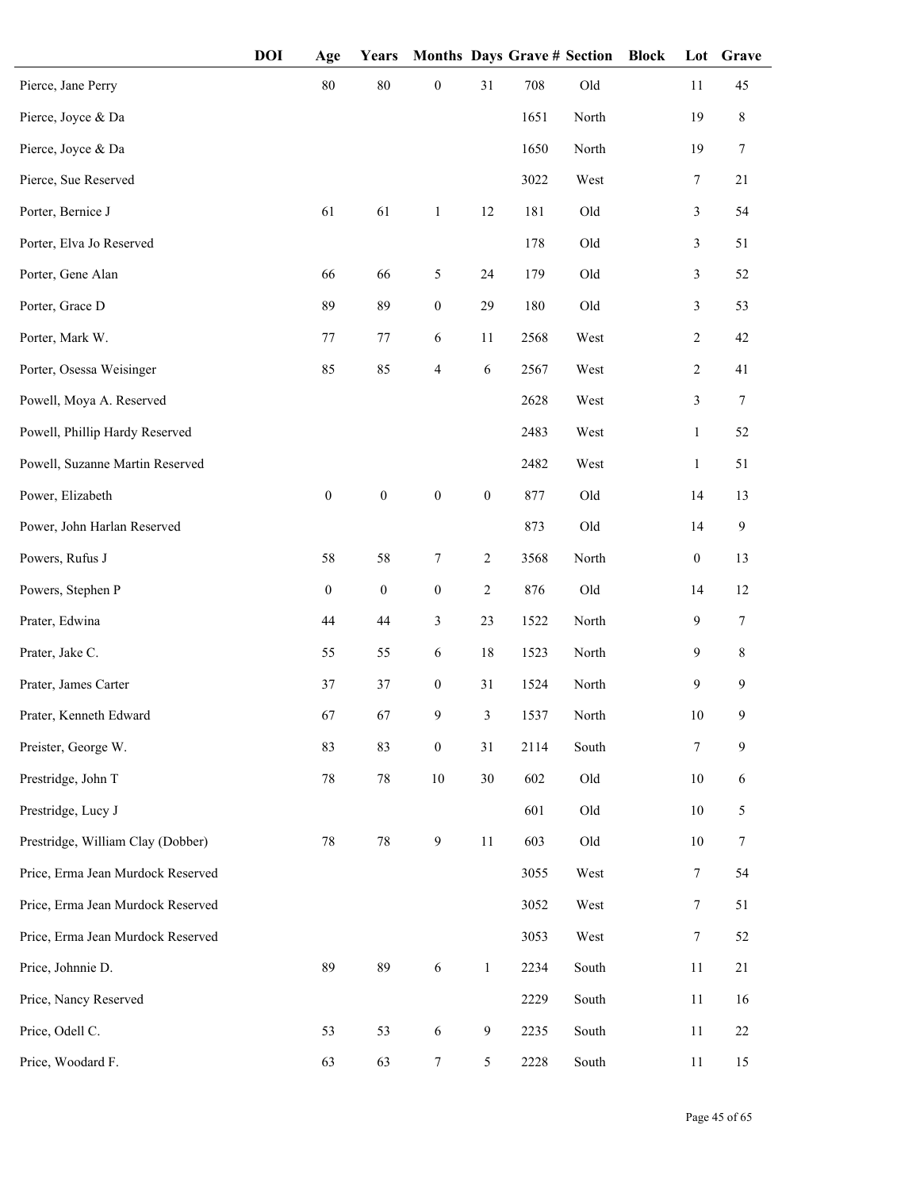| | DOI | Age | Years | Months | Days | Grave # | Section | Block | Lot | Grave |
|---|---|---|---|---|---|---|---|---|---|---|
| Pierce, Jane Perry | | 80 | 80 | 0 | 31 | 708 | Old | | 11 | 45 |
| Pierce, Joyce & Da | | | | | | 1651 | North | | 19 | 8 |
| Pierce, Joyce & Da | | | | | | 1650 | North | | 19 | 7 |
| Pierce, Sue Reserved | | | | | | 3022 | West | | 7 | 21 |
| Porter, Bernice J | | 61 | 61 | 1 | 12 | 181 | Old | | 3 | 54 |
| Porter, Elva Jo Reserved | | | | | | 178 | Old | | 3 | 51 |
| Porter, Gene Alan | | 66 | 66 | 5 | 24 | 179 | Old | | 3 | 52 |
| Porter, Grace D | | 89 | 89 | 0 | 29 | 180 | Old | | 3 | 53 |
| Porter, Mark W. | | 77 | 77 | 6 | 11 | 2568 | West | | 2 | 42 |
| Porter, Osessa Weisinger | | 85 | 85 | 4 | 6 | 2567 | West | | 2 | 41 |
| Powell, Moya A. Reserved | | | | | | 2628 | West | | 3 | 7 |
| Powell, Phillip Hardy Reserved | | | | | | 2483 | West | | 1 | 52 |
| Powell, Suzanne Martin Reserved | | | | | | 2482 | West | | 1 | 51 |
| Power, Elizabeth | | 0 | 0 | 0 | 0 | 877 | Old | | 14 | 13 |
| Power, John Harlan Reserved | | | | | | 873 | Old | | 14 | 9 |
| Powers, Rufus J | | 58 | 58 | 7 | 2 | 3568 | North | | 0 | 13 |
| Powers, Stephen P | | 0 | 0 | 0 | 2 | 876 | Old | | 14 | 12 |
| Prater, Edwina | | 44 | 44 | 3 | 23 | 1522 | North | | 9 | 7 |
| Prater, Jake C. | | 55 | 55 | 6 | 18 | 1523 | North | | 9 | 8 |
| Prater, James Carter | | 37 | 37 | 0 | 31 | 1524 | North | | 9 | 9 |
| Prater, Kenneth Edward | | 67 | 67 | 9 | 3 | 1537 | North | | 10 | 9 |
| Preister, George W. | | 83 | 83 | 0 | 31 | 2114 | South | | 7 | 9 |
| Prestridge, John T | | 78 | 78 | 10 | 30 | 602 | Old | | 10 | 6 |
| Prestridge, Lucy J | | | | | | 601 | Old | | 10 | 5 |
| Prestridge, William Clay (Dobber) | | 78 | 78 | 9 | 11 | 603 | Old | | 10 | 7 |
| Price, Erma Jean Murdock Reserved | | | | | | 3055 | West | | 7 | 54 |
| Price, Erma Jean Murdock Reserved | | | | | | 3052 | West | | 7 | 51 |
| Price, Erma Jean Murdock Reserved | | | | | | 3053 | West | | 7 | 52 |
| Price, Johnnie D. | | 89 | 89 | 6 | 1 | 2234 | South | | 11 | 21 |
| Price, Nancy Reserved | | | | | | 2229 | South | | 11 | 16 |
| Price, Odell C. | | 53 | 53 | 6 | 9 | 2235 | South | | 11 | 22 |
| Price, Woodard F. | | 63 | 63 | 7 | 5 | 2228 | South | | 11 | 15 |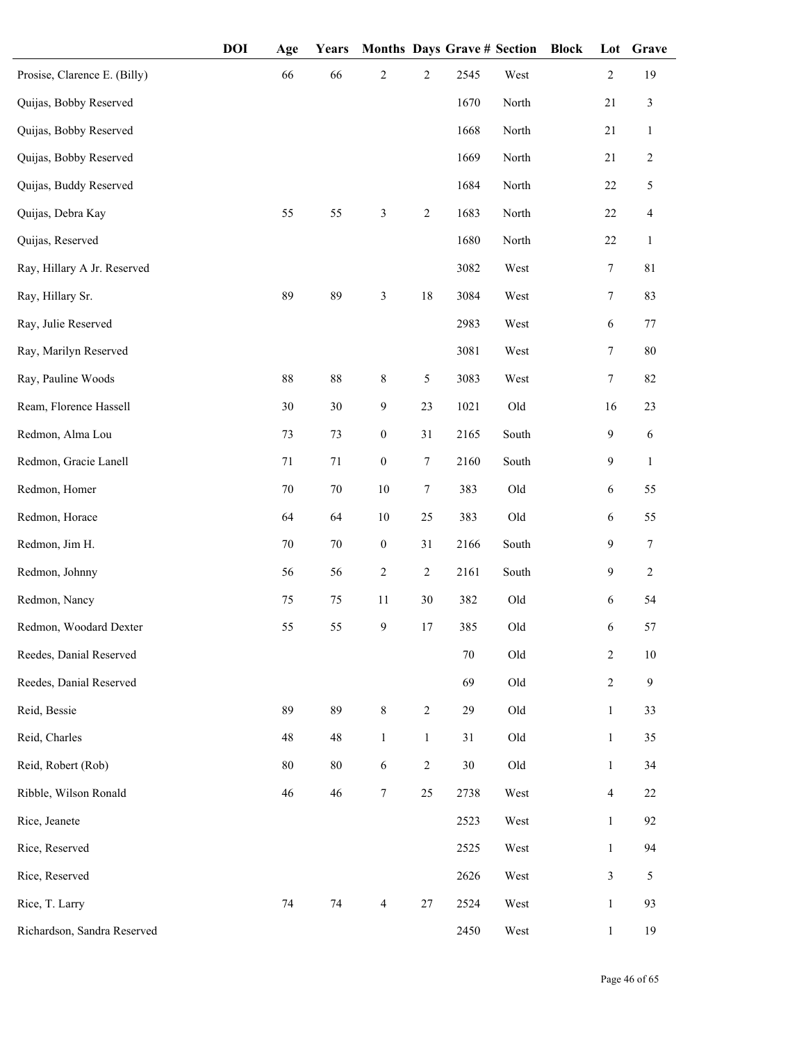| | DOI | Age | Years | Months | Days | Grave # | Section | Block | Lot | Grave |
|---|---|---|---|---|---|---|---|---|---|---|
| Prosise, Clarence E. (Billy) | | 66 | 66 | 2 | 2 | 2545 | West | | 2 | 19 |
| Quijas, Bobby Reserved | | | | | | 1670 | North | | 21 | 3 |
| Quijas, Bobby Reserved | | | | | | 1668 | North | | 21 | 1 |
| Quijas, Bobby Reserved | | | | | | 1669 | North | | 21 | 2 |
| Quijas, Buddy Reserved | | | | | | 1684 | North | | 22 | 5 |
| Quijas, Debra Kay | | 55 | 55 | 3 | 2 | 1683 | North | | 22 | 4 |
| Quijas, Reserved | | | | | | 1680 | North | | 22 | 1 |
| Ray, Hillary A Jr. Reserved | | | | | | 3082 | West | | 7 | 81 |
| Ray, Hillary Sr. | | 89 | 89 | 3 | 18 | 3084 | West | | 7 | 83 |
| Ray, Julie Reserved | | | | | | 2983 | West | | 6 | 77 |
| Ray, Marilyn Reserved | | | | | | 3081 | West | | 7 | 80 |
| Ray, Pauline Woods | | 88 | 88 | 8 | 5 | 3083 | West | | 7 | 82 |
| Ream, Florence Hassell | | 30 | 30 | 9 | 23 | 1021 | Old | | 16 | 23 |
| Redmon, Alma Lou | | 73 | 73 | 0 | 31 | 2165 | South | | 9 | 6 |
| Redmon, Gracie Lanell | | 71 | 71 | 0 | 7 | 2160 | South | | 9 | 1 |
| Redmon, Homer | | 70 | 70 | 10 | 7 | 383 | Old | | 6 | 55 |
| Redmon, Horace | | 64 | 64 | 10 | 25 | 383 | Old | | 6 | 55 |
| Redmon, Jim H. | | 70 | 70 | 0 | 31 | 2166 | South | | 9 | 7 |
| Redmon, Johnny | | 56 | 56 | 2 | 2 | 2161 | South | | 9 | 2 |
| Redmon, Nancy | | 75 | 75 | 11 | 30 | 382 | Old | | 6 | 54 |
| Redmon, Woodard Dexter | | 55 | 55 | 9 | 17 | 385 | Old | | 6 | 57 |
| Reedes, Danial Reserved | | | | | | 70 | Old | | 2 | 10 |
| Reedes, Danial Reserved | | | | | | 69 | Old | | 2 | 9 |
| Reid, Bessie | | 89 | 89 | 8 | 2 | 29 | Old | | 1 | 33 |
| Reid, Charles | | 48 | 48 | 1 | 1 | 31 | Old | | 1 | 35 |
| Reid, Robert (Rob) | | 80 | 80 | 6 | 2 | 30 | Old | | 1 | 34 |
| Ribble, Wilson Ronald | | 46 | 46 | 7 | 25 | 2738 | West | | 4 | 22 |
| Rice, Jeanete | | | | | | 2523 | West | | 1 | 92 |
| Rice, Reserved | | | | | | 2525 | West | | 1 | 94 |
| Rice, Reserved | | | | | | 2626 | West | | 3 | 5 |
| Rice, T. Larry | | 74 | 74 | 4 | 27 | 2524 | West | | 1 | 93 |
| Richardson, Sandra Reserved | | | | | | 2450 | West | | 1 | 19 |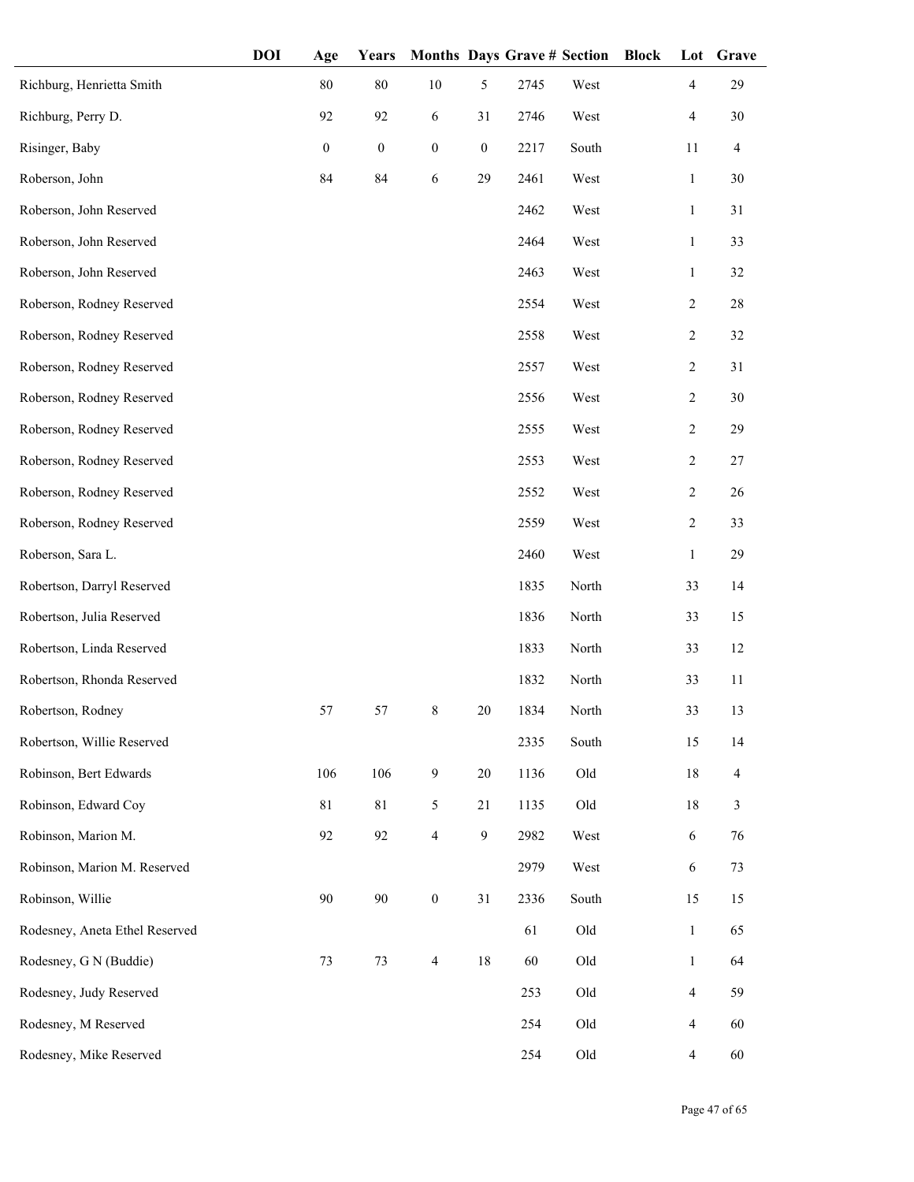| | DOI | Age | Years | Months | Days | Grave # | Section | Block | Lot | Grave |
|---|---|---|---|---|---|---|---|---|---|---|
| Richburg, Henrietta Smith | | 80 | 80 | 10 | 5 | 2745 | West | | 4 | 29 |
| Richburg, Perry D. | | 92 | 92 | 6 | 31 | 2746 | West | | 4 | 30 |
| Risinger, Baby | | 0 | 0 | 0 | 0 | 2217 | South | | 11 | 4 |
| Roberson, John | | 84 | 84 | 6 | 29 | 2461 | West | | 1 | 30 |
| Roberson, John Reserved | | | | | | 2462 | West | | 1 | 31 |
| Roberson, John Reserved | | | | | | 2464 | West | | 1 | 33 |
| Roberson, John Reserved | | | | | | 2463 | West | | 1 | 32 |
| Roberson, Rodney Reserved | | | | | | 2554 | West | | 2 | 28 |
| Roberson, Rodney Reserved | | | | | | 2558 | West | | 2 | 32 |
| Roberson, Rodney Reserved | | | | | | 2557 | West | | 2 | 31 |
| Roberson, Rodney Reserved | | | | | | 2556 | West | | 2 | 30 |
| Roberson, Rodney Reserved | | | | | | 2555 | West | | 2 | 29 |
| Roberson, Rodney Reserved | | | | | | 2553 | West | | 2 | 27 |
| Roberson, Rodney Reserved | | | | | | 2552 | West | | 2 | 26 |
| Roberson, Rodney Reserved | | | | | | 2559 | West | | 2 | 33 |
| Roberson, Sara L. | | | | | | 2460 | West | | 1 | 29 |
| Robertson, Darryl Reserved | | | | | | 1835 | North | | 33 | 14 |
| Robertson, Julia Reserved | | | | | | 1836 | North | | 33 | 15 |
| Robertson, Linda Reserved | | | | | | 1833 | North | | 33 | 12 |
| Robertson, Rhonda Reserved | | | | | | 1832 | North | | 33 | 11 |
| Robertson, Rodney | | 57 | 57 | 8 | 20 | 1834 | North | | 33 | 13 |
| Robertson, Willie Reserved | | | | | | 2335 | South | | 15 | 14 |
| Robinson, Bert Edwards | | 106 | 106 | 9 | 20 | 1136 | Old | | 18 | 4 |
| Robinson, Edward Coy | | 81 | 81 | 5 | 21 | 1135 | Old | | 18 | 3 |
| Robinson, Marion M. | | 92 | 92 | 4 | 9 | 2982 | West | | 6 | 76 |
| Robinson, Marion M. Reserved | | | | | | 2979 | West | | 6 | 73 |
| Robinson, Willie | | 90 | 90 | 0 | 31 | 2336 | South | | 15 | 15 |
| Rodesney, Aneta Ethel Reserved | | | | | | 61 | Old | | 1 | 65 |
| Rodesney, G N (Buddie) | | 73 | 73 | 4 | 18 | 60 | Old | | 1 | 64 |
| Rodesney, Judy Reserved | | | | | | 253 | Old | | 4 | 59 |
| Rodesney, M Reserved | | | | | | 254 | Old | | 4 | 60 |
| Rodesney, Mike Reserved | | | | | | 254 | Old | | 4 | 60 |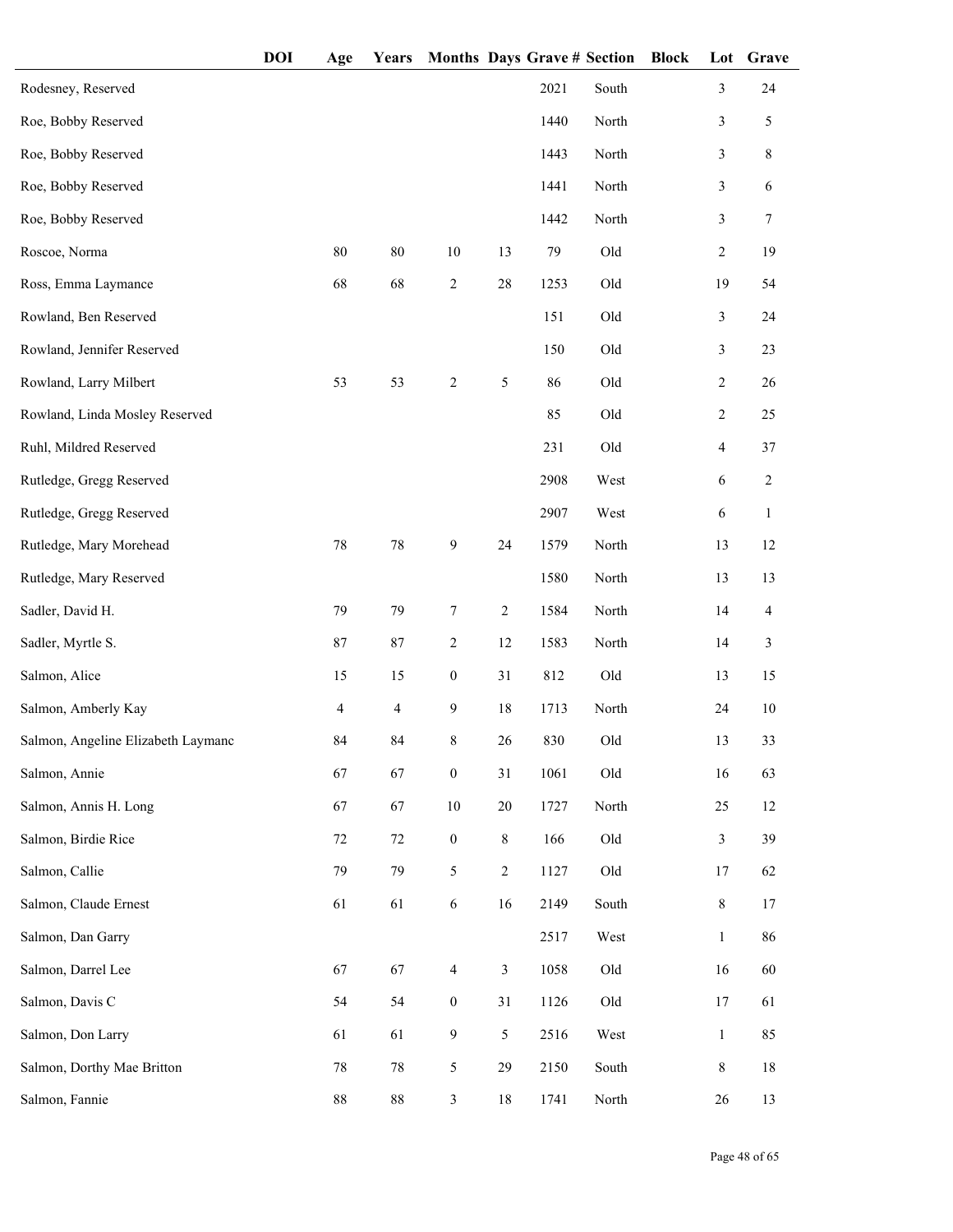| | DOI | Age | Years | Months | Days | Grave # | Section | Block | Lot | Grave |
|---|---|---|---|---|---|---|---|---|---|---|
| Rodesney, Reserved | | | | | | 2021 | South | | 3 | 24 |
| Roe, Bobby Reserved | | | | | | 1440 | North | | 3 | 5 |
| Roe, Bobby Reserved | | | | | | 1443 | North | | 3 | 8 |
| Roe, Bobby Reserved | | | | | | 1441 | North | | 3 | 6 |
| Roe, Bobby Reserved | | | | | | 1442 | North | | 3 | 7 |
| Roscoe, Norma | | 80 | 80 | 10 | 13 | 79 | Old | | 2 | 19 |
| Ross, Emma Laymance | | 68 | 68 | 2 | 28 | 1253 | Old | | 19 | 54 |
| Rowland, Ben Reserved | | | | | | 151 | Old | | 3 | 24 |
| Rowland, Jennifer Reserved | | | | | | 150 | Old | | 3 | 23 |
| Rowland, Larry Milbert | | 53 | 53 | 2 | 5 | 86 | Old | | 2 | 26 |
| Rowland, Linda Mosley Reserved | | | | | | 85 | Old | | 2 | 25 |
| Ruhl, Mildred Reserved | | | | | | 231 | Old | | 4 | 37 |
| Rutledge, Gregg Reserved | | | | | | 2908 | West | | 6 | 2 |
| Rutledge, Gregg Reserved | | | | | | 2907 | West | | 6 | 1 |
| Rutledge, Mary Morehead | | 78 | 78 | 9 | 24 | 1579 | North | | 13 | 12 |
| Rutledge, Mary Reserved | | | | | | 1580 | North | | 13 | 13 |
| Sadler, David H. | | 79 | 79 | 7 | 2 | 1584 | North | | 14 | 4 |
| Sadler, Myrtle S. | | 87 | 87 | 2 | 12 | 1583 | North | | 14 | 3 |
| Salmon, Alice | | 15 | 15 | 0 | 31 | 812 | Old | | 13 | 15 |
| Salmon, Amberly Kay | | 4 | 4 | 9 | 18 | 1713 | North | | 24 | 10 |
| Salmon, Angeline Elizabeth Laymanc | | 84 | 84 | 8 | 26 | 830 | Old | | 13 | 33 |
| Salmon, Annie | | 67 | 67 | 0 | 31 | 1061 | Old | | 16 | 63 |
| Salmon, Annis H. Long | | 67 | 67 | 10 | 20 | 1727 | North | | 25 | 12 |
| Salmon, Birdie Rice | | 72 | 72 | 0 | 8 | 166 | Old | | 3 | 39 |
| Salmon, Callie | | 79 | 79 | 5 | 2 | 1127 | Old | | 17 | 62 |
| Salmon, Claude Ernest | | 61 | 61 | 6 | 16 | 2149 | South | | 8 | 17 |
| Salmon, Dan Garry | | | | | | 2517 | West | | 1 | 86 |
| Salmon, Darrel Lee | | 67 | 67 | 4 | 3 | 1058 | Old | | 16 | 60 |
| Salmon, Davis C | | 54 | 54 | 0 | 31 | 1126 | Old | | 17 | 61 |
| Salmon, Don Larry | | 61 | 61 | 9 | 5 | 2516 | West | | 1 | 85 |
| Salmon, Dorthy Mae Britton | | 78 | 78 | 5 | 29 | 2150 | South | | 8 | 18 |
| Salmon, Fannie | | 88 | 88 | 3 | 18 | 1741 | North | | 26 | 13 |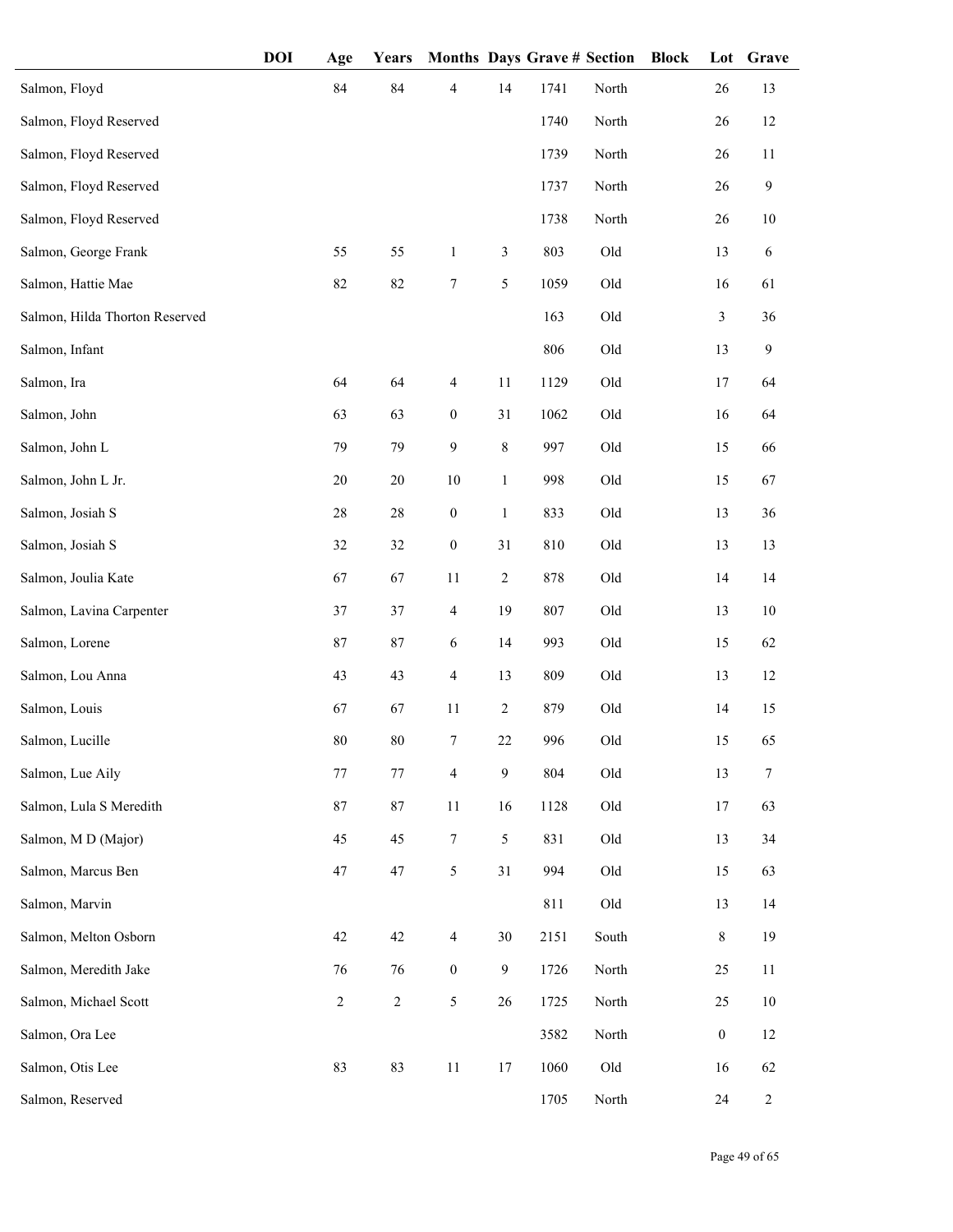| | DOI | Age | Years | Months | Days | Grave # | Section | Block | Lot | Grave |
|---|---|---|---|---|---|---|---|---|---|---|
| Salmon, Floyd | | 84 | 84 | 4 | 14 | 1741 | North | | 26 | 13 |
| Salmon, Floyd Reserved | | | | | | 1740 | North | | 26 | 12 |
| Salmon, Floyd Reserved | | | | | | 1739 | North | | 26 | 11 |
| Salmon, Floyd Reserved | | | | | | 1737 | North | | 26 | 9 |
| Salmon, Floyd Reserved | | | | | | 1738 | North | | 26 | 10 |
| Salmon, George Frank | | 55 | 55 | 1 | 3 | 803 | Old | | 13 | 6 |
| Salmon, Hattie Mae | | 82 | 82 | 7 | 5 | 1059 | Old | | 16 | 61 |
| Salmon, Hilda Thorton Reserved | | | | | | 163 | Old | | 3 | 36 |
| Salmon, Infant | | | | | | 806 | Old | | 13 | 9 |
| Salmon, Ira | | 64 | 64 | 4 | 11 | 1129 | Old | | 17 | 64 |
| Salmon, John | | 63 | 63 | 0 | 31 | 1062 | Old | | 16 | 64 |
| Salmon, John L | | 79 | 79 | 9 | 8 | 997 | Old | | 15 | 66 |
| Salmon, John L Jr. | | 20 | 20 | 10 | 1 | 998 | Old | | 15 | 67 |
| Salmon, Josiah S | | 28 | 28 | 0 | 1 | 833 | Old | | 13 | 36 |
| Salmon, Josiah S | | 32 | 32 | 0 | 31 | 810 | Old | | 13 | 13 |
| Salmon, Joulia Kate | | 67 | 67 | 11 | 2 | 878 | Old | | 14 | 14 |
| Salmon, Lavina Carpenter | | 37 | 37 | 4 | 19 | 807 | Old | | 13 | 10 |
| Salmon, Lorene | | 87 | 87 | 6 | 14 | 993 | Old | | 15 | 62 |
| Salmon, Lou Anna | | 43 | 43 | 4 | 13 | 809 | Old | | 13 | 12 |
| Salmon, Louis | | 67 | 67 | 11 | 2 | 879 | Old | | 14 | 15 |
| Salmon, Lucille | | 80 | 80 | 7 | 22 | 996 | Old | | 15 | 65 |
| Salmon, Lue Aily | | 77 | 77 | 4 | 9 | 804 | Old | | 13 | 7 |
| Salmon, Lula S Meredith | | 87 | 87 | 11 | 16 | 1128 | Old | | 17 | 63 |
| Salmon, M D (Major) | | 45 | 45 | 7 | 5 | 831 | Old | | 13 | 34 |
| Salmon, Marcus Ben | | 47 | 47 | 5 | 31 | 994 | Old | | 15 | 63 |
| Salmon, Marvin | | | | | | 811 | Old | | 13 | 14 |
| Salmon, Melton Osborn | | 42 | 42 | 4 | 30 | 2151 | South | | 8 | 19 |
| Salmon, Meredith Jake | | 76 | 76 | 0 | 9 | 1726 | North | | 25 | 11 |
| Salmon, Michael Scott | | 2 | 2 | 5 | 26 | 1725 | North | | 25 | 10 |
| Salmon, Ora Lee | | | | | | 3582 | North | | 0 | 12 |
| Salmon, Otis Lee | | 83 | 83 | 11 | 17 | 1060 | Old | | 16 | 62 |
| Salmon, Reserved | | | | | | 1705 | North | | 24 | 2 |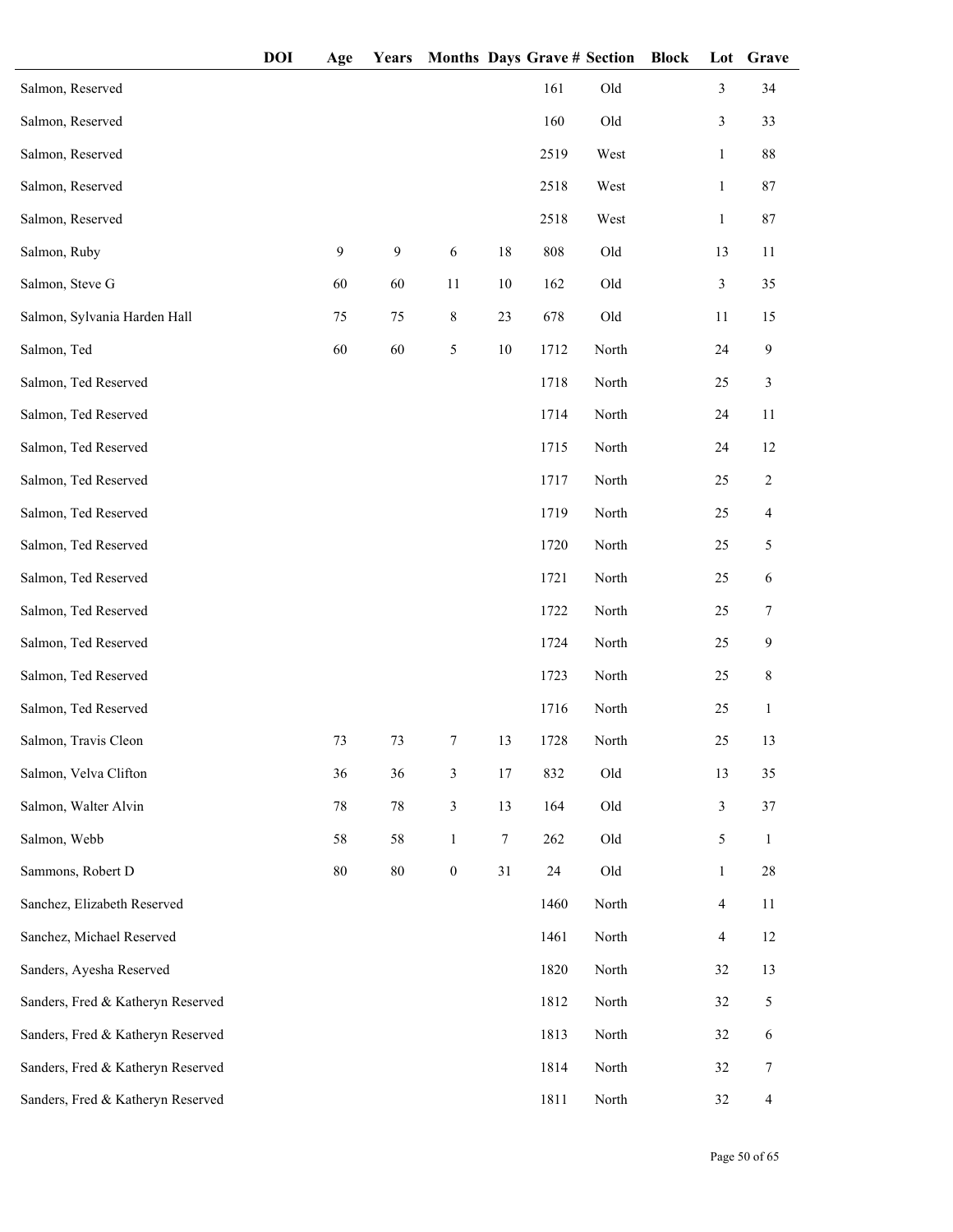| | DOI | Age | Years | Months | Days | Grave # | Section | Block | Lot | Grave |
|---|---|---|---|---|---|---|---|---|---|---|
| Salmon, Reserved | | | | | | 161 | Old | | 3 | 34 |
| Salmon, Reserved | | | | | | 160 | Old | | 3 | 33 |
| Salmon, Reserved | | | | | | 2519 | West | | 1 | 88 |
| Salmon, Reserved | | | | | | 2518 | West | | 1 | 87 |
| Salmon, Reserved | | | | | | 2518 | West | | 1 | 87 |
| Salmon, Ruby | | 9 | 9 | 6 | 18 | 808 | Old | | 13 | 11 |
| Salmon, Steve G | | 60 | 60 | 11 | 10 | 162 | Old | | 3 | 35 |
| Salmon, Sylvania Harden Hall | | 75 | 75 | 8 | 23 | 678 | Old | | 11 | 15 |
| Salmon, Ted | | 60 | 60 | 5 | 10 | 1712 | North | | 24 | 9 |
| Salmon, Ted Reserved | | | | | | 1718 | North | | 25 | 3 |
| Salmon, Ted Reserved | | | | | | 1714 | North | | 24 | 11 |
| Salmon, Ted Reserved | | | | | | 1715 | North | | 24 | 12 |
| Salmon, Ted Reserved | | | | | | 1717 | North | | 25 | 2 |
| Salmon, Ted Reserved | | | | | | 1719 | North | | 25 | 4 |
| Salmon, Ted Reserved | | | | | | 1720 | North | | 25 | 5 |
| Salmon, Ted Reserved | | | | | | 1721 | North | | 25 | 6 |
| Salmon, Ted Reserved | | | | | | 1722 | North | | 25 | 7 |
| Salmon, Ted Reserved | | | | | | 1724 | North | | 25 | 9 |
| Salmon, Ted Reserved | | | | | | 1723 | North | | 25 | 8 |
| Salmon, Ted Reserved | | | | | | 1716 | North | | 25 | 1 |
| Salmon, Travis Cleon | | 73 | 73 | 7 | 13 | 1728 | North | | 25 | 13 |
| Salmon, Velva Clifton | | 36 | 36 | 3 | 17 | 832 | Old | | 13 | 35 |
| Salmon, Walter Alvin | | 78 | 78 | 3 | 13 | 164 | Old | | 3 | 37 |
| Salmon, Webb | | 58 | 58 | 1 | 7 | 262 | Old | | 5 | 1 |
| Sammons, Robert D | | 80 | 80 | 0 | 31 | 24 | Old | | 1 | 28 |
| Sanchez, Elizabeth Reserved | | | | | | 1460 | North | | 4 | 11 |
| Sanchez, Michael Reserved | | | | | | 1461 | North | | 4 | 12 |
| Sanders, Ayesha Reserved | | | | | | 1820 | North | | 32 | 13 |
| Sanders, Fred & Katheryn Reserved | | | | | | 1812 | North | | 32 | 5 |
| Sanders, Fred & Katheryn Reserved | | | | | | 1813 | North | | 32 | 6 |
| Sanders, Fred & Katheryn Reserved | | | | | | 1814 | North | | 32 | 7 |
| Sanders, Fred & Katheryn Reserved | | | | | | 1811 | North | | 32 | 4 |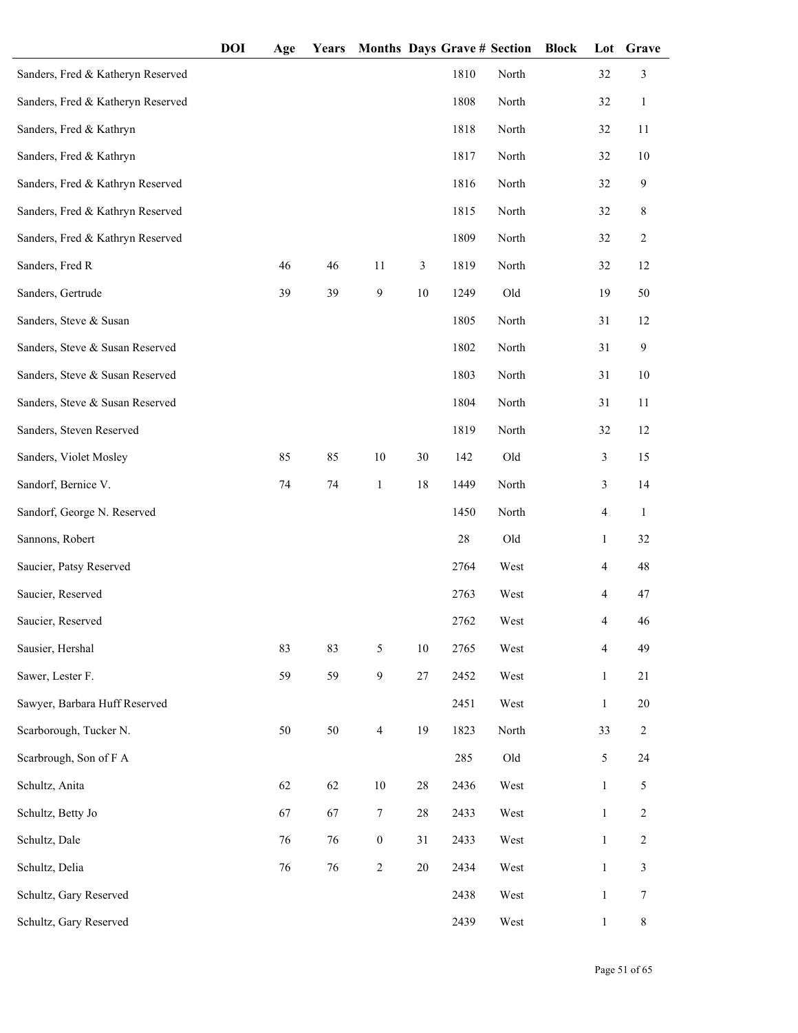| | DOI | Age | Years | Months | Days | Grave # | Section | Block | Lot | Grave |
|---|---|---|---|---|---|---|---|---|---|---|
| Sanders, Fred & Katheryn Reserved | | | | | | 1810 | North | | 32 | 3 |
| Sanders, Fred & Katheryn Reserved | | | | | | 1808 | North | | 32 | 1 |
| Sanders, Fred & Kathryn | | | | | | 1818 | North | | 32 | 11 |
| Sanders, Fred & Kathryn | | | | | | 1817 | North | | 32 | 10 |
| Sanders, Fred & Kathryn Reserved | | | | | | 1816 | North | | 32 | 9 |
| Sanders, Fred & Kathryn Reserved | | | | | | 1815 | North | | 32 | 8 |
| Sanders, Fred & Kathryn Reserved | | | | | | 1809 | North | | 32 | 2 |
| Sanders, Fred R | | 46 | 46 | 11 | 3 | 1819 | North | | 32 | 12 |
| Sanders, Gertrude | | 39 | 39 | 9 | 10 | 1249 | Old | | 19 | 50 |
| Sanders, Steve & Susan | | | | | | 1805 | North | | 31 | 12 |
| Sanders, Steve & Susan Reserved | | | | | | 1802 | North | | 31 | 9 |
| Sanders, Steve & Susan Reserved | | | | | | 1803 | North | | 31 | 10 |
| Sanders, Steve & Susan Reserved | | | | | | 1804 | North | | 31 | 11 |
| Sanders, Steven Reserved | | | | | | 1819 | North | | 32 | 12 |
| Sanders, Violet Mosley | | 85 | 85 | 10 | 30 | 142 | Old | | 3 | 15 |
| Sandorf, Bernice V. | | 74 | 74 | 1 | 18 | 1449 | North | | 3 | 14 |
| Sandorf, George N. Reserved | | | | | | 1450 | North | | 4 | 1 |
| Sannons, Robert | | | | | | 28 | Old | | 1 | 32 |
| Saucier, Patsy Reserved | | | | | | 2764 | West | | 4 | 48 |
| Saucier, Reserved | | | | | | 2763 | West | | 4 | 47 |
| Saucier, Reserved | | | | | | 2762 | West | | 4 | 46 |
| Sausier, Hershal | | 83 | 83 | 5 | 10 | 2765 | West | | 4 | 49 |
| Sawer, Lester F. | | 59 | 59 | 9 | 27 | 2452 | West | | 1 | 21 |
| Sawyer, Barbara Huff Reserved | | | | | | 2451 | West | | 1 | 20 |
| Scarborough, Tucker N. | | 50 | 50 | 4 | 19 | 1823 | North | | 33 | 2 |
| Scarbrough, Son of F A | | | | | | 285 | Old | | 5 | 24 |
| Schultz, Anita | | 62 | 62 | 10 | 28 | 2436 | West | | 1 | 5 |
| Schultz, Betty Jo | | 67 | 67 | 7 | 28 | 2433 | West | | 1 | 2 |
| Schultz, Dale | | 76 | 76 | 0 | 31 | 2433 | West | | 1 | 2 |
| Schultz, Delia | | 76 | 76 | 2 | 20 | 2434 | West | | 1 | 3 |
| Schultz, Gary Reserved | | | | | | 2438 | West | | 1 | 7 |
| Schultz, Gary Reserved | | | | | | 2439 | West | | 1 | 8 |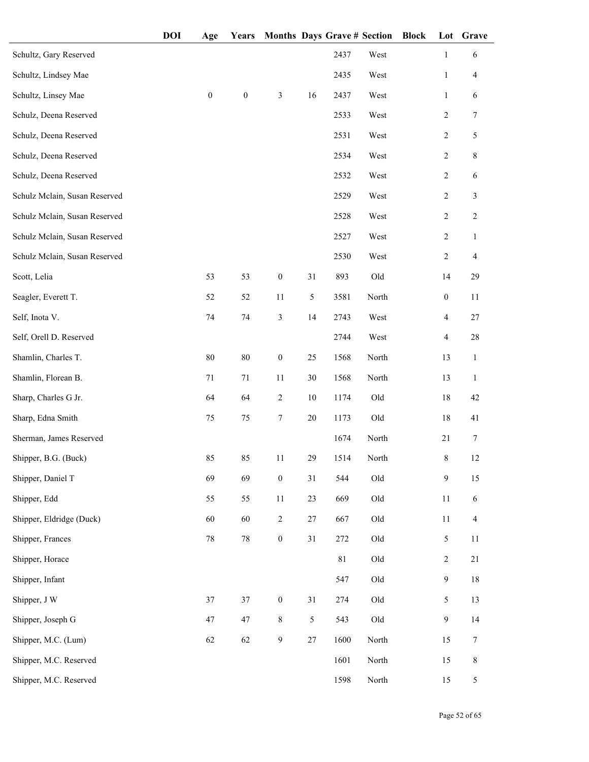| | DOI | Age | Years | Months | Days | Grave # | Section | Block | Lot | Grave |
|---|---|---|---|---|---|---|---|---|---|---|
| Schultz, Gary Reserved | | | | | | 2437 | West | | 1 | 6 |
| Schultz, Lindsey Mae | | | | | | 2435 | West | | 1 | 4 |
| Schultz, Linsey Mae | | 0 | 0 | 3 | 16 | 2437 | West | | 1 | 6 |
| Schulz, Deena Reserved | | | | | | 2533 | West | | 2 | 7 |
| Schulz, Deena Reserved | | | | | | 2531 | West | | 2 | 5 |
| Schulz, Deena Reserved | | | | | | 2534 | West | | 2 | 8 |
| Schulz, Deena Reserved | | | | | | 2532 | West | | 2 | 6 |
| Schulz Mclain, Susan Reserved | | | | | | 2529 | West | | 2 | 3 |
| Schulz Mclain, Susan Reserved | | | | | | 2528 | West | | 2 | 2 |
| Schulz Mclain, Susan Reserved | | | | | | 2527 | West | | 2 | 1 |
| Schulz Mclain, Susan Reserved | | | | | | 2530 | West | | 2 | 4 |
| Scott, Lelia | | 53 | 53 | 0 | 31 | 893 | Old | | 14 | 29 |
| Seagler, Everett T. | | 52 | 52 | 11 | 5 | 3581 | North | | 0 | 11 |
| Self, Inota V. | | 74 | 74 | 3 | 14 | 2743 | West | | 4 | 27 |
| Self, Orell D. Reserved | | | | | | 2744 | West | | 4 | 28 |
| Shamlin, Charles T. | | 80 | 80 | 0 | 25 | 1568 | North | | 13 | 1 |
| Shamlin, Florean B. | | 71 | 71 | 11 | 30 | 1568 | North | | 13 | 1 |
| Sharp, Charles G Jr. | | 64 | 64 | 2 | 10 | 1174 | Old | | 18 | 42 |
| Sharp, Edna Smith | | 75 | 75 | 7 | 20 | 1173 | Old | | 18 | 41 |
| Sherman, James Reserved | | | | | | 1674 | North | | 21 | 7 |
| Shipper, B.G. (Buck) | | 85 | 85 | 11 | 29 | 1514 | North | | 8 | 12 |
| Shipper, Daniel T | | 69 | 69 | 0 | 31 | 544 | Old | | 9 | 15 |
| Shipper, Edd | | 55 | 55 | 11 | 23 | 669 | Old | | 11 | 6 |
| Shipper, Eldridge (Duck) | | 60 | 60 | 2 | 27 | 667 | Old | | 11 | 4 |
| Shipper, Frances | | 78 | 78 | 0 | 31 | 272 | Old | | 5 | 11 |
| Shipper, Horace | | | | | | 81 | Old | | 2 | 21 |
| Shipper, Infant | | | | | | 547 | Old | | 9 | 18 |
| Shipper, J W | | 37 | 37 | 0 | 31 | 274 | Old | | 5 | 13 |
| Shipper, Joseph G | | 47 | 47 | 8 | 5 | 543 | Old | | 9 | 14 |
| Shipper, M.C. (Lum) | | 62 | 62 | 9 | 27 | 1600 | North | | 15 | 7 |
| Shipper, M.C. Reserved | | | | | | 1601 | North | | 15 | 8 |
| Shipper, M.C. Reserved | | | | | | 1598 | North | | 15 | 5 |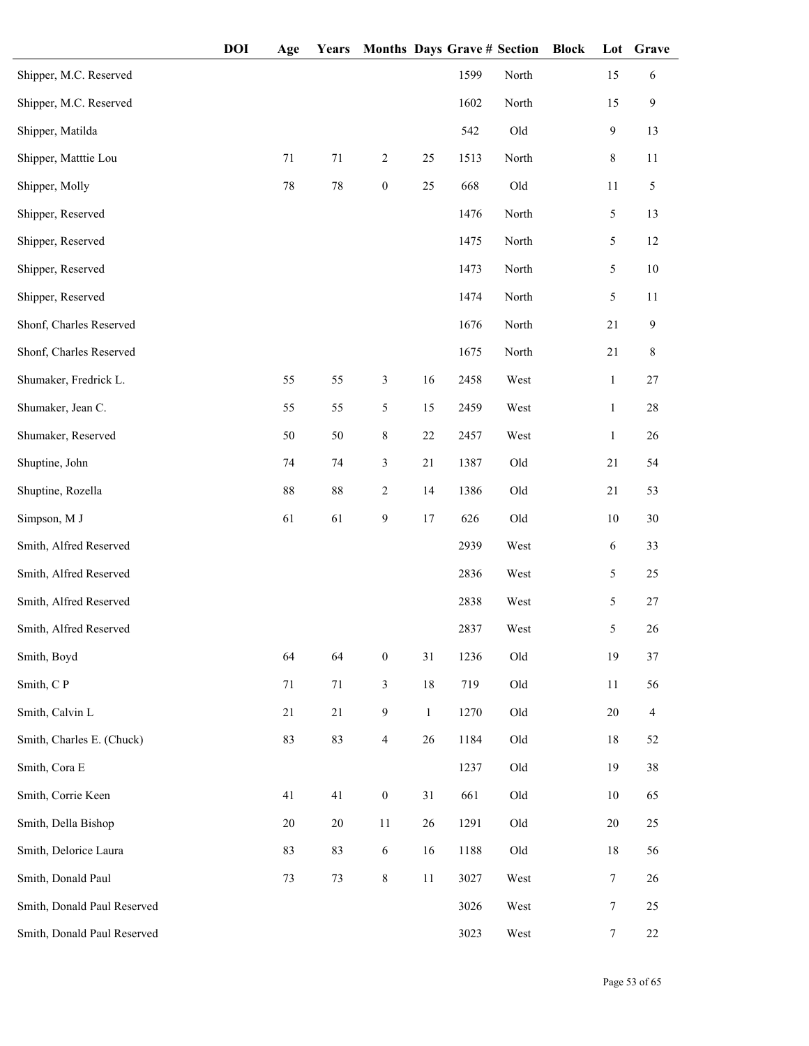| | DOI | Age | Years | Months | Days | Grave # | Section | Block | Lot | Grave |
|---|---|---|---|---|---|---|---|---|---|---|
| Shipper, M.C. Reserved | | | | | | 1599 | North | | 15 | 6 |
| Shipper, M.C. Reserved | | | | | | 1602 | North | | 15 | 9 |
| Shipper, Matilda | | | | | | 542 | Old | | 9 | 13 |
| Shipper, Matttie Lou | | 71 | 71 | 2 | 25 | 1513 | North | | 8 | 11 |
| Shipper, Molly | | 78 | 78 | 0 | 25 | 668 | Old | | 11 | 5 |
| Shipper, Reserved | | | | | | 1476 | North | | 5 | 13 |
| Shipper, Reserved | | | | | | 1475 | North | | 5 | 12 |
| Shipper, Reserved | | | | | | 1473 | North | | 5 | 10 |
| Shipper, Reserved | | | | | | 1474 | North | | 5 | 11 |
| Shonf, Charles Reserved | | | | | | 1676 | North | | 21 | 9 |
| Shonf, Charles Reserved | | | | | | 1675 | North | | 21 | 8 |
| Shumaker, Fredrick L. | | 55 | 55 | 3 | 16 | 2458 | West | | 1 | 27 |
| Shumaker, Jean C. | | 55 | 55 | 5 | 15 | 2459 | West | | 1 | 28 |
| Shumaker, Reserved | | 50 | 50 | 8 | 22 | 2457 | West | | 1 | 26 |
| Shuptine, John | | 74 | 74 | 3 | 21 | 1387 | Old | | 21 | 54 |
| Shuptine, Rozella | | 88 | 88 | 2 | 14 | 1386 | Old | | 21 | 53 |
| Simpson, M J | | 61 | 61 | 9 | 17 | 626 | Old | | 10 | 30 |
| Smith, Alfred Reserved | | | | | | 2939 | West | | 6 | 33 |
| Smith, Alfred Reserved | | | | | | 2836 | West | | 5 | 25 |
| Smith, Alfred Reserved | | | | | | 2838 | West | | 5 | 27 |
| Smith, Alfred Reserved | | | | | | 2837 | West | | 5 | 26 |
| Smith, Boyd | | 64 | 64 | 0 | 31 | 1236 | Old | | 19 | 37 |
| Smith, C P | | 71 | 71 | 3 | 18 | 719 | Old | | 11 | 56 |
| Smith, Calvin L | | 21 | 21 | 9 | 1 | 1270 | Old | | 20 | 4 |
| Smith, Charles E. (Chuck) | | 83 | 83 | 4 | 26 | 1184 | Old | | 18 | 52 |
| Smith, Cora E | | | | | | 1237 | Old | | 19 | 38 |
| Smith, Corrie Keen | | 41 | 41 | 0 | 31 | 661 | Old | | 10 | 65 |
| Smith, Della Bishop | | 20 | 20 | 11 | 26 | 1291 | Old | | 20 | 25 |
| Smith, Delorice Laura | | 83 | 83 | 6 | 16 | 1188 | Old | | 18 | 56 |
| Smith, Donald Paul | | 73 | 73 | 8 | 11 | 3027 | West | | 7 | 26 |
| Smith, Donald Paul Reserved | | | | | | 3026 | West | | 7 | 25 |
| Smith, Donald Paul Reserved | | | | | | 3023 | West | | 7 | 22 |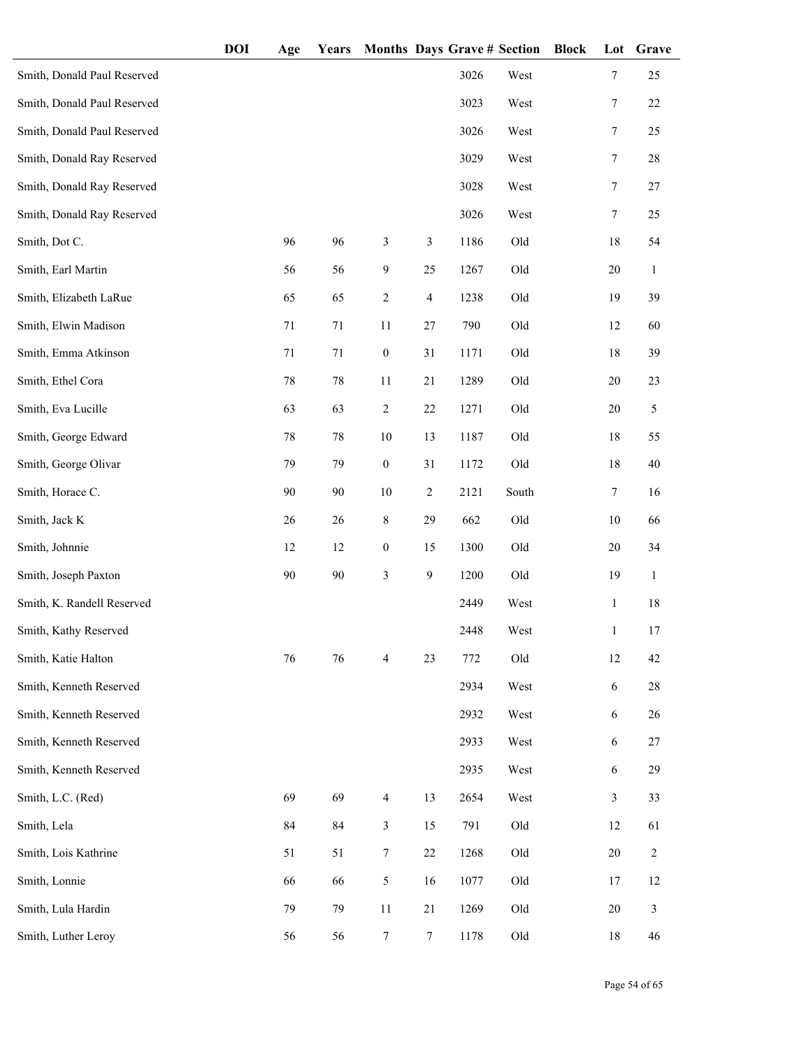| | DOI | Age | Years | Months | Days | Grave # | Section | Block | Lot | Grave |
|---|---|---|---|---|---|---|---|---|---|---|
| Smith, Donald Paul Reserved | | | | | | 3026 | West | | 7 | 25 |
| Smith, Donald Paul Reserved | | | | | | 3023 | West | | 7 | 22 |
| Smith, Donald Paul Reserved | | | | | | 3026 | West | | 7 | 25 |
| Smith, Donald Ray Reserved | | | | | | 3029 | West | | 7 | 28 |
| Smith, Donald Ray Reserved | | | | | | 3028 | West | | 7 | 27 |
| Smith, Donald Ray Reserved | | | | | | 3026 | West | | 7 | 25 |
| Smith, Dot C. | | 96 | 96 | 3 | 3 | 1186 | Old | | 18 | 54 |
| Smith, Earl Martin | | 56 | 56 | 9 | 25 | 1267 | Old | | 20 | 1 |
| Smith, Elizabeth LaRue | | 65 | 65 | 2 | 4 | 1238 | Old | | 19 | 39 |
| Smith, Elwin Madison | | 71 | 71 | 11 | 27 | 790 | Old | | 12 | 60 |
| Smith, Emma Atkinson | | 71 | 71 | 0 | 31 | 1171 | Old | | 18 | 39 |
| Smith, Ethel Cora | | 78 | 78 | 11 | 21 | 1289 | Old | | 20 | 23 |
| Smith, Eva Lucille | | 63 | 63 | 2 | 22 | 1271 | Old | | 20 | 5 |
| Smith, George Edward | | 78 | 78 | 10 | 13 | 1187 | Old | | 18 | 55 |
| Smith, George Olivar | | 79 | 79 | 0 | 31 | 1172 | Old | | 18 | 40 |
| Smith, Horace C. | | 90 | 90 | 10 | 2 | 2121 | South | | 7 | 16 |
| Smith, Jack K | | 26 | 26 | 8 | 29 | 662 | Old | | 10 | 66 |
| Smith, Johnnie | | 12 | 12 | 0 | 15 | 1300 | Old | | 20 | 34 |
| Smith, Joseph Paxton | | 90 | 90 | 3 | 9 | 1200 | Old | | 19 | 1 |
| Smith, K. Randell Reserved | | | | | | 2449 | West | | 1 | 18 |
| Smith, Kathy Reserved | | | | | | 2448 | West | | 1 | 17 |
| Smith, Katie Halton | | 76 | 76 | 4 | 23 | 772 | Old | | 12 | 42 |
| Smith, Kenneth Reserved | | | | | | 2934 | West | | 6 | 28 |
| Smith, Kenneth Reserved | | | | | | 2932 | West | | 6 | 26 |
| Smith, Kenneth Reserved | | | | | | 2933 | West | | 6 | 27 |
| Smith, Kenneth Reserved | | | | | | 2935 | West | | 6 | 29 |
| Smith, L.C. (Red) | | 69 | 69 | 4 | 13 | 2654 | West | | 3 | 33 |
| Smith, Lela | | 84 | 84 | 3 | 15 | 791 | Old | | 12 | 61 |
| Smith, Lois Kathrine | | 51 | 51 | 7 | 22 | 1268 | Old | | 20 | 2 |
| Smith, Lonnie | | 66 | 66 | 5 | 16 | 1077 | Old | | 17 | 12 |
| Smith, Lula Hardin | | 79 | 79 | 11 | 21 | 1269 | Old | | 20 | 3 |
| Smith, Luther Leroy | | 56 | 56 | 7 | 7 | 1178 | Old | | 18 | 46 |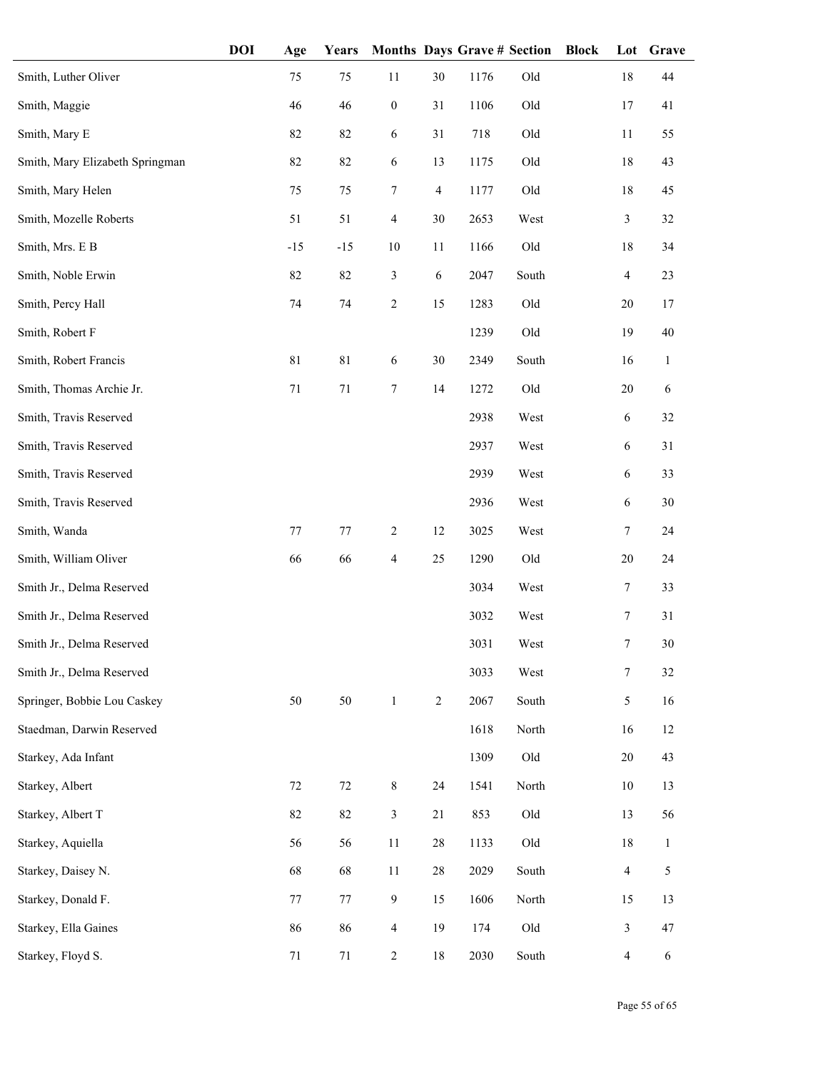| | DOI | Age | Years | Months | Days | Grave # | Section | Block | Lot | Grave |
|---|---|---|---|---|---|---|---|---|---|---|
| Smith, Luther Oliver | | 75 | 75 | 11 | 30 | 1176 | Old | | 18 | 44 |
| Smith, Maggie | | 46 | 46 | 0 | 31 | 1106 | Old | | 17 | 41 |
| Smith, Mary E | | 82 | 82 | 6 | 31 | 718 | Old | | 11 | 55 |
| Smith, Mary Elizabeth Springman | | 82 | 82 | 6 | 13 | 1175 | Old | | 18 | 43 |
| Smith, Mary Helen | | 75 | 75 | 7 | 4 | 1177 | Old | | 18 | 45 |
| Smith, Mozelle Roberts | | 51 | 51 | 4 | 30 | 2653 | West | | 3 | 32 |
| Smith, Mrs. E B | | -15 | -15 | 10 | 11 | 1166 | Old | | 18 | 34 |
| Smith, Noble Erwin | | 82 | 82 | 3 | 6 | 2047 | South | | 4 | 23 |
| Smith, Percy Hall | | 74 | 74 | 2 | 15 | 1283 | Old | | 20 | 17 |
| Smith, Robert F | | | | | | 1239 | Old | | 19 | 40 |
| Smith, Robert Francis | | 81 | 81 | 6 | 30 | 2349 | South | | 16 | 1 |
| Smith, Thomas Archie Jr. | | 71 | 71 | 7 | 14 | 1272 | Old | | 20 | 6 |
| Smith, Travis Reserved | | | | | | 2938 | West | | 6 | 32 |
| Smith, Travis Reserved | | | | | | 2937 | West | | 6 | 31 |
| Smith, Travis Reserved | | | | | | 2939 | West | | 6 | 33 |
| Smith, Travis Reserved | | | | | | 2936 | West | | 6 | 30 |
| Smith, Wanda | | 77 | 77 | 2 | 12 | 3025 | West | | 7 | 24 |
| Smith, William Oliver | | 66 | 66 | 4 | 25 | 1290 | Old | | 20 | 24 |
| Smith Jr., Delma Reserved | | | | | | 3034 | West | | 7 | 33 |
| Smith Jr., Delma Reserved | | | | | | 3032 | West | | 7 | 31 |
| Smith Jr., Delma Reserved | | | | | | 3031 | West | | 7 | 30 |
| Smith Jr., Delma Reserved | | | | | | 3033 | West | | 7 | 32 |
| Springer, Bobbie Lou Caskey | | 50 | 50 | 1 | 2 | 2067 | South | | 5 | 16 |
| Staedman, Darwin Reserved | | | | | | 1618 | North | | 16 | 12 |
| Starkey, Ada Infant | | | | | | 1309 | Old | | 20 | 43 |
| Starkey, Albert | | 72 | 72 | 8 | 24 | 1541 | North | | 10 | 13 |
| Starkey, Albert T | | 82 | 82 | 3 | 21 | 853 | Old | | 13 | 56 |
| Starkey, Aquiella | | 56 | 56 | 11 | 28 | 1133 | Old | | 18 | 1 |
| Starkey, Daisey N. | | 68 | 68 | 11 | 28 | 2029 | South | | 4 | 5 |
| Starkey, Donald F. | | 77 | 77 | 9 | 15 | 1606 | North | | 15 | 13 |
| Starkey, Ella Gaines | | 86 | 86 | 4 | 19 | 174 | Old | | 3 | 47 |
| Starkey, Floyd S. | | 71 | 71 | 2 | 18 | 2030 | South | | 4 | 6 |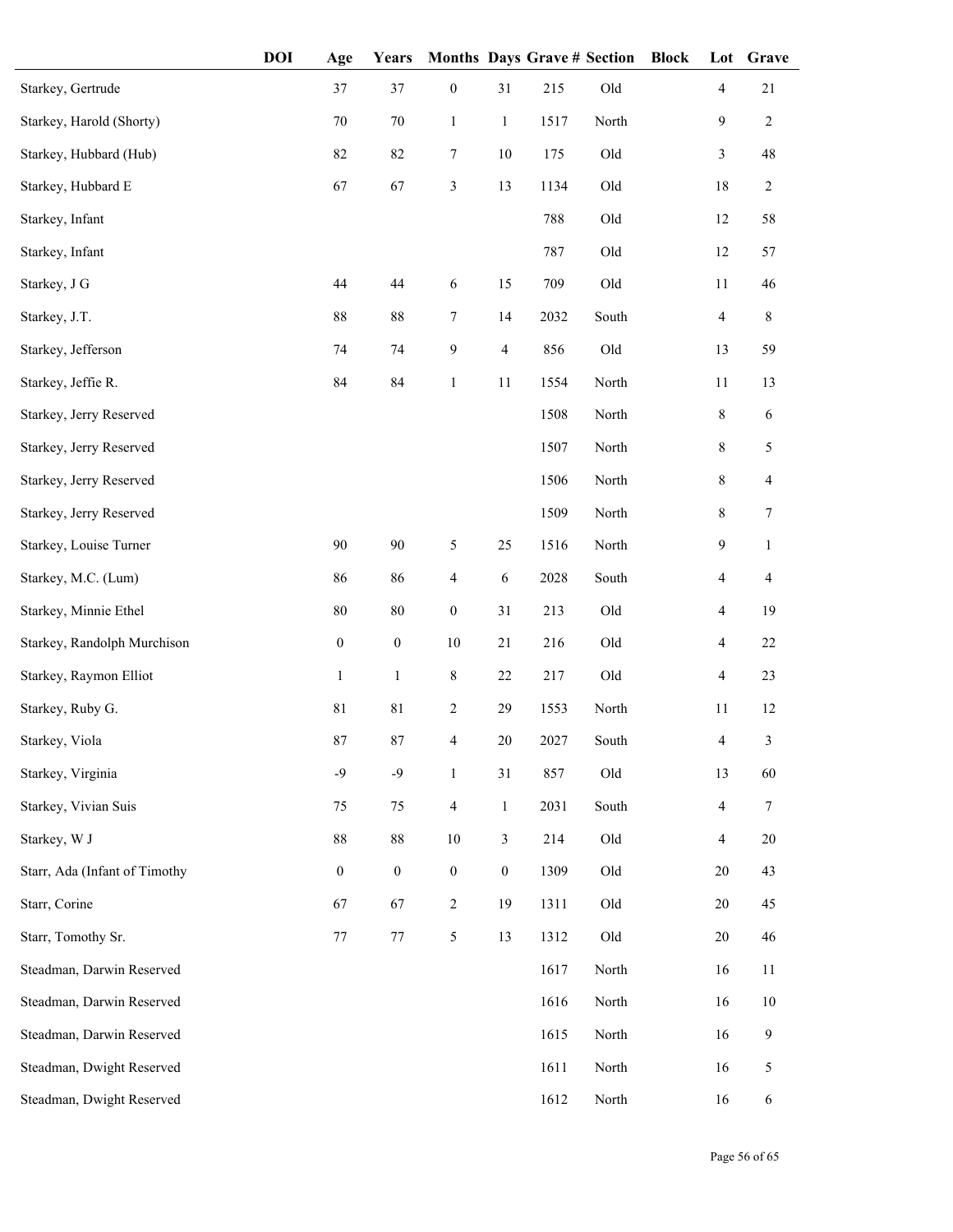| | DOI | Age | Years | Months | Days | Grave # | Section | Block | Lot | Grave |
|---|---|---|---|---|---|---|---|---|---|---|
| Starkey, Gertrude | | 37 | 37 | 0 | 31 | 215 | Old | | 4 | 21 |
| Starkey, Harold (Shorty) | | 70 | 70 | 1 | 1 | 1517 | North | | 9 | 2 |
| Starkey, Hubbard (Hub) | | 82 | 82 | 7 | 10 | 175 | Old | | 3 | 48 |
| Starkey, Hubbard E | | 67 | 67 | 3 | 13 | 1134 | Old | | 18 | 2 |
| Starkey, Infant | | | | | | 788 | Old | | 12 | 58 |
| Starkey, Infant | | | | | | 787 | Old | | 12 | 57 |
| Starkey, J G | | 44 | 44 | 6 | 15 | 709 | Old | | 11 | 46 |
| Starkey, J.T. | | 88 | 88 | 7 | 14 | 2032 | South | | 4 | 8 |
| Starkey, Jefferson | | 74 | 74 | 9 | 4 | 856 | Old | | 13 | 59 |
| Starkey, Jeffie R. | | 84 | 84 | 1 | 11 | 1554 | North | | 11 | 13 |
| Starkey, Jerry Reserved | | | | | | 1508 | North | | 8 | 6 |
| Starkey, Jerry Reserved | | | | | | 1507 | North | | 8 | 5 |
| Starkey, Jerry Reserved | | | | | | 1506 | North | | 8 | 4 |
| Starkey, Jerry Reserved | | | | | | 1509 | North | | 8 | 7 |
| Starkey, Louise Turner | | 90 | 90 | 5 | 25 | 1516 | North | | 9 | 1 |
| Starkey, M.C. (Lum) | | 86 | 86 | 4 | 6 | 2028 | South | | 4 | 4 |
| Starkey, Minnie Ethel | | 80 | 80 | 0 | 31 | 213 | Old | | 4 | 19 |
| Starkey, Randolph Murchison | | 0 | 0 | 10 | 21 | 216 | Old | | 4 | 22 |
| Starkey, Raymon Elliot | | 1 | 1 | 8 | 22 | 217 | Old | | 4 | 23 |
| Starkey, Ruby G. | | 81 | 81 | 2 | 29 | 1553 | North | | 11 | 12 |
| Starkey, Viola | | 87 | 87 | 4 | 20 | 2027 | South | | 4 | 3 |
| Starkey, Virginia | | -9 | -9 | 1 | 31 | 857 | Old | | 13 | 60 |
| Starkey, Vivian Suis | | 75 | 75 | 4 | 1 | 2031 | South | | 4 | 7 |
| Starkey, W J | | 88 | 88 | 10 | 3 | 214 | Old | | 4 | 20 |
| Starr, Ada (Infant of Timothy | | 0 | 0 | 0 | 0 | 1309 | Old | | 20 | 43 |
| Starr, Corine | | 67 | 67 | 2 | 19 | 1311 | Old | | 20 | 45 |
| Starr, Tomothy Sr. | | 77 | 77 | 5 | 13 | 1312 | Old | | 20 | 46 |
| Steadman, Darwin Reserved | | | | | | 1617 | North | | 16 | 11 |
| Steadman, Darwin Reserved | | | | | | 1616 | North | | 16 | 10 |
| Steadman, Darwin Reserved | | | | | | 1615 | North | | 16 | 9 |
| Steadman, Dwight Reserved | | | | | | 1611 | North | | 16 | 5 |
| Steadman, Dwight Reserved | | | | | | 1612 | North | | 16 | 6 |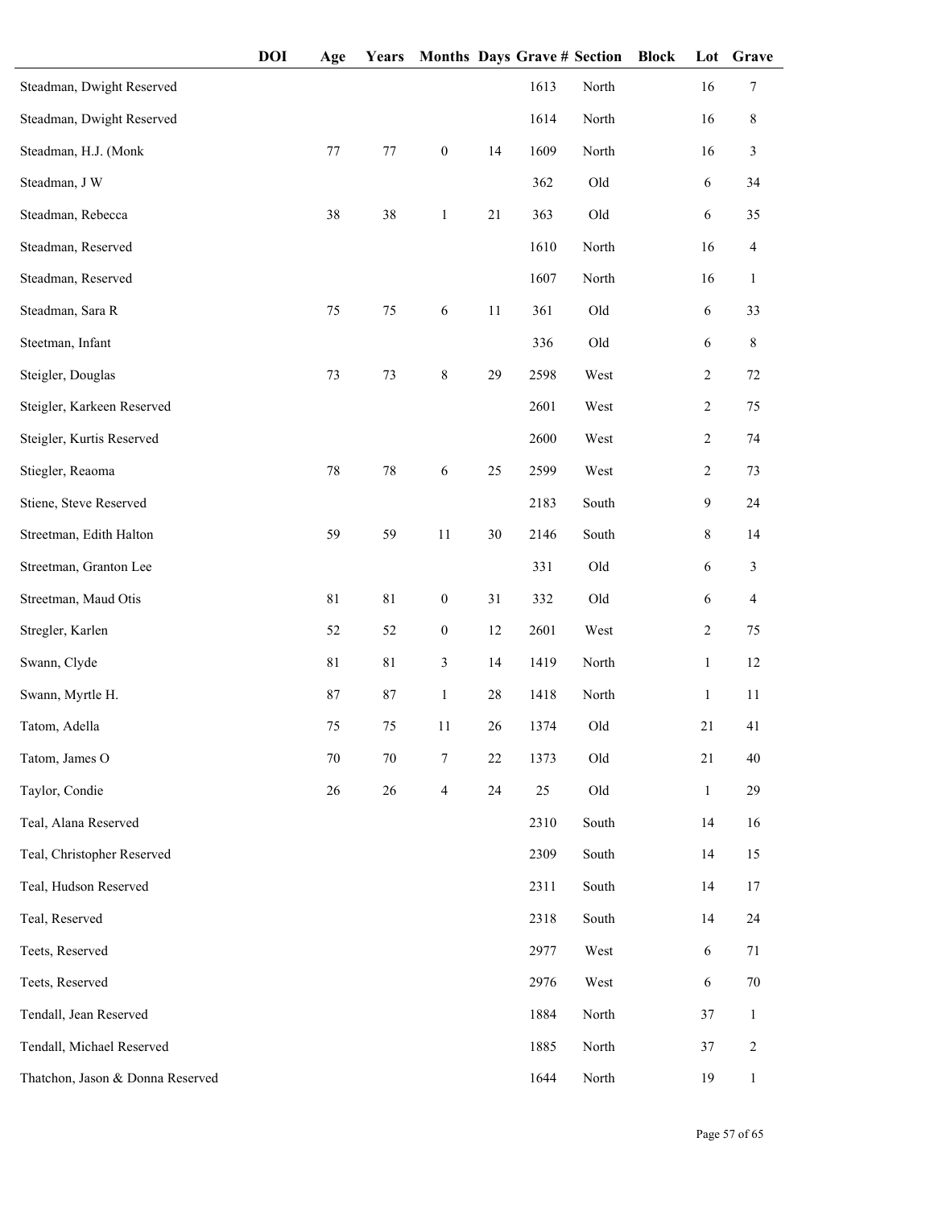| | DOI | Age | Years | Months | Days | Grave # | Section | Block | Lot | Grave |
|---|---|---|---|---|---|---|---|---|---|---|
| Steadman, Dwight Reserved | | | | | | 1613 | North | | 16 | 7 |
| Steadman, Dwight Reserved | | | | | | 1614 | North | | 16 | 8 |
| Steadman, H.J. (Monk | | 77 | 77 | 0 | 14 | 1609 | North | | 16 | 3 |
| Steadman, J W | | | | | | 362 | Old | | 6 | 34 |
| Steadman, Rebecca | | 38 | 38 | 1 | 21 | 363 | Old | | 6 | 35 |
| Steadman, Reserved | | | | | | 1610 | North | | 16 | 4 |
| Steadman, Reserved | | | | | | 1607 | North | | 16 | 1 |
| Steadman, Sara R | | 75 | 75 | 6 | 11 | 361 | Old | | 6 | 33 |
| Steetman, Infant | | | | | | 336 | Old | | 6 | 8 |
| Steigler, Douglas | | 73 | 73 | 8 | 29 | 2598 | West | | 2 | 72 |
| Steigler, Karkeen Reserved | | | | | | 2601 | West | | 2 | 75 |
| Steigler, Kurtis Reserved | | | | | | 2600 | West | | 2 | 74 |
| Stiegler, Reaoma | | 78 | 78 | 6 | 25 | 2599 | West | | 2 | 73 |
| Stiene, Steve Reserved | | | | | | 2183 | South | | 9 | 24 |
| Streetman, Edith Halton | | 59 | 59 | 11 | 30 | 2146 | South | | 8 | 14 |
| Streetman, Granton Lee | | | | | | 331 | Old | | 6 | 3 |
| Streetman, Maud Otis | | 81 | 81 | 0 | 31 | 332 | Old | | 6 | 4 |
| Stregler, Karlen | | 52 | 52 | 0 | 12 | 2601 | West | | 2 | 75 |
| Swann, Clyde | | 81 | 81 | 3 | 14 | 1419 | North | | 1 | 12 |
| Swann, Myrtle H. | | 87 | 87 | 1 | 28 | 1418 | North | | 1 | 11 |
| Tatom, Adella | | 75 | 75 | 11 | 26 | 1374 | Old | | 21 | 41 |
| Tatom, James O | | 70 | 70 | 7 | 22 | 1373 | Old | | 21 | 40 |
| Taylor, Condie | | 26 | 26 | 4 | 24 | 25 | Old | | 1 | 29 |
| Teal, Alana Reserved | | | | | | 2310 | South | | 14 | 16 |
| Teal, Christopher Reserved | | | | | | 2309 | South | | 14 | 15 |
| Teal, Hudson Reserved | | | | | | 2311 | South | | 14 | 17 |
| Teal, Reserved | | | | | | 2318 | South | | 14 | 24 |
| Teets, Reserved | | | | | | 2977 | West | | 6 | 71 |
| Teets, Reserved | | | | | | 2976 | West | | 6 | 70 |
| Tendall, Jean Reserved | | | | | | 1884 | North | | 37 | 1 |
| Tendall, Michael Reserved | | | | | | 1885 | North | | 37 | 2 |
| Thatchon, Jason & Donna Reserved | | | | | | 1644 | North | | 19 | 1 |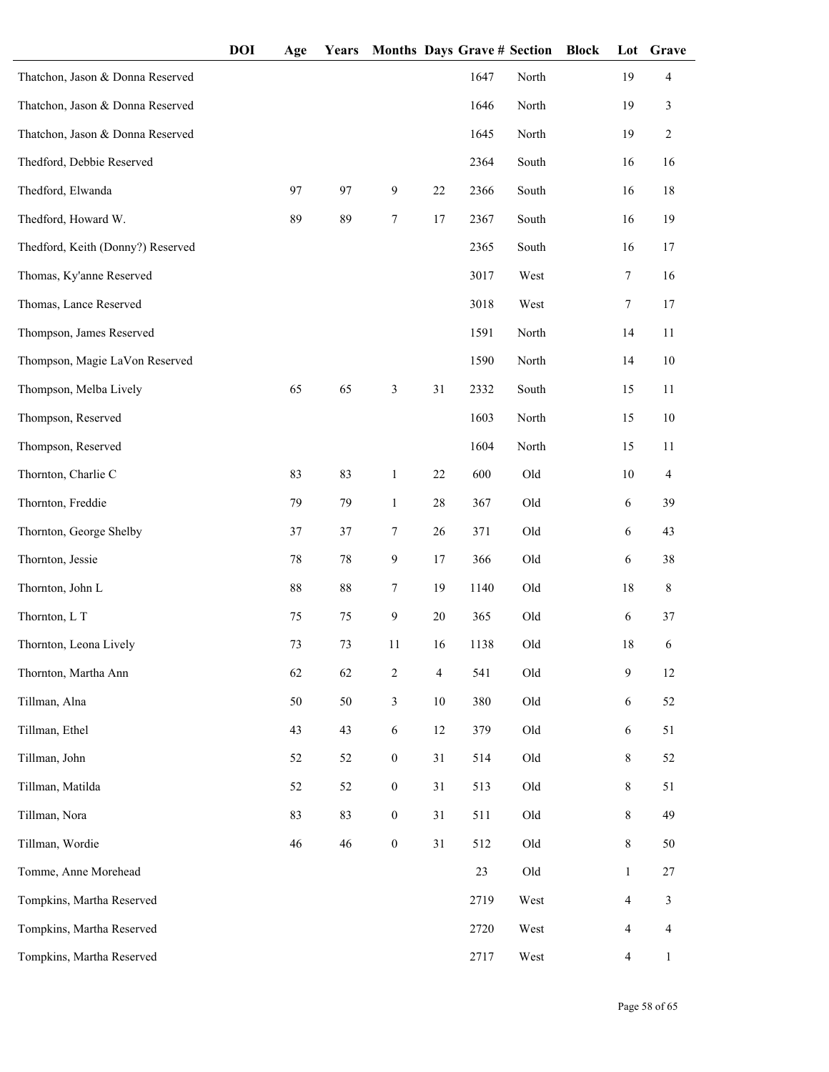| | DOI | Age | Years | Months | Days | Grave # | Section | Block | Lot | Grave |
|---|---|---|---|---|---|---|---|---|---|---|
| Thatchon, Jason & Donna Reserved | | | | | | 1647 | North | | 19 | 4 |
| Thatchon, Jason & Donna Reserved | | | | | | 1646 | North | | 19 | 3 |
| Thatchon, Jason & Donna Reserved | | | | | | 1645 | North | | 19 | 2 |
| Thedford, Debbie Reserved | | | | | | 2364 | South | | 16 | 16 |
| Thedford, Elwanda | | 97 | 97 | 9 | 22 | 2366 | South | | 16 | 18 |
| Thedford, Howard W. | | 89 | 89 | 7 | 17 | 2367 | South | | 16 | 19 |
| Thedford, Keith (Donny?) Reserved | | | | | | 2365 | South | | 16 | 17 |
| Thomas, Ky'anne Reserved | | | | | | 3017 | West | | 7 | 16 |
| Thomas, Lance Reserved | | | | | | 3018 | West | | 7 | 17 |
| Thompson, James Reserved | | | | | | 1591 | North | | 14 | 11 |
| Thompson, Magie LaVon Reserved | | | | | | 1590 | North | | 14 | 10 |
| Thompson, Melba Lively | | 65 | 65 | 3 | 31 | 2332 | South | | 15 | 11 |
| Thompson, Reserved | | | | | | 1603 | North | | 15 | 10 |
| Thompson, Reserved | | | | | | 1604 | North | | 15 | 11 |
| Thornton, Charlie C | | 83 | 83 | 1 | 22 | 600 | Old | | 10 | 4 |
| Thornton, Freddie | | 79 | 79 | 1 | 28 | 367 | Old | | 6 | 39 |
| Thornton, George Shelby | | 37 | 37 | 7 | 26 | 371 | Old | | 6 | 43 |
| Thornton, Jessie | | 78 | 78 | 9 | 17 | 366 | Old | | 6 | 38 |
| Thornton, John L | | 88 | 88 | 7 | 19 | 1140 | Old | | 18 | 8 |
| Thornton, L T | | 75 | 75 | 9 | 20 | 365 | Old | | 6 | 37 |
| Thornton, Leona Lively | | 73 | 73 | 11 | 16 | 1138 | Old | | 18 | 6 |
| Thornton, Martha Ann | | 62 | 62 | 2 | 4 | 541 | Old | | 9 | 12 |
| Tillman, Alna | | 50 | 50 | 3 | 10 | 380 | Old | | 6 | 52 |
| Tillman, Ethel | | 43 | 43 | 6 | 12 | 379 | Old | | 6 | 51 |
| Tillman, John | | 52 | 52 | 0 | 31 | 514 | Old | | 8 | 52 |
| Tillman, Matilda | | 52 | 52 | 0 | 31 | 513 | Old | | 8 | 51 |
| Tillman, Nora | | 83 | 83 | 0 | 31 | 511 | Old | | 8 | 49 |
| Tillman, Wordie | | 46 | 46 | 0 | 31 | 512 | Old | | 8 | 50 |
| Tomme, Anne Morehead | | | | | | 23 | Old | | 1 | 27 |
| Tompkins, Martha Reserved | | | | | | 2719 | West | | 4 | 3 |
| Tompkins, Martha Reserved | | | | | | 2720 | West | | 4 | 4 |
| Tompkins, Martha Reserved | | | | | | 2717 | West | | 4 | 1 |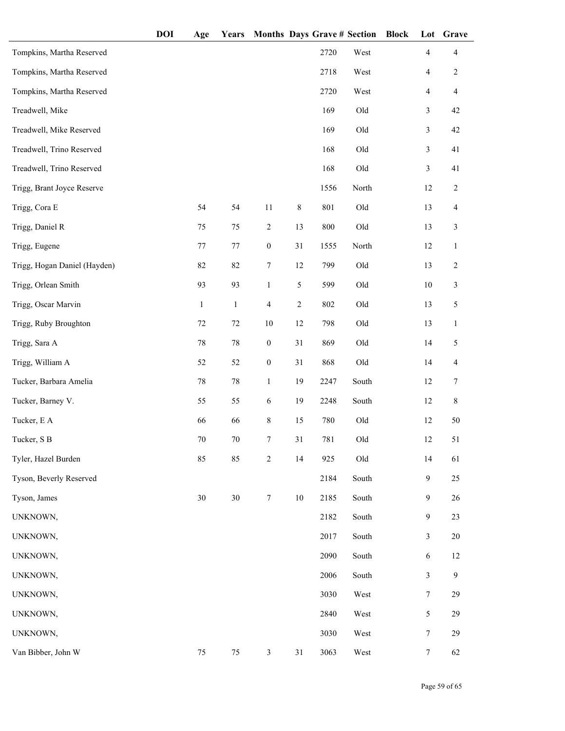| | DOI | Age | Years | Months | Days | Grave # | Section | Block | Lot | Grave |
|---|---|---|---|---|---|---|---|---|---|---|
| Tompkins, Martha Reserved | | | | | | 2720 | West | | 4 | 4 |
| Tompkins, Martha Reserved | | | | | | 2718 | West | | 4 | 2 |
| Tompkins, Martha Reserved | | | | | | 2720 | West | | 4 | 4 |
| Treadwell, Mike | | | | | | 169 | Old | | 3 | 42 |
| Treadwell, Mike Reserved | | | | | | 169 | Old | | 3 | 42 |
| Treadwell, Trino Reserved | | | | | | 168 | Old | | 3 | 41 |
| Treadwell, Trino Reserved | | | | | | 168 | Old | | 3 | 41 |
| Trigg, Brant Joyce Reserve | | | | | | 1556 | North | | 12 | 2 |
| Trigg, Cora E | | 54 | 54 | 11 | 8 | 801 | Old | | 13 | 4 |
| Trigg, Daniel R | | 75 | 75 | 2 | 13 | 800 | Old | | 13 | 3 |
| Trigg, Eugene | | 77 | 77 | 0 | 31 | 1555 | North | | 12 | 1 |
| Trigg, Hogan Daniel (Hayden) | | 82 | 82 | 7 | 12 | 799 | Old | | 13 | 2 |
| Trigg, Orlean Smith | | 93 | 93 | 1 | 5 | 599 | Old | | 10 | 3 |
| Trigg, Oscar Marvin | | 1 | 1 | 4 | 2 | 802 | Old | | 13 | 5 |
| Trigg, Ruby Broughton | | 72 | 72 | 10 | 12 | 798 | Old | | 13 | 1 |
| Trigg, Sara A | | 78 | 78 | 0 | 31 | 869 | Old | | 14 | 5 |
| Trigg, William A | | 52 | 52 | 0 | 31 | 868 | Old | | 14 | 4 |
| Tucker, Barbara Amelia | | 78 | 78 | 1 | 19 | 2247 | South | | 12 | 7 |
| Tucker, Barney V. | | 55 | 55 | 6 | 19 | 2248 | South | | 12 | 8 |
| Tucker, E A | | 66 | 66 | 8 | 15 | 780 | Old | | 12 | 50 |
| Tucker, S B | | 70 | 70 | 7 | 31 | 781 | Old | | 12 | 51 |
| Tyler, Hazel Burden | | 85 | 85 | 2 | 14 | 925 | Old | | 14 | 61 |
| Tyson, Beverly Reserved | | | | | | 2184 | South | | 9 | 25 |
| Tyson, James | | 30 | 30 | 7 | 10 | 2185 | South | | 9 | 26 |
| UNKNOWN, | | | | | | 2182 | South | | 9 | 23 |
| UNKNOWN, | | | | | | 2017 | South | | 3 | 20 |
| UNKNOWN, | | | | | | 2090 | South | | 6 | 12 |
| UNKNOWN, | | | | | | 2006 | South | | 3 | 9 |
| UNKNOWN, | | | | | | 3030 | West | | 7 | 29 |
| UNKNOWN, | | | | | | 2840 | West | | 5 | 29 |
| UNKNOWN, | | | | | | 3030 | West | | 7 | 29 |
| Van Bibber, John W | | 75 | 75 | 3 | 31 | 3063 | West | | 7 | 62 |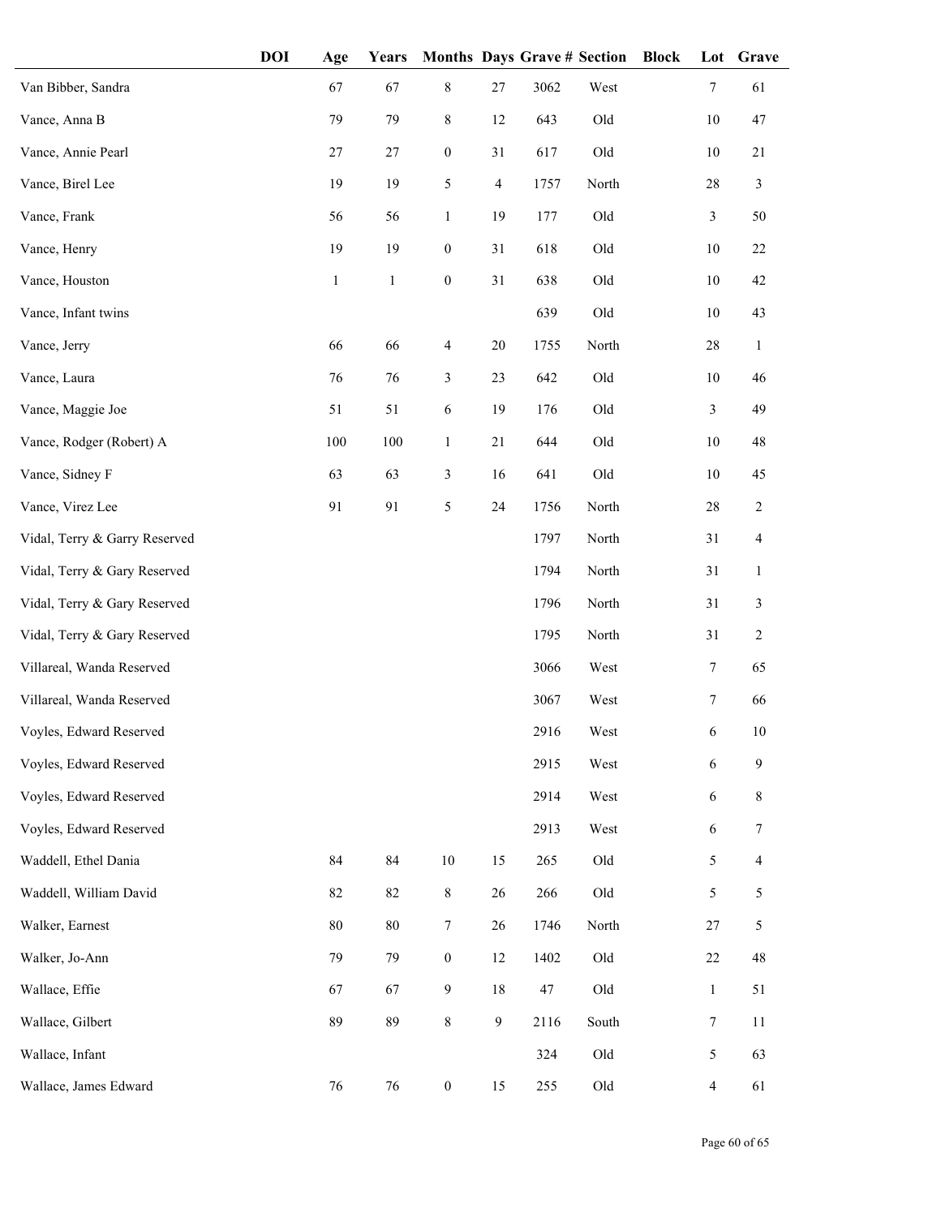| | DOI | Age | Years | Months | Days | Grave # | Section | Block | Lot | Grave |
|---|---|---|---|---|---|---|---|---|---|---|
| Van Bibber, Sandra | | 67 | 67 | 8 | 27 | 3062 | West | | 7 | 61 |
| Vance, Anna B | | 79 | 79 | 8 | 12 | 643 | Old | | 10 | 47 |
| Vance, Annie Pearl | | 27 | 27 | 0 | 31 | 617 | Old | | 10 | 21 |
| Vance, Birel Lee | | 19 | 19 | 5 | 4 | 1757 | North | | 28 | 3 |
| Vance, Frank | | 56 | 56 | 1 | 19 | 177 | Old | | 3 | 50 |
| Vance, Henry | | 19 | 19 | 0 | 31 | 618 | Old | | 10 | 22 |
| Vance, Houston | | 1 | 1 | 0 | 31 | 638 | Old | | 10 | 42 |
| Vance, Infant twins | | | | | | 639 | Old | | 10 | 43 |
| Vance, Jerry | | 66 | 66 | 4 | 20 | 1755 | North | | 28 | 1 |
| Vance, Laura | | 76 | 76 | 3 | 23 | 642 | Old | | 10 | 46 |
| Vance, Maggie Joe | | 51 | 51 | 6 | 19 | 176 | Old | | 3 | 49 |
| Vance, Rodger (Robert) A | | 100 | 100 | 1 | 21 | 644 | Old | | 10 | 48 |
| Vance, Sidney F | | 63 | 63 | 3 | 16 | 641 | Old | | 10 | 45 |
| Vance, Virez Lee | | 91 | 91 | 5 | 24 | 1756 | North | | 28 | 2 |
| Vidal, Terry & Garry Reserved | | | | | | 1797 | North | | 31 | 4 |
| Vidal, Terry & Gary Reserved | | | | | | 1794 | North | | 31 | 1 |
| Vidal, Terry & Gary Reserved | | | | | | 1796 | North | | 31 | 3 |
| Vidal, Terry & Gary Reserved | | | | | | 1795 | North | | 31 | 2 |
| Villareal, Wanda Reserved | | | | | | 3066 | West | | 7 | 65 |
| Villareal, Wanda Reserved | | | | | | 3067 | West | | 7 | 66 |
| Voyles, Edward Reserved | | | | | | 2916 | West | | 6 | 10 |
| Voyles, Edward Reserved | | | | | | 2915 | West | | 6 | 9 |
| Voyles, Edward Reserved | | | | | | 2914 | West | | 6 | 8 |
| Voyles, Edward Reserved | | | | | | 2913 | West | | 6 | 7 |
| Waddell, Ethel Dania | | 84 | 84 | 10 | 15 | 265 | Old | | 5 | 4 |
| Waddell, William David | | 82 | 82 | 8 | 26 | 266 | Old | | 5 | 5 |
| Walker, Earnest | | 80 | 80 | 7 | 26 | 1746 | North | | 27 | 5 |
| Walker, Jo-Ann | | 79 | 79 | 0 | 12 | 1402 | Old | | 22 | 48 |
| Wallace, Effie | | 67 | 67 | 9 | 18 | 47 | Old | | 1 | 51 |
| Wallace, Gilbert | | 89 | 89 | 8 | 9 | 2116 | South | | 7 | 11 |
| Wallace, Infant | | | | | | 324 | Old | | 5 | 63 |
| Wallace, James Edward | | 76 | 76 | 0 | 15 | 255 | Old | | 4 | 61 |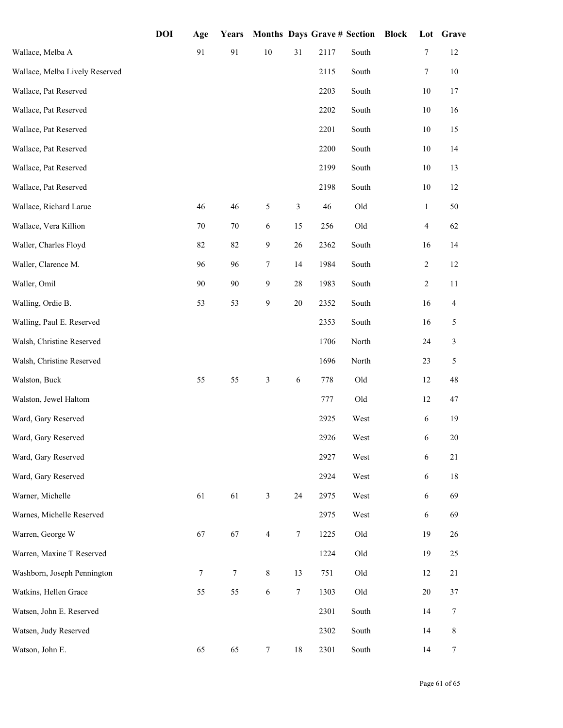| | DOI | Age | Years | Months | Days | Grave # | Section | Block | Lot | Grave |
|---|---|---|---|---|---|---|---|---|---|---|
| Wallace, Melba A | | 91 | 91 | 10 | 31 | 2117 | South | | 7 | 12 |
| Wallace, Melba Lively Reserved | | | | | | 2115 | South | | 7 | 10 |
| Wallace, Pat Reserved | | | | | | 2203 | South | | 10 | 17 |
| Wallace, Pat Reserved | | | | | | 2202 | South | | 10 | 16 |
| Wallace, Pat Reserved | | | | | | 2201 | South | | 10 | 15 |
| Wallace, Pat Reserved | | | | | | 2200 | South | | 10 | 14 |
| Wallace, Pat Reserved | | | | | | 2199 | South | | 10 | 13 |
| Wallace, Pat Reserved | | | | | | 2198 | South | | 10 | 12 |
| Wallace, Richard Larue | | 46 | 46 | 5 | 3 | 46 | Old | | 1 | 50 |
| Wallace, Vera Killion | | 70 | 70 | 6 | 15 | 256 | Old | | 4 | 62 |
| Waller, Charles Floyd | | 82 | 82 | 9 | 26 | 2362 | South | | 16 | 14 |
| Waller, Clarence M. | | 96 | 96 | 7 | 14 | 1984 | South | | 2 | 12 |
| Waller, Omil | | 90 | 90 | 9 | 28 | 1983 | South | | 2 | 11 |
| Walling, Ordie B. | | 53 | 53 | 9 | 20 | 2352 | South | | 16 | 4 |
| Walling, Paul E. Reserved | | | | | | 2353 | South | | 16 | 5 |
| Walsh, Christine Reserved | | | | | | 1706 | North | | 24 | 3 |
| Walsh, Christine Reserved | | | | | | 1696 | North | | 23 | 5 |
| Walston, Buck | | 55 | 55 | 3 | 6 | 778 | Old | | 12 | 48 |
| Walston, Jewel Haltom | | | | | | 777 | Old | | 12 | 47 |
| Ward, Gary Reserved | | | | | | 2925 | West | | 6 | 19 |
| Ward, Gary Reserved | | | | | | 2926 | West | | 6 | 20 |
| Ward, Gary Reserved | | | | | | 2927 | West | | 6 | 21 |
| Ward, Gary Reserved | | | | | | 2924 | West | | 6 | 18 |
| Warner, Michelle | | 61 | 61 | 3 | 24 | 2975 | West | | 6 | 69 |
| Warnes, Michelle Reserved | | | | | | 2975 | West | | 6 | 69 |
| Warren, George W | | 67 | 67 | 4 | 7 | 1225 | Old | | 19 | 26 |
| Warren, Maxine T Reserved | | | | | | 1224 | Old | | 19 | 25 |
| Washborn, Joseph Pennington | | 7 | 7 | 8 | 13 | 751 | Old | | 12 | 21 |
| Watkins, Hellen Grace | | 55 | 55 | 6 | 7 | 1303 | Old | | 20 | 37 |
| Watsen, John E. Reserved | | | | | | 2301 | South | | 14 | 7 |
| Watsen, Judy Reserved | | | | | | 2302 | South | | 14 | 8 |
| Watson, John E. | | 65 | 65 | 7 | 18 | 2301 | South | | 14 | 7 |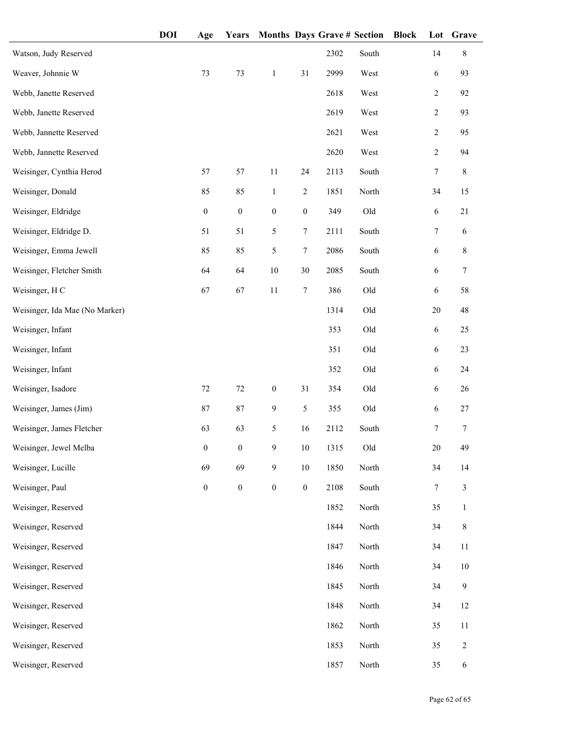| | DOI | Age | Years | Months | Days | Grave # | Section | Block | Lot | Grave |
|---|---|---|---|---|---|---|---|---|---|---|
| Watson, Judy Reserved | | | | | | 2302 | South | | 14 | 8 |
| Weaver, Johnnie W | | 73 | 73 | 1 | 31 | 2999 | West | | 6 | 93 |
| Webb, Janette Reserved | | | | | | 2618 | West | | 2 | 92 |
| Webb, Janette Reserved | | | | | | 2619 | West | | 2 | 93 |
| Webb, Jannette Reserved | | | | | | 2621 | West | | 2 | 95 |
| Webb, Jannette Reserved | | | | | | 2620 | West | | 2 | 94 |
| Weisinger, Cynthia Herod | | 57 | 57 | 11 | 24 | 2113 | South | | 7 | 8 |
| Weisinger, Donald | | 85 | 85 | 1 | 2 | 1851 | North | | 34 | 15 |
| Weisinger, Eldridge | | 0 | 0 | 0 | 0 | 349 | Old | | 6 | 21 |
| Weisinger, Eldridge D. | | 51 | 51 | 5 | 7 | 2111 | South | | 7 | 6 |
| Weisinger, Emma Jewell | | 85 | 85 | 5 | 7 | 2086 | South | | 6 | 8 |
| Weisinger, Fletcher Smith | | 64 | 64 | 10 | 30 | 2085 | South | | 6 | 7 |
| Weisinger, H C | | 67 | 67 | 11 | 7 | 386 | Old | | 6 | 58 |
| Weisinger, Ida Mae (No Marker) | | | | | | 1314 | Old | | 20 | 48 |
| Weisinger, Infant | | | | | | 353 | Old | | 6 | 25 |
| Weisinger, Infant | | | | | | 351 | Old | | 6 | 23 |
| Weisinger, Infant | | | | | | 352 | Old | | 6 | 24 |
| Weisinger, Isadore | | 72 | 72 | 0 | 31 | 354 | Old | | 6 | 26 |
| Weisinger, James (Jim) | | 87 | 87 | 9 | 5 | 355 | Old | | 6 | 27 |
| Weisinger, James Fletcher | | 63 | 63 | 5 | 16 | 2112 | South | | 7 | 7 |
| Weisinger, Jewel Melba | | 0 | 0 | 9 | 10 | 1315 | Old | | 20 | 49 |
| Weisinger, Lucille | | 69 | 69 | 9 | 10 | 1850 | North | | 34 | 14 |
| Weisinger, Paul | | 0 | 0 | 0 | 0 | 2108 | South | | 7 | 3 |
| Weisinger, Reserved | | | | | | 1852 | North | | 35 | 1 |
| Weisinger, Reserved | | | | | | 1844 | North | | 34 | 8 |
| Weisinger, Reserved | | | | | | 1847 | North | | 34 | 11 |
| Weisinger, Reserved | | | | | | 1846 | North | | 34 | 10 |
| Weisinger, Reserved | | | | | | 1845 | North | | 34 | 9 |
| Weisinger, Reserved | | | | | | 1848 | North | | 34 | 12 |
| Weisinger, Reserved | | | | | | 1862 | North | | 35 | 11 |
| Weisinger, Reserved | | | | | | 1853 | North | | 35 | 2 |
| Weisinger, Reserved | | | | | | 1857 | North | | 35 | 6 |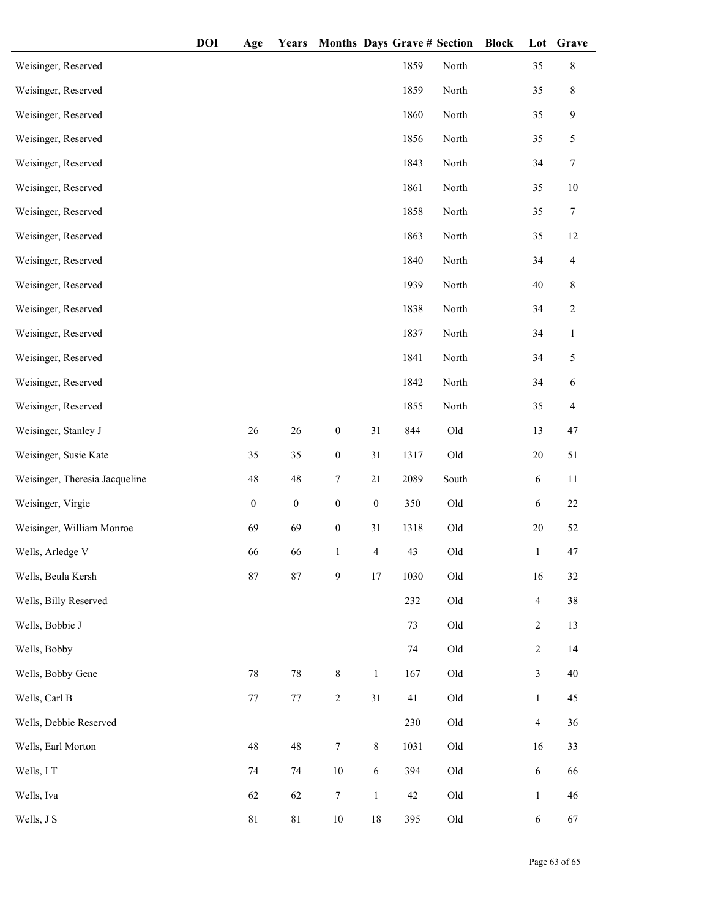| | DOI | Age | Years | Months | Days | Grave # | Section | Block | Lot | Grave |
|---|---|---|---|---|---|---|---|---|---|---|
| Weisinger, Reserved | | | | | | 1859 | North | | 35 | 8 |
| Weisinger, Reserved | | | | | | 1859 | North | | 35 | 8 |
| Weisinger, Reserved | | | | | | 1860 | North | | 35 | 9 |
| Weisinger, Reserved | | | | | | 1856 | North | | 35 | 5 |
| Weisinger, Reserved | | | | | | 1843 | North | | 34 | 7 |
| Weisinger, Reserved | | | | | | 1861 | North | | 35 | 10 |
| Weisinger, Reserved | | | | | | 1858 | North | | 35 | 7 |
| Weisinger, Reserved | | | | | | 1863 | North | | 35 | 12 |
| Weisinger, Reserved | | | | | | 1840 | North | | 34 | 4 |
| Weisinger, Reserved | | | | | | 1939 | North | | 40 | 8 |
| Weisinger, Reserved | | | | | | 1838 | North | | 34 | 2 |
| Weisinger, Reserved | | | | | | 1837 | North | | 34 | 1 |
| Weisinger, Reserved | | | | | | 1841 | North | | 34 | 5 |
| Weisinger, Reserved | | | | | | 1842 | North | | 34 | 6 |
| Weisinger, Reserved | | | | | | 1855 | North | | 35 | 4 |
| Weisinger, Stanley J | | 26 | 26 | 0 | 31 | 844 | Old | | 13 | 47 |
| Weisinger, Susie Kate | | 35 | 35 | 0 | 31 | 1317 | Old | | 20 | 51 |
| Weisinger, Theresia Jacqueline | | 48 | 48 | 7 | 21 | 2089 | South | | 6 | 11 |
| Weisinger, Virgie | | 0 | 0 | 0 | 0 | 350 | Old | | 6 | 22 |
| Weisinger, William Monroe | | 69 | 69 | 0 | 31 | 1318 | Old | | 20 | 52 |
| Wells, Arledge V | | 66 | 66 | 1 | 4 | 43 | Old | | 1 | 47 |
| Wells, Beula Kersh | | 87 | 87 | 9 | 17 | 1030 | Old | | 16 | 32 |
| Wells, Billy Reserved | | | | | | 232 | Old | | 4 | 38 |
| Wells, Bobbie J | | | | | | 73 | Old | | 2 | 13 |
| Wells, Bobby | | | | | | 74 | Old | | 2 | 14 |
| Wells, Bobby Gene | | 78 | 78 | 8 | 1 | 167 | Old | | 3 | 40 |
| Wells, Carl B | | 77 | 77 | 2 | 31 | 41 | Old | | 1 | 45 |
| Wells, Debbie Reserved | | | | | | 230 | Old | | 4 | 36 |
| Wells, Earl Morton | | 48 | 48 | 7 | 8 | 1031 | Old | | 16 | 33 |
| Wells, I T | | 74 | 74 | 10 | 6 | 394 | Old | | 6 | 66 |
| Wells, Iva | | 62 | 62 | 7 | 1 | 42 | Old | | 1 | 46 |
| Wells, J S | | 81 | 81 | 10 | 18 | 395 | Old | | 6 | 67 |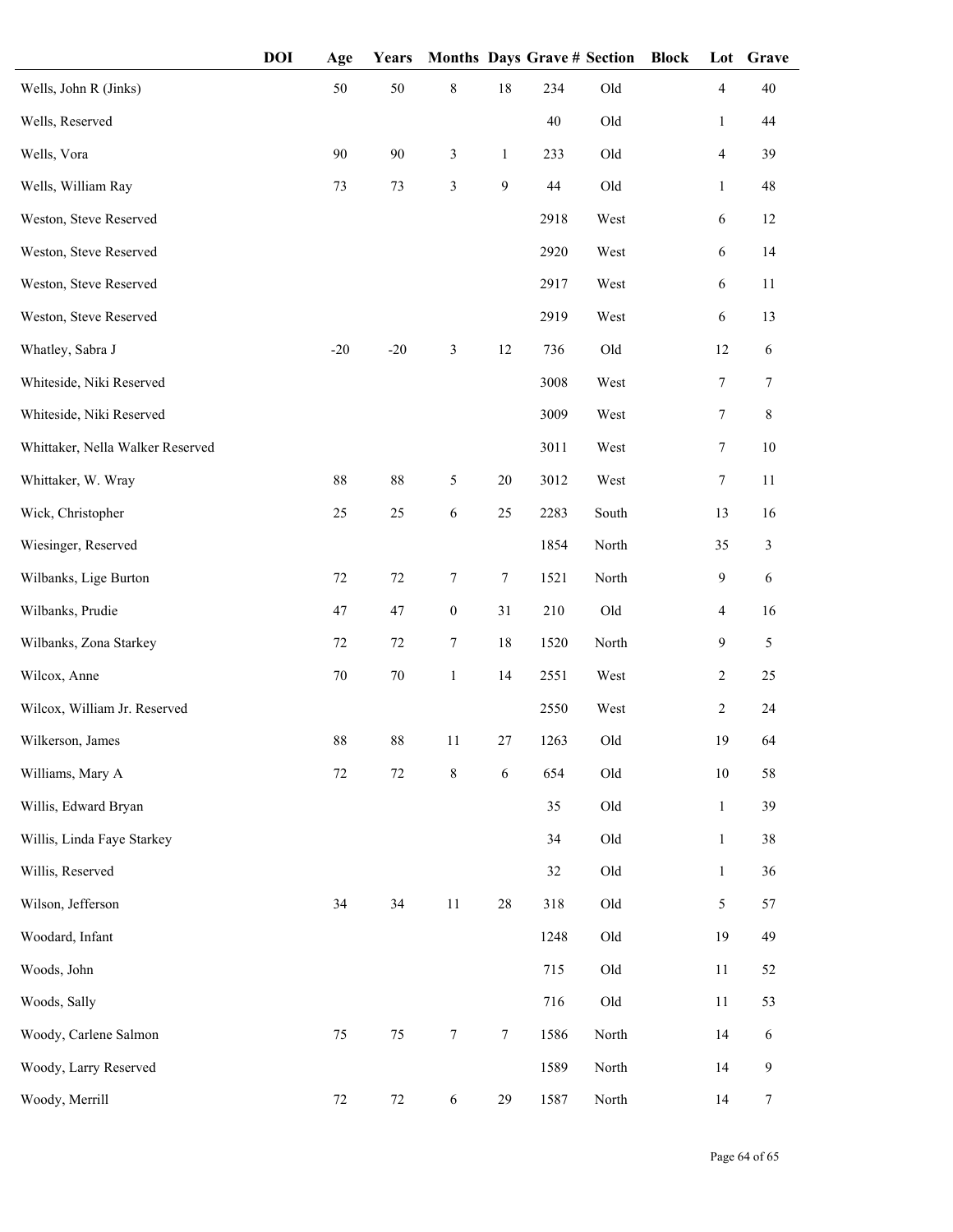| | DOI | Age | Years | Months | Days | Grave # | Section | Block | Lot | Grave |
|---|---|---|---|---|---|---|---|---|---|---|
| Wells, John R (Jinks) | | 50 | 50 | 8 | 18 | 234 | Old | | 4 | 40 |
| Wells, Reserved | | | | | | 40 | Old | | 1 | 44 |
| Wells, Vora | | 90 | 90 | 3 | 1 | 233 | Old | | 4 | 39 |
| Wells, William Ray | | 73 | 73 | 3 | 9 | 44 | Old | | 1 | 48 |
| Weston, Steve Reserved | | | | | | 2918 | West | | 6 | 12 |
| Weston, Steve Reserved | | | | | | 2920 | West | | 6 | 14 |
| Weston, Steve Reserved | | | | | | 2917 | West | | 6 | 11 |
| Weston, Steve Reserved | | | | | | 2919 | West | | 6 | 13 |
| Whatley, Sabra J | | -20 | -20 | 3 | 12 | 736 | Old | | 12 | 6 |
| Whiteside, Niki Reserved | | | | | | 3008 | West | | 7 | 7 |
| Whiteside, Niki Reserved | | | | | | 3009 | West | | 7 | 8 |
| Whittaker, Nella Walker Reserved | | | | | | 3011 | West | | 7 | 10 |
| Whittaker, W. Wray | | 88 | 88 | 5 | 20 | 3012 | West | | 7 | 11 |
| Wick, Christopher | | 25 | 25 | 6 | 25 | 2283 | South | | 13 | 16 |
| Wiesinger, Reserved | | | | | | 1854 | North | | 35 | 3 |
| Wilbanks, Lige Burton | | 72 | 72 | 7 | 7 | 1521 | North | | 9 | 6 |
| Wilbanks, Prudie | | 47 | 47 | 0 | 31 | 210 | Old | | 4 | 16 |
| Wilbanks, Zona Starkey | | 72 | 72 | 7 | 18 | 1520 | North | | 9 | 5 |
| Wilcox, Anne | | 70 | 70 | 1 | 14 | 2551 | West | | 2 | 25 |
| Wilcox, William Jr. Reserved | | | | | | 2550 | West | | 2 | 24 |
| Wilkerson, James | | 88 | 88 | 11 | 27 | 1263 | Old | | 19 | 64 |
| Williams, Mary A | | 72 | 72 | 8 | 6 | 654 | Old | | 10 | 58 |
| Willis, Edward Bryan | | | | | | 35 | Old | | 1 | 39 |
| Willis, Linda Faye Starkey | | | | | | 34 | Old | | 1 | 38 |
| Willis, Reserved | | | | | | 32 | Old | | 1 | 36 |
| Wilson, Jefferson | | 34 | 34 | 11 | 28 | 318 | Old | | 5 | 57 |
| Woodard, Infant | | | | | | 1248 | Old | | 19 | 49 |
| Woods, John | | | | | | 715 | Old | | 11 | 52 |
| Woods, Sally | | | | | | 716 | Old | | 11 | 53 |
| Woody, Carlene Salmon | | 75 | 75 | 7 | 7 | 1586 | North | | 14 | 6 |
| Woody, Larry Reserved | | | | | | 1589 | North | | 14 | 9 |
| Woody, Merrill | | 72 | 72 | 6 | 29 | 1587 | North | | 14 | 7 |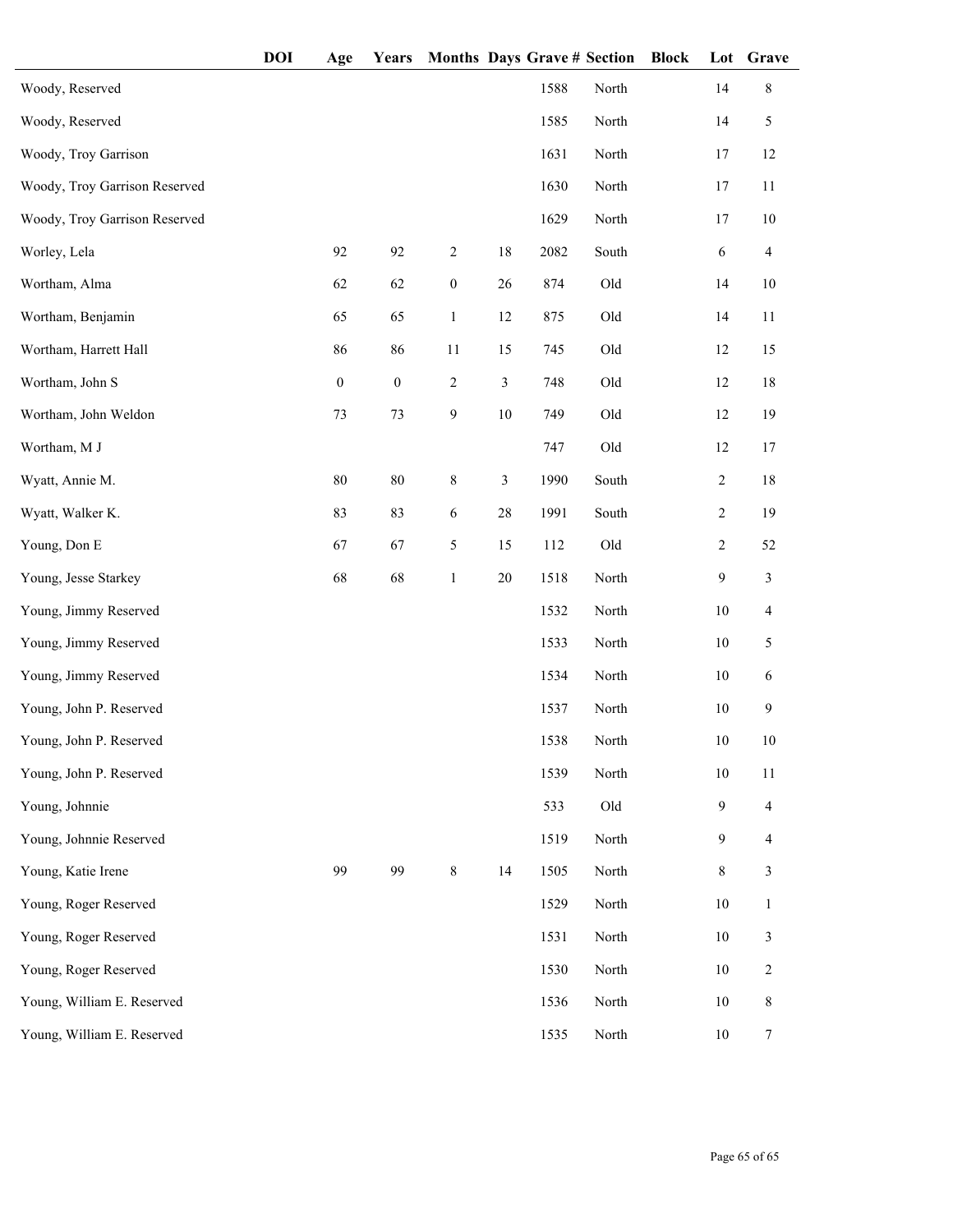| | DOI | Age | Years | Months | Days | Grave # | Section | Block | Lot | Grave |
|---|---|---|---|---|---|---|---|---|---|---|
| Woody, Reserved | | | | | | 1588 | North | | 14 | 8 |
| Woody, Reserved | | | | | | 1585 | North | | 14 | 5 |
| Woody, Troy Garrison | | | | | | 1631 | North | | 17 | 12 |
| Woody, Troy Garrison Reserved | | | | | | 1630 | North | | 17 | 11 |
| Woody, Troy Garrison Reserved | | | | | | 1629 | North | | 17 | 10 |
| Worley, Lela | | 92 | 92 | 2 | 18 | 2082 | South | | 6 | 4 |
| Wortham, Alma | | 62 | 62 | 0 | 26 | 874 | Old | | 14 | 10 |
| Wortham, Benjamin | | 65 | 65 | 1 | 12 | 875 | Old | | 14 | 11 |
| Wortham, Harrett Hall | | 86 | 86 | 11 | 15 | 745 | Old | | 12 | 15 |
| Wortham, John S | | 0 | 0 | 2 | 3 | 748 | Old | | 12 | 18 |
| Wortham, John Weldon | | 73 | 73 | 9 | 10 | 749 | Old | | 12 | 19 |
| Wortham, M J | | | | | | 747 | Old | | 12 | 17 |
| Wyatt, Annie M. | | 80 | 80 | 8 | 3 | 1990 | South | | 2 | 18 |
| Wyatt, Walker K. | | 83 | 83 | 6 | 28 | 1991 | South | | 2 | 19 |
| Young, Don E | | 67 | 67 | 5 | 15 | 112 | Old | | 2 | 52 |
| Young, Jesse Starkey | | 68 | 68 | 1 | 20 | 1518 | North | | 9 | 3 |
| Young, Jimmy Reserved | | | | | | 1532 | North | | 10 | 4 |
| Young, Jimmy Reserved | | | | | | 1533 | North | | 10 | 5 |
| Young, Jimmy Reserved | | | | | | 1534 | North | | 10 | 6 |
| Young, John P. Reserved | | | | | | 1537 | North | | 10 | 9 |
| Young, John P. Reserved | | | | | | 1538 | North | | 10 | 10 |
| Young, John P. Reserved | | | | | | 1539 | North | | 10 | 11 |
| Young, Johnnie | | | | | | 533 | Old | | 9 | 4 |
| Young, Johnnie Reserved | | | | | | 1519 | North | | 9 | 4 |
| Young, Katie Irene | | 99 | 99 | 8 | 14 | 1505 | North | | 8 | 3 |
| Young, Roger Reserved | | | | | | 1529 | North | | 10 | 1 |
| Young, Roger Reserved | | | | | | 1531 | North | | 10 | 3 |
| Young, Roger Reserved | | | | | | 1530 | North | | 10 | 2 |
| Young, William E. Reserved | | | | | | 1536 | North | | 10 | 8 |
| Young, William E. Reserved | | | | | | 1535 | North | | 10 | 7 |